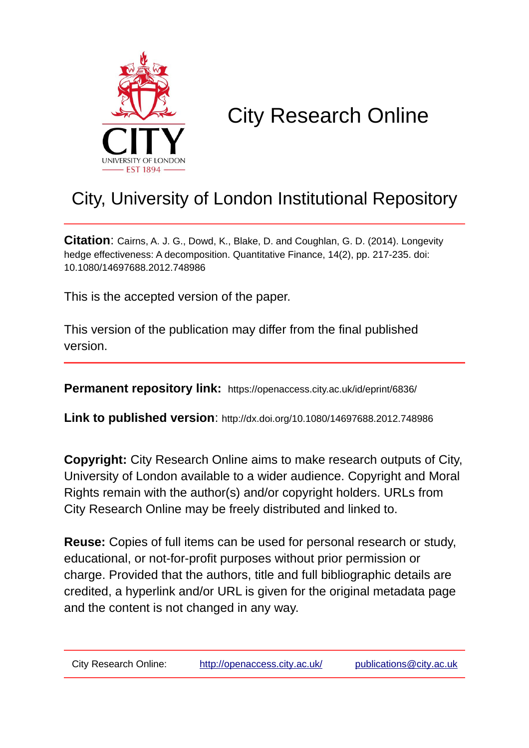# City Research Online

## City, University of London Institutional Repository

**Citation**: Cairns, A. J. G., Dowd, K., Blake, D. and Coughlan, G. D. (2014). Longevity hedge effectiveness: A decomposition. Quantitative Finance, 14(2), pp. 217-235. doi: 10.1080/14697688.2012.748986

This is the accepted version of the paper.

This version of the publication may differ from the final published version.

**Permanent repository link:** https://openaccess.city.ac.uk/id/eprint/6836/

**Link to published version**: http://dx.doi.org/10.1080/14697688.2012.748986

**Copyright:** City Research Online aims to make research outputs of City, University of London available to a wider audience. Copyright and Moral Rights remain with the author(s) and/or copyright holders. URLs from City Research Online may be freely distributed and linked to.

**Reuse:** Copies of full items can be used for personal research or study, educational, or not-for-profit purposes without prior permission or charge. Provided that the authors, title and full bibliographic details are credited, a hyperlink and/or URL is given for the original metadata page and the content is not changed in any way.

City Research Online: http://openaccess.city.ac.uk/ publications@city.ac.uk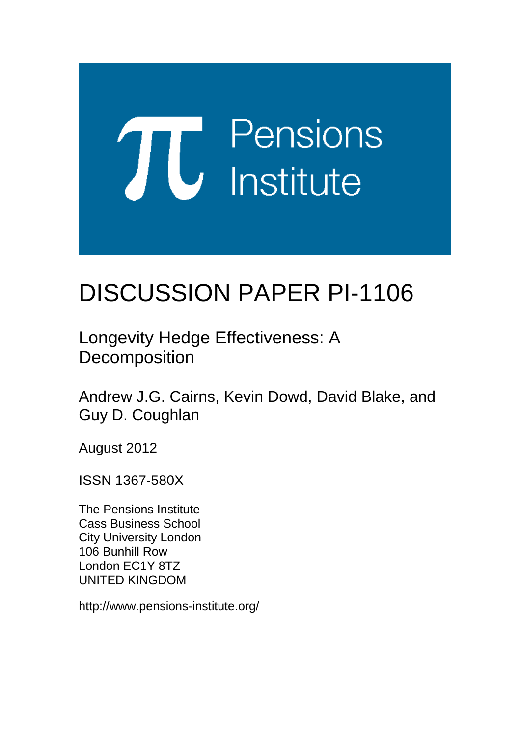Pensions Institute

# DISCUSSION PAPER PI-1106

Longevity Hedge Effectiveness: A Decomposition

Andrew J.G. Cairns, Kevin Dowd, David Blake, and Guy D. Coughlan

August 2012

ISSN 1367-580X

The Pensions Institute
Cass Business School
City University London
106 Bunhill Row
London EC1Y 8TZ
UNITED KINGDOM

http://www.pensions-institute.org/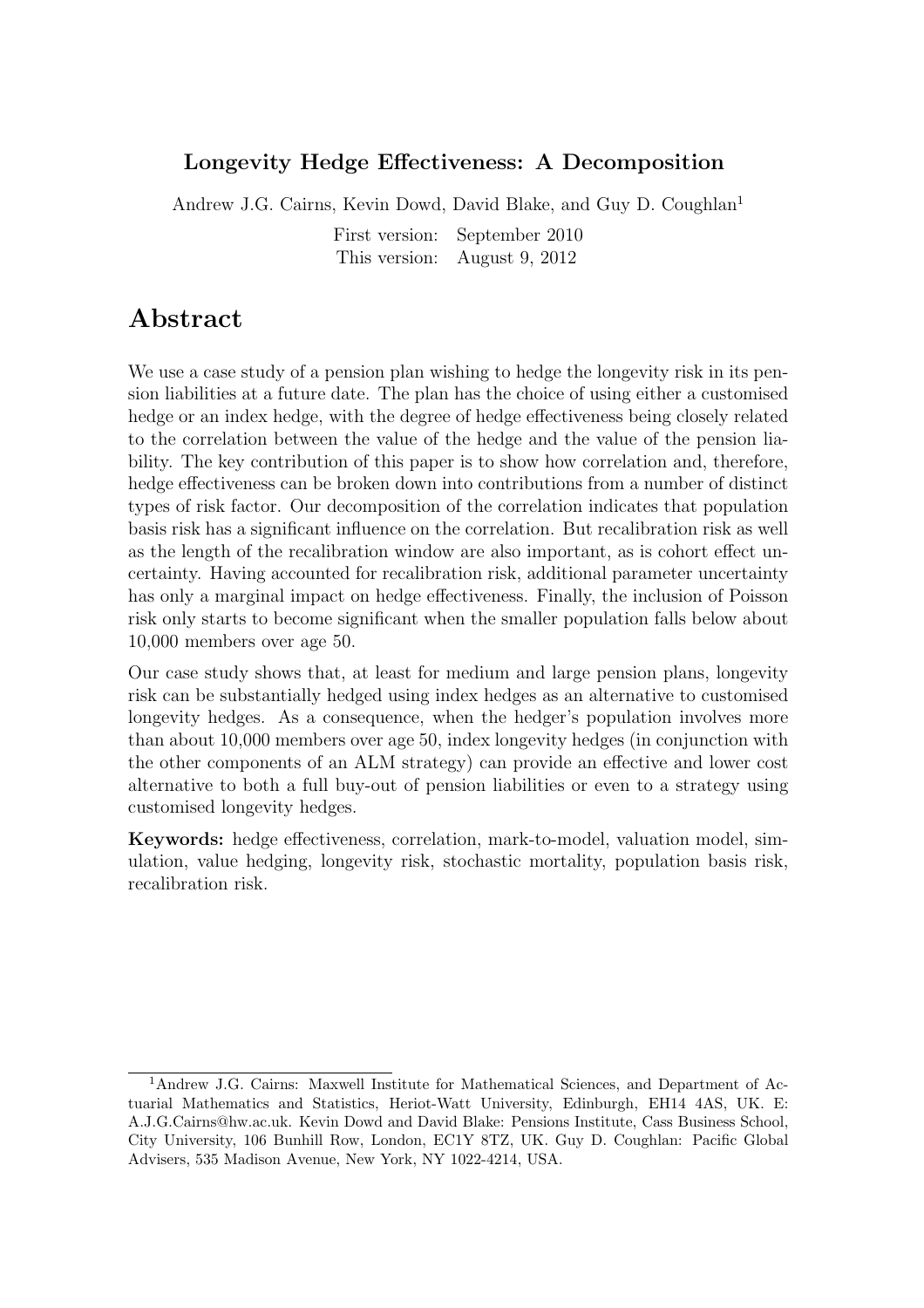**Longevity Hedge Effectiveness: A Decomposition**

Andrew J.G. Cairns, Kevin Dowd, David Blake, and Guy D. Coughlan[1]

First version: September 2010
This version: August 9, 2012

# Abstract

We use a case study of a pension plan wishing to hedge the longevity risk in its pension liabilities at a future date. The plan has the choice of using either a customised hedge or an index hedge, with the degree of hedge effectiveness being closely related to the correlation between the value of the hedge and the value of the pension liability. The key contribution of this paper is to show how correlation and, therefore, hedge effectiveness can be broken down into contributions from a number of distinct types of risk factor. Our decomposition of the correlation indicates that population basis risk has a significant influence on the correlation. But recalibration risk as well as the length of the recalibration window are also important, as is cohort effect uncertainty. Having accounted for recalibration risk, additional parameter uncertainty has only a marginal impact on hedge effectiveness. Finally, the inclusion of Poisson risk only starts to become significant when the smaller population falls below about 10,000 members over age 50.

Our case study shows that, at least for medium and large pension plans, longevity risk can be substantially hedged using index hedges as an alternative to customised longevity hedges. As a consequence, when the hedger's population involves more than about 10,000 members over age 50, index longevity hedges (in conjunction with the other components of an ALM strategy) can provide an effective and lower cost alternative to both a full buy-out of pension liabilities or even to a strategy using customised longevity hedges.

**Keywords:** hedge effectiveness, correlation, mark-to-model, valuation model, simulation, value hedging, longevity risk, stochastic mortality, population basis risk, recalibration risk.

[1]Andrew J.G. Cairns: Maxwell Institute for Mathematical Sciences, and Department of Actuarial Mathematics and Statistics, Heriot-Watt University, Edinburgh, EH14 4AS, UK. E: A.J.G.Cairns@hw.ac.uk. Kevin Dowd and David Blake: Pensions Institute, Cass Business School, City University, 106 Bunhill Row, London, EC1Y 8TZ, UK. Guy D. Coughlan: Pacific Global Advisers, 535 Madison Avenue, New York, NY 1022-4214, USA.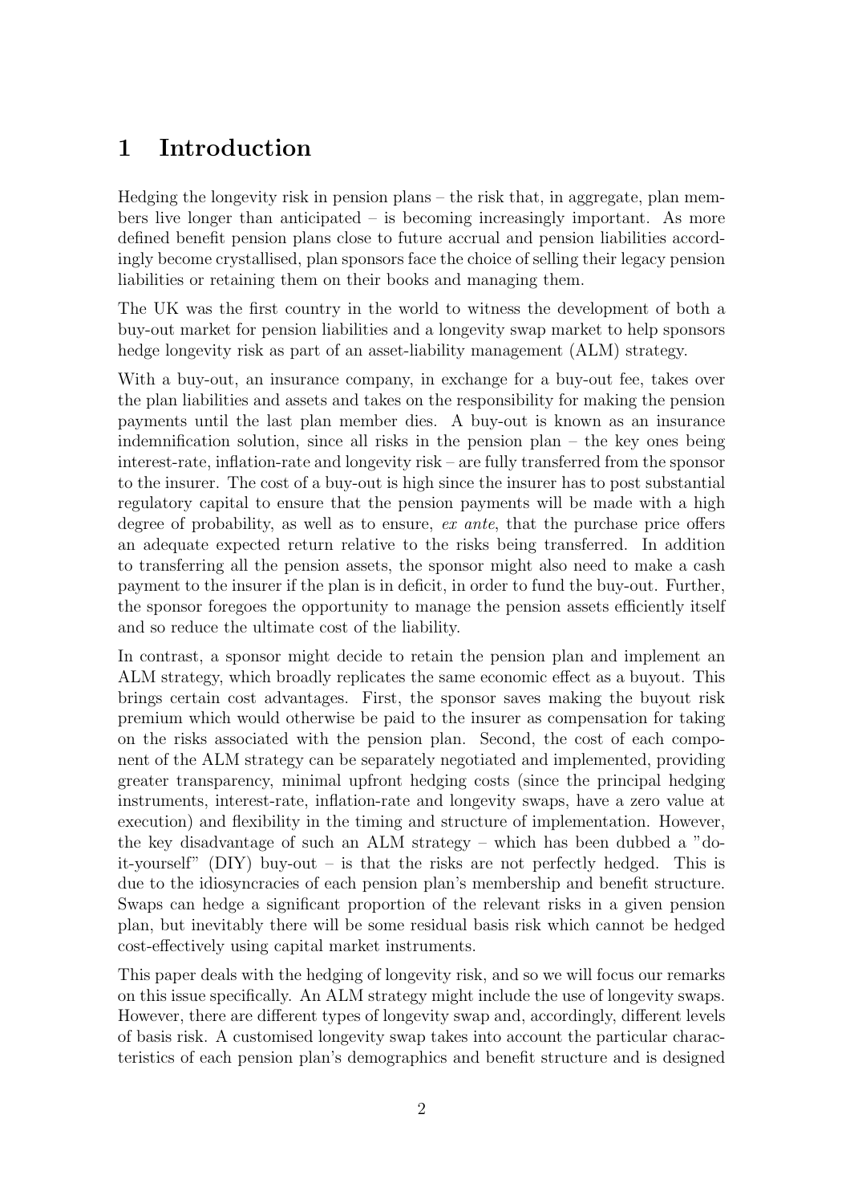# 1 Introduction

Hedging the longevity risk in pension plans – the risk that, in aggregate, plan members live longer than anticipated – is becoming increasingly important. As more defined benefit pension plans close to future accrual and pension liabilities accordingly become crystallised, plan sponsors face the choice of selling their legacy pension liabilities or retaining them on their books and managing them.

The UK was the first country in the world to witness the development of both a buy-out market for pension liabilities and a longevity swap market to help sponsors hedge longevity risk as part of an asset-liability management (ALM) strategy.

With a buy-out, an insurance company, in exchange for a buy-out fee, takes over the plan liabilities and assets and takes on the responsibility for making the pension payments until the last plan member dies. A buy-out is known as an insurance indemnification solution, since all risks in the pension plan – the key ones being interest-rate, inflation-rate and longevity risk – are fully transferred from the sponsor to the insurer. The cost of a buy-out is high since the insurer has to post substantial regulatory capital to ensure that the pension payments will be made with a high degree of probability, as well as to ensure, *ex ante*, that the purchase price offers an adequate expected return relative to the risks being transferred. In addition to transferring all the pension assets, the sponsor might also need to make a cash payment to the insurer if the plan is in deficit, in order to fund the buy-out. Further, the sponsor foregoes the opportunity to manage the pension assets efficiently itself and so reduce the ultimate cost of the liability.

In contrast, a sponsor might decide to retain the pension plan and implement an ALM strategy, which broadly replicates the same economic effect as a buyout. This brings certain cost advantages. First, the sponsor saves making the buyout risk premium which would otherwise be paid to the insurer as compensation for taking on the risks associated with the pension plan. Second, the cost of each component of the ALM strategy can be separately negotiated and implemented, providing greater transparency, minimal upfront hedging costs (since the principal hedging instruments, interest-rate, inflation-rate and longevity swaps, have a zero value at execution) and flexibility in the timing and structure of implementation. However, the key disadvantage of such an ALM strategy – which has been dubbed a "do-it-yourself" (DIY) buy-out – is that the risks are not perfectly hedged. This is due to the idiosyncracies of each pension plan's membership and benefit structure. Swaps can hedge a significant proportion of the relevant risks in a given pension plan, but inevitably there will be some residual basis risk which cannot be hedged cost-effectively using capital market instruments.

This paper deals with the hedging of longevity risk, and so we will focus our remarks on this issue specifically. An ALM strategy might include the use of longevity swaps. However, there are different types of longevity swap and, accordingly, different levels of basis risk. A customised longevity swap takes into account the particular characteristics of each pension plan's demographics and benefit structure and is designed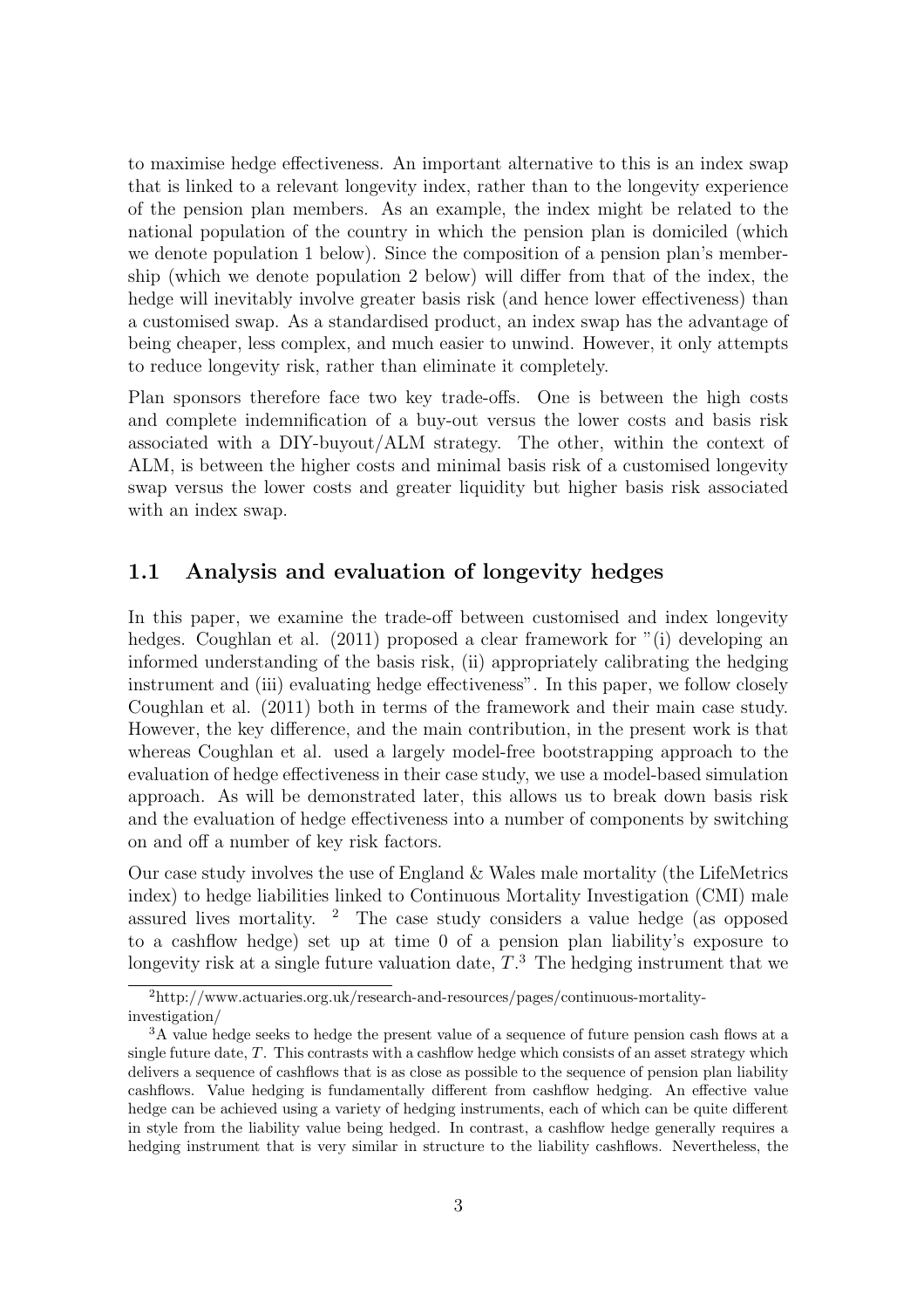to maximise hedge effectiveness. An important alternative to this is an index swap that is linked to a relevant longevity index, rather than to the longevity experience of the pension plan members. As an example, the index might be related to the national population of the country in which the pension plan is domiciled (which we denote population 1 below). Since the composition of a pension plan's membership (which we denote population 2 below) will differ from that of the index, the hedge will inevitably involve greater basis risk (and hence lower effectiveness) than a customised swap. As a standardised product, an index swap has the advantage of being cheaper, less complex, and much easier to unwind. However, it only attempts to reduce longevity risk, rather than eliminate it completely.

Plan sponsors therefore face two key trade-offs. One is between the high costs and complete indemnification of a buy-out versus the lower costs and basis risk associated with a DIY-buyout/ALM strategy. The other, within the context of ALM, is between the higher costs and minimal basis risk of a customised longevity swap versus the lower costs and greater liquidity but higher basis risk associated with an index swap.

## 1.1 Analysis and evaluation of longevity hedges

In this paper, we examine the trade-off between customised and index longevity hedges. Coughlan et al. (2011) proposed a clear framework for "(i) developing an informed understanding of the basis risk, (ii) appropriately calibrating the hedging instrument and (iii) evaluating hedge effectiveness". In this paper, we follow closely Coughlan et al. (2011) both in terms of the framework and their main case study. However, the key difference, and the main contribution, in the present work is that whereas Coughlan et al. used a largely model-free bootstrapping approach to the evaluation of hedge effectiveness in their case study, we use a model-based simulation approach. As will be demonstrated later, this allows us to break down basis risk and the evaluation of hedge effectiveness into a number of components by switching on and off a number of key risk factors.

Our case study involves the use of England & Wales male mortality (the LifeMetrics index) to hedge liabilities linked to Continuous Mortality Investigation (CMI) male assured lives mortality. [2] The case study considers a value hedge (as opposed to a cashflow hedge) set up at time 0 of a pension plan liability's exposure to longevity risk at a single future valuation date, $T$.[3] The hedging instrument that we

[2] http://www.actuaries.org.uk/research-and-resources/pages/continuous-mortality-investigation/

[3] A value hedge seeks to hedge the present value of a sequence of future pension cash flows at a single future date, $T$. This contrasts with a cashflow hedge which consists of an asset strategy which delivers a sequence of cashflows that is as close as possible to the sequence of pension plan liability cashflows. Value hedging is fundamentally different from cashflow hedging. An effective value hedge can be achieved using a variety of hedging instruments, each of which can be quite different in style from the liability value being hedged. In contrast, a cashflow hedge generally requires a hedging instrument that is very similar in structure to the liability cashflows. Nevertheless, the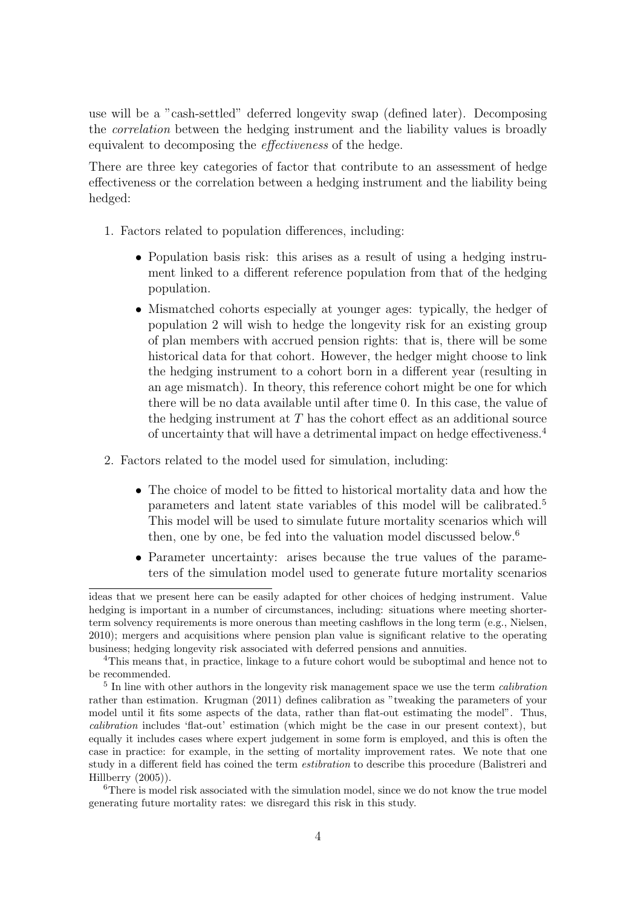use will be a "cash-settled" deferred longevity swap (defined later). Decomposing the *correlation* between the hedging instrument and the liability values is broadly equivalent to decomposing the *effectiveness* of the hedge.

There are three key categories of factor that contribute to an assessment of hedge effectiveness or the correlation between a hedging instrument and the liability being hedged:

1. Factors related to population differences, including:

   - Population basis risk: this arises as a result of using a hedging instrument linked to a different reference population from that of the hedging population.
   - Mismatched cohorts especially at younger ages: typically, the hedger of population 2 will wish to hedge the longevity risk for an existing group of plan members with accrued pension rights: that is, there will be some historical data for that cohort. However, the hedger might choose to link the hedging instrument to a cohort born in a different year (resulting in an age mismatch). In theory, this reference cohort might be one for which there will be no data available until after time 0. In this case, the value of the hedging instrument at $T$ has the cohort effect as an additional source of uncertainty that will have a detrimental impact on hedge effectiveness.[4]

2. Factors related to the model used for simulation, including:

   - The choice of model to be fitted to historical mortality data and how the parameters and latent state variables of this model will be calibrated.[5] This model will be used to simulate future mortality scenarios which will then, one by one, be fed into the valuation model discussed below.[6]
   - Parameter uncertainty: arises because the true values of the parameters of the simulation model used to generate future mortality scenarios

ideas that we present here can be easily adapted for other choices of hedging instrument. Value hedging is important in a number of circumstances, including: situations where meeting shorter-term solvency requirements is more onerous than meeting cashflows in the long term (e.g., Nielsen, 2010); mergers and acquisitions where pension plan value is significant relative to the operating business; hedging longevity risk associated with deferred pensions and annuities.

[4] This means that, in practice, linkage to a future cohort would be suboptimal and hence not to be recommended.

[5] In line with other authors in the longevity risk management space we use the term *calibration* rather than estimation. Krugman (2011) defines calibration as "tweaking the parameters of your model until it fits some aspects of the data, rather than flat-out estimating the model". Thus, *calibration* includes 'flat-out' estimation (which might be the case in our present context), but equally it includes cases where expert judgement in some form is employed, and this is often the case in practice: for example, in the setting of mortality improvement rates. We note that one study in a different field has coined the term *estibration* to describe this procedure (Balistreri and Hillberry (2005)).

[6] There is model risk associated with the simulation model, since we do not know the true model generating future mortality rates: we disregard this risk in this study.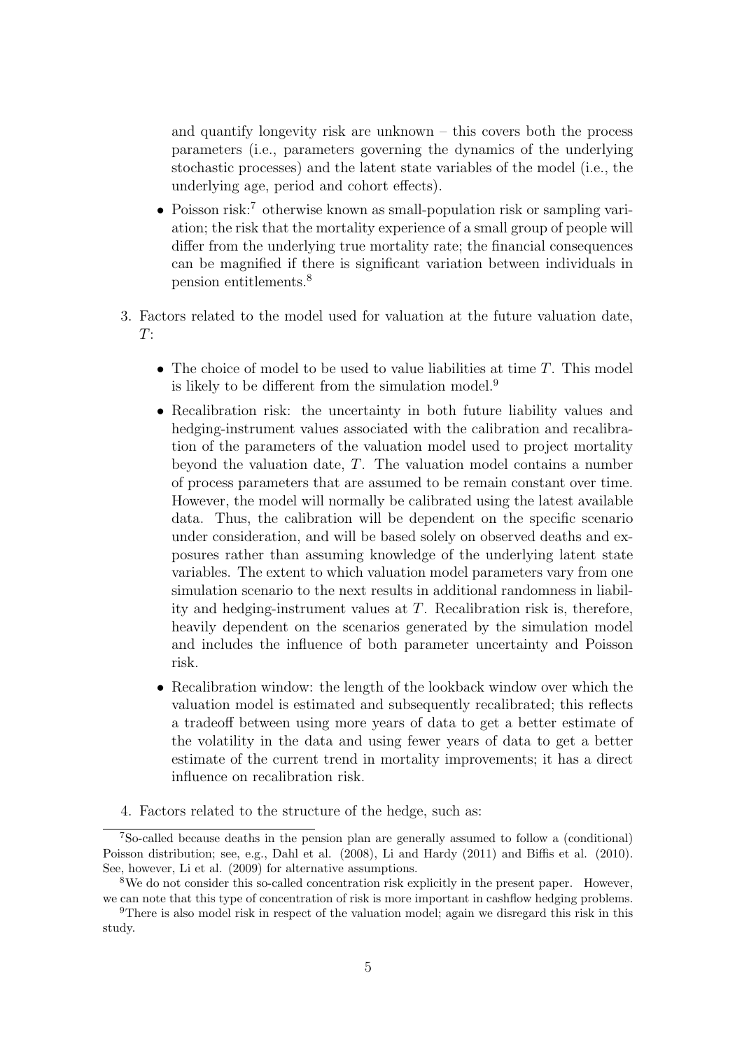and quantify longevity risk are unknown – this covers both the process parameters (i.e., parameters governing the dynamics of the underlying stochastic processes) and the latent state variables of the model (i.e., the underlying age, period and cohort effects).

- Poisson risk:[7] otherwise known as small-population risk or sampling variation; the risk that the mortality experience of a small group of people will differ from the underlying true mortality rate; the financial consequences can be magnified if there is significant variation between individuals in pension entitlements.[8]

3. Factors related to the model used for valuation at the future valuation date, $T$:

   - The choice of model to be used to value liabilities at time $T$. This model is likely to be different from the simulation model.[9]
   - Recalibration risk: the uncertainty in both future liability values and hedging-instrument values associated with the calibration and recalibration of the parameters of the valuation model used to project mortality beyond the valuation date, $T$. The valuation model contains a number of process parameters that are assumed to be remain constant over time. However, the model will normally be calibrated using the latest available data. Thus, the calibration will be dependent on the specific scenario under consideration, and will be based solely on observed deaths and exposures rather than assuming knowledge of the underlying latent state variables. The extent to which valuation model parameters vary from one simulation scenario to the next results in additional randomness in liability and hedging-instrument values at $T$. Recalibration risk is, therefore, heavily dependent on the scenarios generated by the simulation model and includes the influence of both parameter uncertainty and Poisson risk.
   - Recalibration window: the length of the lookback window over which the valuation model is estimated and subsequently recalibrated; this reflects a tradeoff between using more years of data to get a better estimate of the volatility in the data and using fewer years of data to get a better estimate of the current trend in mortality improvements; it has a direct influence on recalibration risk.

4. Factors related to the structure of the hedge, such as:

[7] So-called because deaths in the pension plan are generally assumed to follow a (conditional) Poisson distribution; see, e.g., Dahl et al. (2008), Li and Hardy (2011) and Biffis et al. (2010). See, however, Li et al. (2009) for alternative assumptions.

[8] We do not consider this so-called concentration risk explicitly in the present paper. However, we can note that this type of concentration of risk is more important in cashflow hedging problems.

[9] There is also model risk in respect of the valuation model; again we disregard this risk in this study.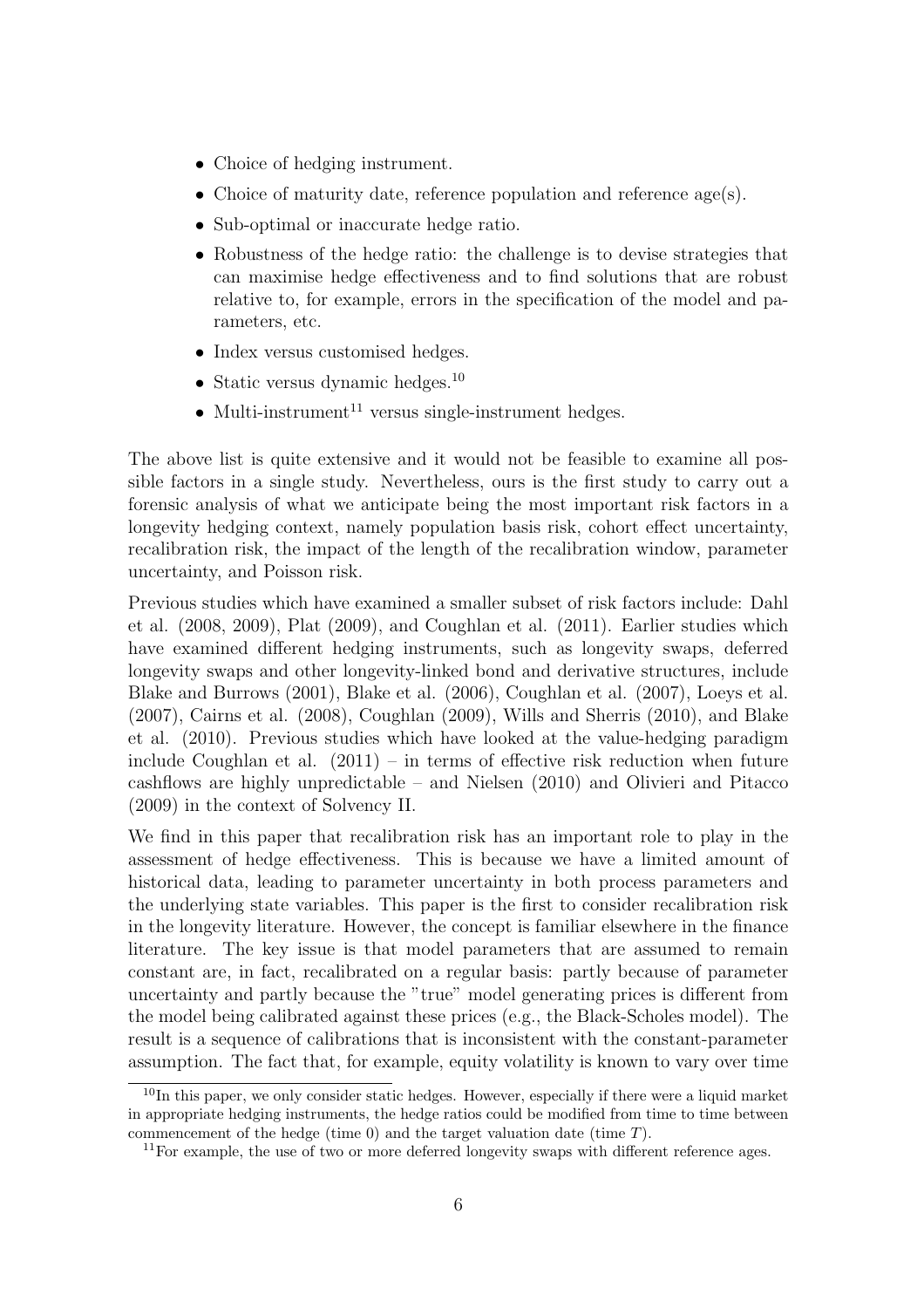- Choice of hedging instrument.
- Choice of maturity date, reference population and reference age(s).
- Sub-optimal or inaccurate hedge ratio.
- Robustness of the hedge ratio: the challenge is to devise strategies that can maximise hedge effectiveness and to find solutions that are robust relative to, for example, errors in the specification of the model and parameters, etc.
- Index versus customised hedges.
- Static versus dynamic hedges.[10]
- Multi-instrument[11] versus single-instrument hedges.

The above list is quite extensive and it would not be feasible to examine all possible factors in a single study. Nevertheless, ours is the first study to carry out a forensic analysis of what we anticipate being the most important risk factors in a longevity hedging context, namely population basis risk, cohort effect uncertainty, recalibration risk, the impact of the length of the recalibration window, parameter uncertainty, and Poisson risk.

Previous studies which have examined a smaller subset of risk factors include: Dahl et al. (2008, 2009), Plat (2009), and Coughlan et al. (2011). Earlier studies which have examined different hedging instruments, such as longevity swaps, deferred longevity swaps and other longevity-linked bond and derivative structures, include Blake and Burrows (2001), Blake et al. (2006), Coughlan et al. (2007), Loeys et al. (2007), Cairns et al. (2008), Coughlan (2009), Wills and Sherris (2010), and Blake et al. (2010). Previous studies which have looked at the value-hedging paradigm include Coughlan et al. (2011) – in terms of effective risk reduction when future cashflows are highly unpredictable – and Nielsen (2010) and Olivieri and Pitacco (2009) in the context of Solvency II.

We find in this paper that recalibration risk has an important role to play in the assessment of hedge effectiveness. This is because we have a limited amount of historical data, leading to parameter uncertainty in both process parameters and the underlying state variables. This paper is the first to consider recalibration risk in the longevity literature. However, the concept is familiar elsewhere in the finance literature. The key issue is that model parameters that are assumed to remain constant are, in fact, recalibrated on a regular basis: partly because of parameter uncertainty and partly because the "true" model generating prices is different from the model being calibrated against these prices (e.g., the Black-Scholes model). The result is a sequence of calibrations that is inconsistent with the constant-parameter assumption. The fact that, for example, equity volatility is known to vary over time

[10] In this paper, we only consider static hedges. However, especially if there were a liquid market in appropriate hedging instruments, the hedge ratios could be modified from time to time between commencement of the hedge (time 0) and the target valuation date (time $T$).

[11] For example, the use of two or more deferred longevity swaps with different reference ages.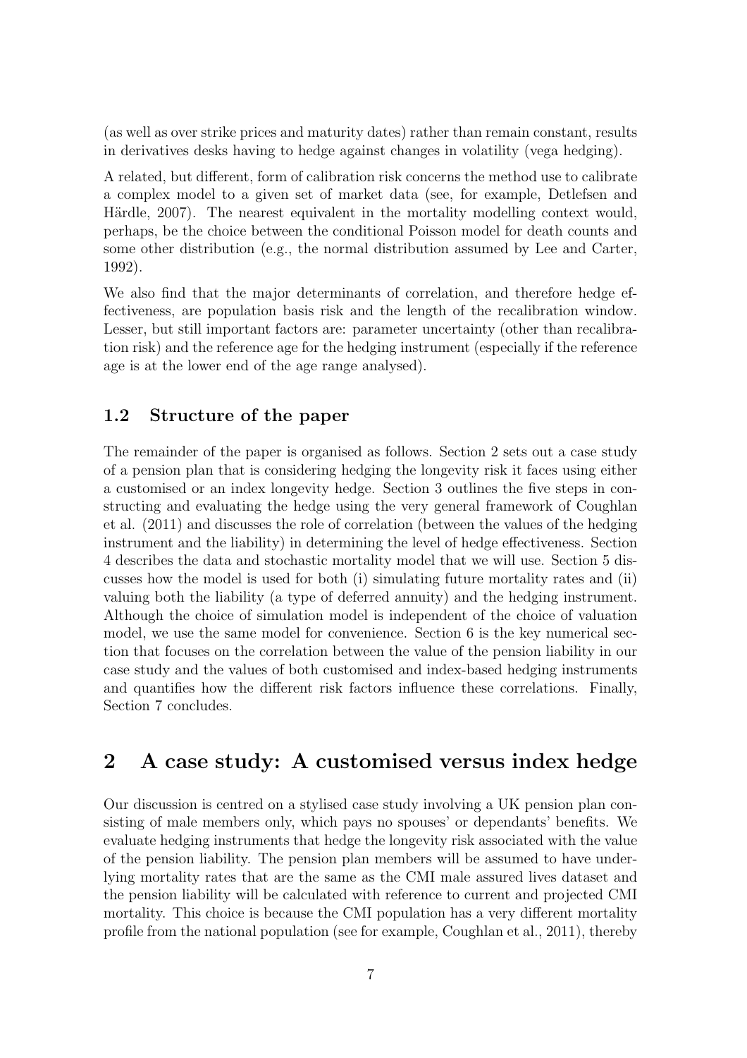(as well as over strike prices and maturity dates) rather than remain constant, results in derivatives desks having to hedge against changes in volatility (vega hedging).

A related, but different, form of calibration risk concerns the method use to calibrate a complex model to a given set of market data (see, for example, Detlefsen and Härdle, 2007). The nearest equivalent in the mortality modelling context would, perhaps, be the choice between the conditional Poisson model for death counts and some other distribution (e.g., the normal distribution assumed by Lee and Carter, 1992).

We also find that the major determinants of correlation, and therefore hedge effectiveness, are population basis risk and the length of the recalibration window. Lesser, but still important factors are: parameter uncertainty (other than recalibration risk) and the reference age for the hedging instrument (especially if the reference age is at the lower end of the age range analysed).

### 1.2 Structure of the paper

The remainder of the paper is organised as follows. Section 2 sets out a case study of a pension plan that is considering hedging the longevity risk it faces using either a customised or an index longevity hedge. Section 3 outlines the five steps in constructing and evaluating the hedge using the very general framework of Coughlan et al. (2011) and discusses the role of correlation (between the values of the hedging instrument and the liability) in determining the level of hedge effectiveness. Section 4 describes the data and stochastic mortality model that we will use. Section 5 discusses how the model is used for both (i) simulating future mortality rates and (ii) valuing both the liability (a type of deferred annuity) and the hedging instrument. Although the choice of simulation model is independent of the choice of valuation model, we use the same model for convenience. Section 6 is the key numerical section that focuses on the correlation between the value of the pension liability in our case study and the values of both customised and index-based hedging instruments and quantifies how the different risk factors influence these correlations. Finally, Section 7 concludes.

## 2 A case study: A customised versus index hedge

Our discussion is centred on a stylised case study involving a UK pension plan consisting of male members only, which pays no spouses' or dependants' benefits. We evaluate hedging instruments that hedge the longevity risk associated with the value of the pension liability. The pension plan members will be assumed to have underlying mortality rates that are the same as the CMI male assured lives dataset and the pension liability will be calculated with reference to current and projected CMI mortality. This choice is because the CMI population has a very different mortality profile from the national population (see for example, Coughlan et al., 2011), thereby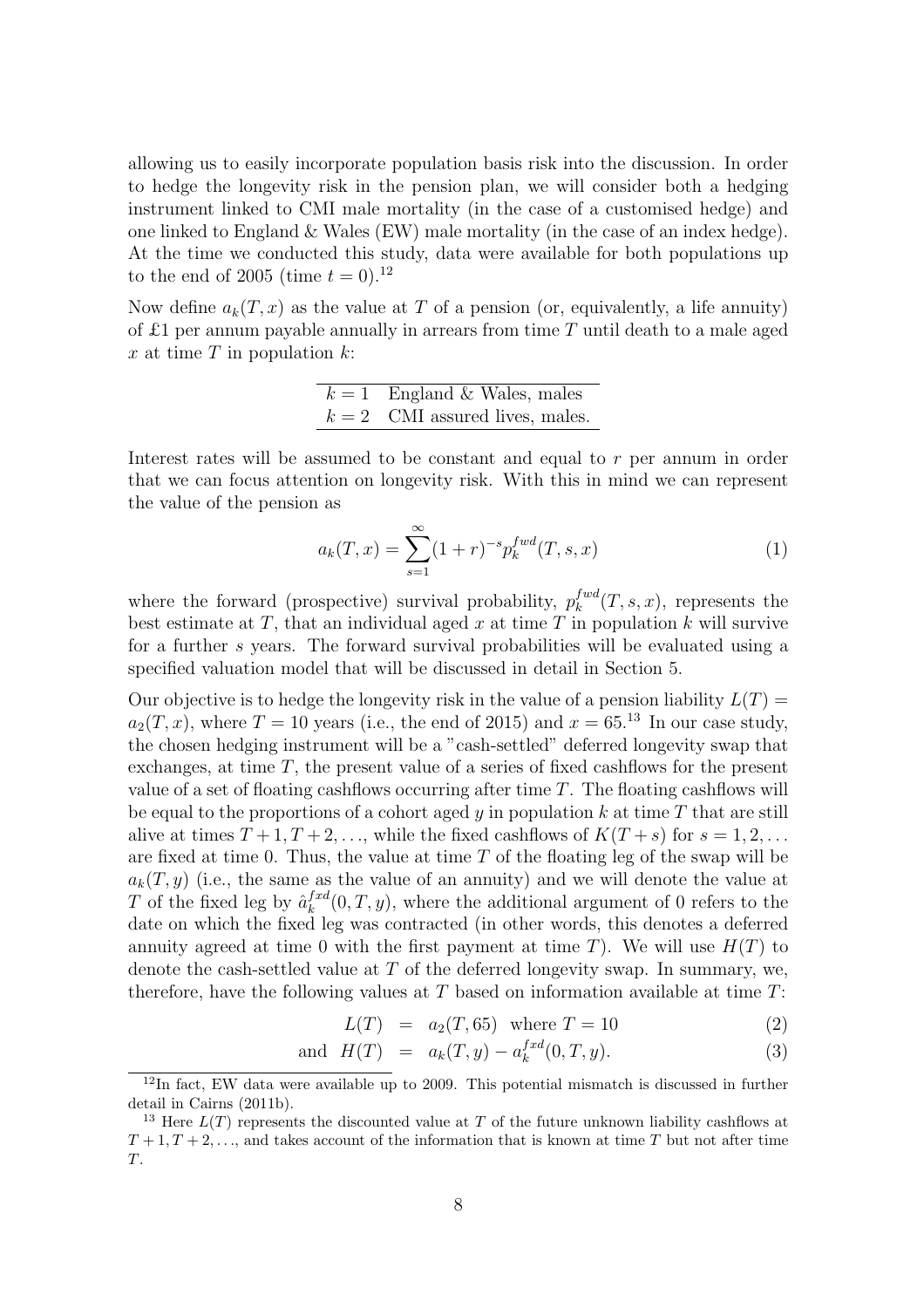allowing us to easily incorporate population basis risk into the discussion. In order to hedge the longevity risk in the pension plan, we will consider both a hedging instrument linked to CMI male mortality (in the case of a customised hedge) and one linked to England & Wales (EW) male mortality (in the case of an index hedge). At the time we conducted this study, data were available for both populations up to the end of 2005 (time $t = 0$).[12]

Now define $a_k(T, x)$ as the value at $T$ of a pension (or, equivalently, a life annuity) of £1 per annum payable annually in arrears from time $T$ until death to a male aged $x$ at time $T$ in population $k$:

| | |
|---|---|
| $k = 1$ | England & Wales, males |
| $k = 2$ | CMI assured lives, males. |

Interest rates will be assumed to be constant and equal to $r$ per annum in order that we can focus attention on longevity risk. With this in mind we can represent the value of the pension as

$$a_k(T, x) = \sum_{s=1}^{\infty} (1 + r)^{-s} p_k^{fwd}(T, s, x) \tag{1}$$

where the forward (prospective) survival probability, $p_k^{fwd}(T, s, x)$, represents the best estimate at $T$, that an individual aged $x$ at time $T$ in population $k$ will survive for a further $s$ years. The forward survival probabilities will be evaluated using a specified valuation model that will be discussed in detail in Section 5.

Our objective is to hedge the longevity risk in the value of a pension liability $L(T) = a_2(T, x)$, where $T = 10$ years (i.e., the end of 2015) and $x = 65$.[13] In our case study, the chosen hedging instrument will be a "cash-settled" deferred longevity swap that exchanges, at time $T$, the present value of a series of fixed cashflows for the present value of a set of floating cashflows occurring after time $T$. The floating cashflows will be equal to the proportions of a cohort aged $y$ in population $k$ at time $T$ that are still alive at times $T + 1, T + 2, \ldots$, while the fixed cashflows of $K(T + s)$ for $s = 1, 2, \ldots$ are fixed at time 0. Thus, the value at time $T$ of the floating leg of the swap will be $a_k(T, y)$ (i.e., the same as the value of an annuity) and we will denote the value at $T$ of the fixed leg by $\hat{a}_k^{fxd}(0, T, y)$, where the additional argument of 0 refers to the date on which the fixed leg was contracted (in other words, this denotes a deferred annuity agreed at time 0 with the first payment at time $T$). We will use $H(T)$ to denote the cash-settled value at $T$ of the deferred longevity swap. In summary, we, therefore, have the following values at $T$ based on information available at time $T$:

$$L(T) = a_2(T, 65) \quad \text{where } T = 10 \tag{2}$$

$$\text{and} \quad H(T) = a_k(T, y) - a_k^{fxd}(0, T, y). \tag{3}$$

[12] In fact, EW data were available up to 2009. This potential mismatch is discussed in further detail in Cairns (2011b).

[13] Here $L(T)$ represents the discounted value at $T$ of the future unknown liability cashflows at $T + 1, T + 2, \ldots$, and takes account of the information that is known at time $T$ but not after time $T$.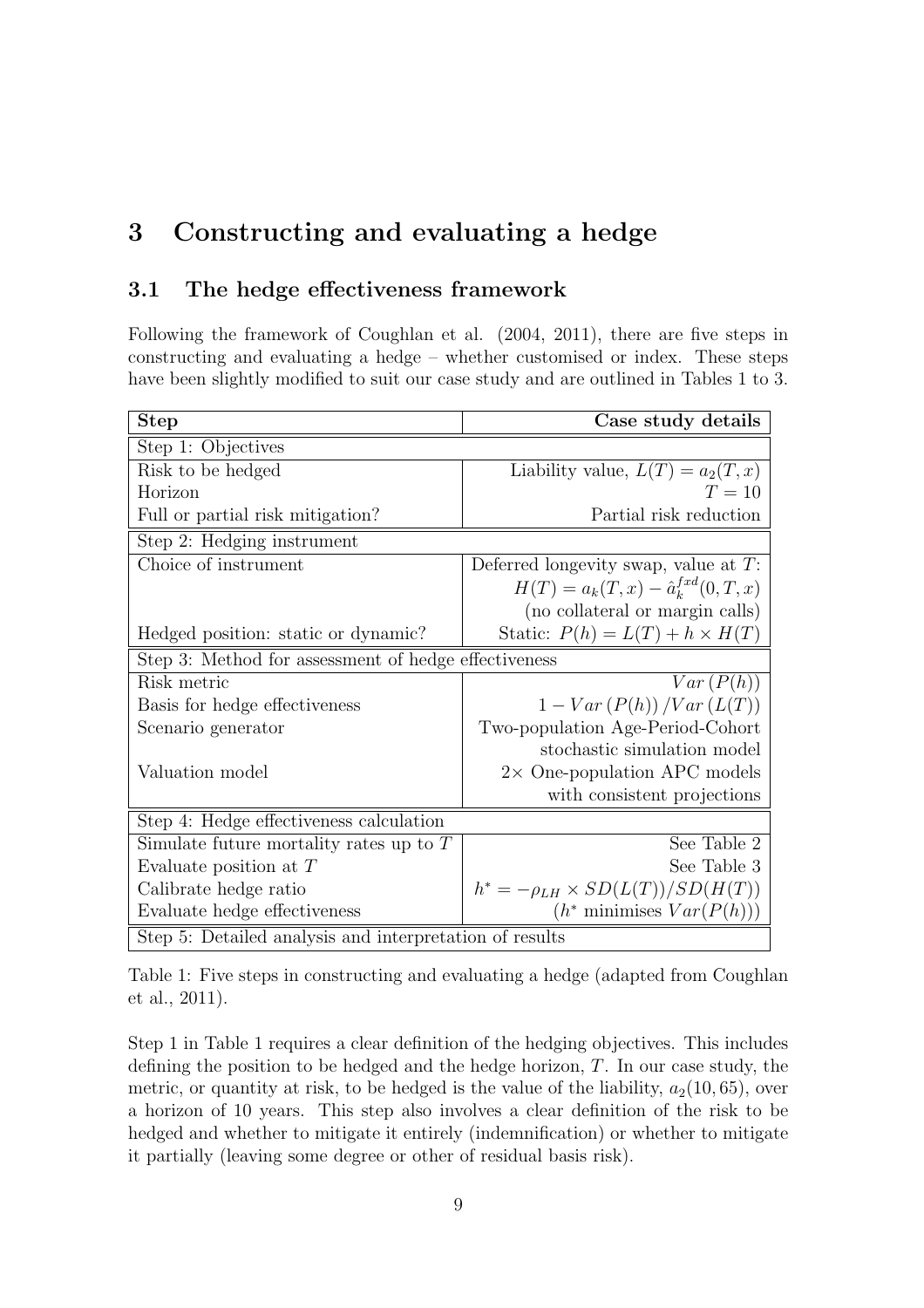# 3 Constructing and evaluating a hedge

## 3.1 The hedge effectiveness framework

Following the framework of Coughlan et al. (2004, 2011), there are five steps in constructing and evaluating a hedge – whether customised or index. These steps have been slightly modified to suit our case study and are outlined in Tables 1 to 3.

| Step | Case study details |
|---|---|
| Step 1: Objectives | |
| Risk to be hedged | Liability value, $L(T) = a_2(T, x)$ |
| Horizon | $T = 10$ |
| Full or partial risk mitigation? | Partial risk reduction |
| Step 2: Hedging instrument | |
| Choice of instrument | Deferred longevity swap, value at $T$: |
| | $H(T) = a_k(T, x) - \hat{a}_k^{fxd}(0, T, x)$ |
| | (no collateral or margin calls) |
| Hedged position: static or dynamic? | Static: $P(h) = L(T) + h \times H(T)$ |
| Step 3: Method for assessment of hedge effectiveness | |
| Risk metric | $Var\,(P(h))$ |
| Basis for hedge effectiveness | $1 - Var\,(P(h))\,/Var\,(L(T))$ |
| Scenario generator | Two-population Age-Period-Cohort |
| | stochastic simulation model |
| Valuation model | $2\times$ One-population APC models |
| | with consistent projections |
| Step 4: Hedge effectiveness calculation | |
| Simulate future mortality rates up to $T$ | See Table 2 |
| Evaluate position at $T$ | See Table 3 |
| Calibrate hedge ratio | $h^* = -\rho_{LH} \times SD(L(T))/SD(H(T))$ |
| Evaluate hedge effectiveness | ($h^*$ minimises $Var(P(h))$) |
| Step 5: Detailed analysis and interpretation of results | |

Table 1: Five steps in constructing and evaluating a hedge (adapted from Coughlan et al., 2011).

Step 1 in Table 1 requires a clear definition of the hedging objectives. This includes defining the position to be hedged and the hedge horizon, $T$. In our case study, the metric, or quantity at risk, to be hedged is the value of the liability, $a_2(10, 65)$, over a horizon of 10 years. This step also involves a clear definition of the risk to be hedged and whether to mitigate it entirely (indemnification) or whether to mitigate it partially (leaving some degree or other of residual basis risk).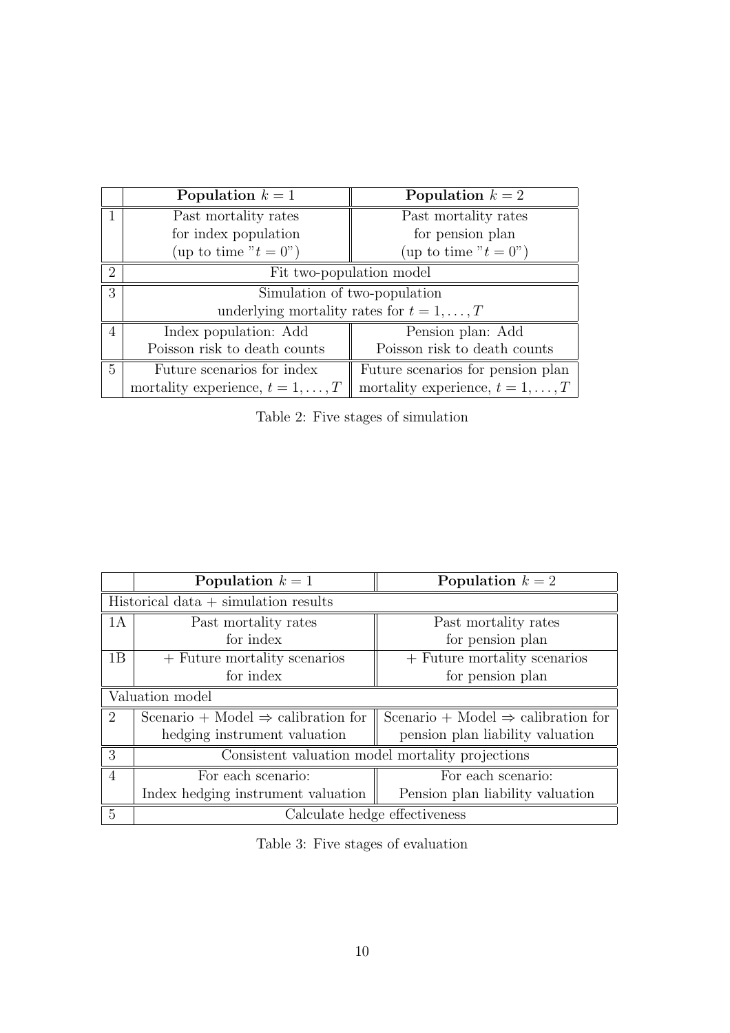| | **Population $k = 1$** | **Population $k = 2$** |
|---|---|---|
| 1 | Past mortality rates for index population (up to time "$t = 0$") | Past mortality rates for pension plan (up to time "$t = 0$") |
| 2 | Fit two-population model | |
| 3 | Simulation of two-population underlying mortality rates for $t = 1, \ldots, T$ | |
| 4 | Index population: Add Poisson risk to death counts | Pension plan: Add Poisson risk to death counts |
| 5 | Future scenarios for index mortality experience, $t = 1, \ldots, T$ | Future scenarios for pension plan mortality experience, $t = 1, \ldots, T$ |

Table 2: Five stages of simulation

| | **Population $k = 1$** | **Population $k = 2$** |
|---|---|---|
| Historical data + simulation results | | |
| 1A | Past mortality rates for index | Past mortality rates for pension plan |
| 1B | + Future mortality scenarios for index | + Future mortality scenarios for pension plan |
| Valuation model | | |
| 2 | Scenario + Model $\Rightarrow$ calibration for hedging instrument valuation | Scenario + Model $\Rightarrow$ calibration for pension plan liability valuation |
| 3 | Consistent valuation model mortality projections | |
| 4 | For each scenario: Index hedging instrument valuation | For each scenario: Pension plan liability valuation |
| 5 | Calculate hedge effectiveness | |

Table 3: Five stages of evaluation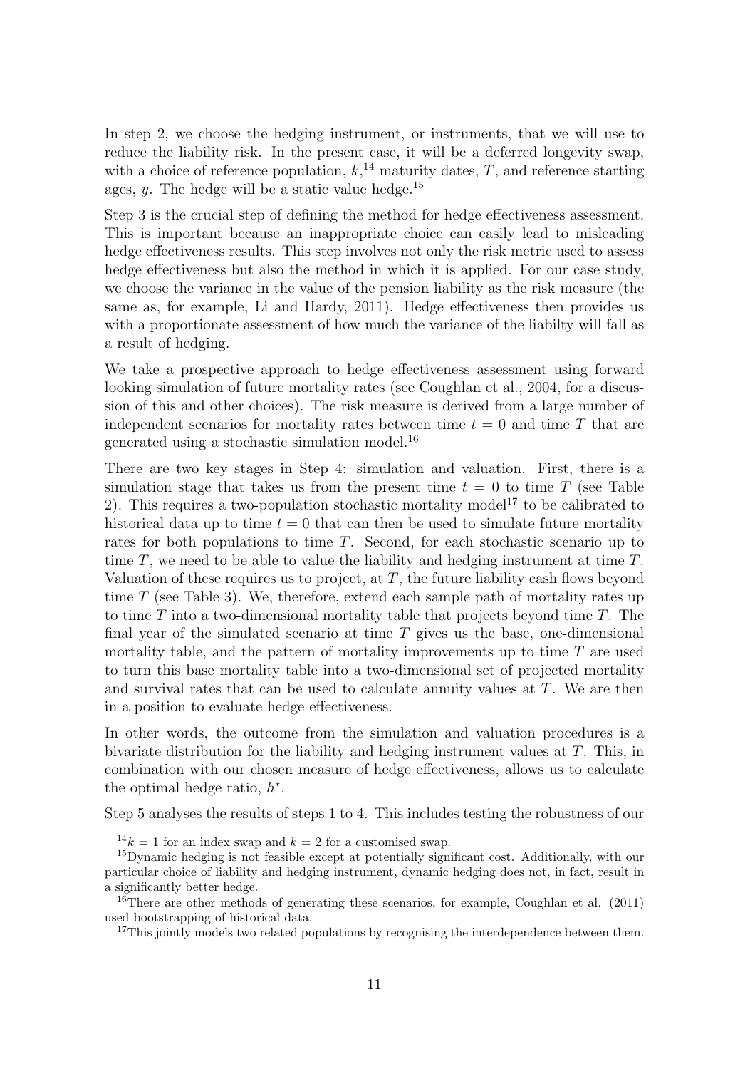In step 2, we choose the hedging instrument, or instruments, that we will use to reduce the liability risk. In the present case, it will be a deferred longevity swap, with a choice of reference population, $k$,[14] maturity dates, $T$, and reference starting ages, $y$. The hedge will be a static value hedge.[15]

Step 3 is the crucial step of defining the method for hedge effectiveness assessment. This is important because an inappropriate choice can easily lead to misleading hedge effectiveness results. This step involves not only the risk metric used to assess hedge effectiveness but also the method in which it is applied. For our case study, we choose the variance in the value of the pension liability as the risk measure (the same as, for example, Li and Hardy, 2011). Hedge effectiveness then provides us with a proportionate assessment of how much the variance of the liabilty will fall as a result of hedging.

We take a prospective approach to hedge effectiveness assessment using forward looking simulation of future mortality rates (see Coughlan et al., 2004, for a discussion of this and other choices). The risk measure is derived from a large number of independent scenarios for mortality rates between time $t = 0$ and time $T$ that are generated using a stochastic simulation model.[16]

There are two key stages in Step 4: simulation and valuation. First, there is a simulation stage that takes us from the present time $t = 0$ to time $T$ (see Table 2). This requires a two-population stochastic mortality model[17] to be calibrated to historical data up to time $t = 0$ that can then be used to simulate future mortality rates for both populations to time $T$. Second, for each stochastic scenario up to time $T$, we need to be able to value the liability and hedging instrument at time $T$. Valuation of these requires us to project, at $T$, the future liability cash flows beyond time $T$ (see Table 3). We, therefore, extend each sample path of mortality rates up to time $T$ into a two-dimensional mortality table that projects beyond time $T$. The final year of the simulated scenario at time $T$ gives us the base, one-dimensional mortality table, and the pattern of mortality improvements up to time $T$ are used to turn this base mortality table into a two-dimensional set of projected mortality and survival rates that can be used to calculate annuity values at $T$. We are then in a position to evaluate hedge effectiveness.

In other words, the outcome from the simulation and valuation procedures is a bivariate distribution for the liability and hedging instrument values at $T$. This, in combination with our chosen measure of hedge effectiveness, allows us to calculate the optimal hedge ratio, $h^*$.

Step 5 analyses the results of steps 1 to 4. This includes testing the robustness of our

[14] $k = 1$ for an index swap and $k = 2$ for a customised swap.

[15] Dynamic hedging is not feasible except at potentially significant cost. Additionally, with our particular choice of liability and hedging instrument, dynamic hedging does not, in fact, result in a significantly better hedge.

[16] There are other methods of generating these scenarios, for example, Coughlan et al. (2011) used bootstrapping of historical data.

[17] This jointly models two related populations by recognising the interdependence between them.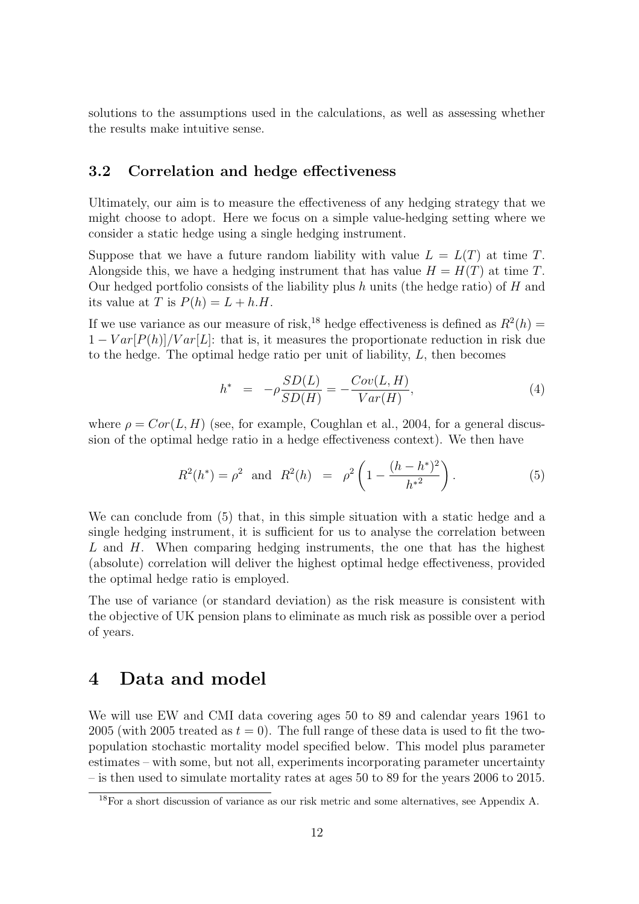solutions to the assumptions used in the calculations, as well as assessing whether the results make intuitive sense.

### 3.2 Correlation and hedge effectiveness

Ultimately, our aim is to measure the effectiveness of any hedging strategy that we might choose to adopt. Here we focus on a simple value-hedging setting where we consider a static hedge using a single hedging instrument.

Suppose that we have a future random liability with value $L = L(T)$ at time $T$. Alongside this, we have a hedging instrument that has value $H = H(T)$ at time $T$. Our hedged portfolio consists of the liability plus $h$ units (the hedge ratio) of $H$ and its value at $T$ is $P(h) = L + h.H$.

If we use variance as our measure of risk,[18] hedge effectiveness is defined as $R^2(h) = 1 - Var[P(h)]/Var[L]$: that is, it measures the proportionate reduction in risk due to the hedge. The optimal hedge ratio per unit of liability, $L$, then becomes

$$h^* = -\rho \frac{SD(L)}{SD(H)} = -\frac{Cov(L, H)}{Var(H)}, \tag{4}$$

where $\rho = Cor(L, H)$ (see, for example, Coughlan et al., 2004, for a general discussion of the optimal hedge ratio in a hedge effectiveness context). We then have

$$R^2(h^*) = \rho^2 \text{ and } R^2(h) = \rho^2 \left(1 - \frac{(h - h^*)^2}{h^{*2}}\right). \tag{5}$$

We can conclude from (5) that, in this simple situation with a static hedge and a single hedging instrument, it is sufficient for us to analyse the correlation between $L$ and $H$. When comparing hedging instruments, the one that has the highest (absolute) correlation will deliver the highest optimal hedge effectiveness, provided the optimal hedge ratio is employed.

The use of variance (or standard deviation) as the risk measure is consistent with the objective of UK pension plans to eliminate as much risk as possible over a period of years.

## 4 Data and model

We will use EW and CMI data covering ages 50 to 89 and calendar years 1961 to 2005 (with 2005 treated as $t = 0$). The full range of these data is used to fit the two-population stochastic mortality model specified below. This model plus parameter estimates – with some, but not all, experiments incorporating parameter uncertainty – is then used to simulate mortality rates at ages 50 to 89 for the years 2006 to 2015.

[18] For a short discussion of variance as our risk metric and some alternatives, see Appendix A.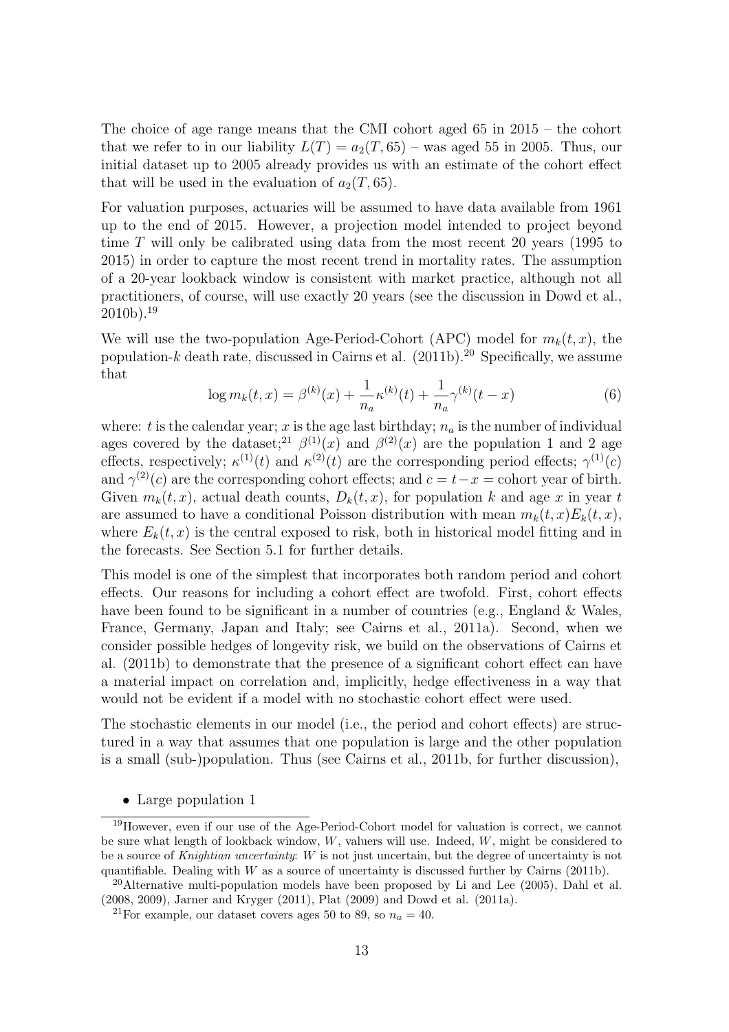The choice of age range means that the CMI cohort aged 65 in 2015 – the cohort that we refer to in our liability $L(T) = a_2(T, 65)$ – was aged 55 in 2005. Thus, our initial dataset up to 2005 already provides us with an estimate of the cohort effect that will be used in the evaluation of $a_2(T, 65)$.

For valuation purposes, actuaries will be assumed to have data available from 1961 up to the end of 2015. However, a projection model intended to project beyond time $T$ will only be calibrated using data from the most recent 20 years (1995 to 2015) in order to capture the most recent trend in mortality rates. The assumption of a 20-year lookback window is consistent with market practice, although not all practitioners, of course, will use exactly 20 years (see the discussion in Dowd et al., 2010b).[19]

We will use the two-population Age-Period-Cohort (APC) model for $m_k(t, x)$, the population-$k$ death rate, discussed in Cairns et al. (2011b).[20] Specifically, we assume that

$$\log m_k(t, x) = \beta^{(k)}(x) + \frac{1}{n_a}\kappa^{(k)}(t) + \frac{1}{n_a}\gamma^{(k)}(t - x) \tag{6}$$

where: $t$ is the calendar year; $x$ is the age last birthday; $n_a$ is the number of individual ages covered by the dataset;[21] $\beta^{(1)}(x)$ and $\beta^{(2)}(x)$ are the population 1 and 2 age effects, respectively; $\kappa^{(1)}(t)$ and $\kappa^{(2)}(t)$ are the corresponding period effects; $\gamma^{(1)}(c)$ and $\gamma^{(2)}(c)$ are the corresponding cohort effects; and $c = t - x =$ cohort year of birth. Given $m_k(t, x)$, actual death counts, $D_k(t, x)$, for population $k$ and age $x$ in year $t$ are assumed to have a conditional Poisson distribution with mean $m_k(t, x)E_k(t, x)$, where $E_k(t, x)$ is the central exposed to risk, both in historical model fitting and in the forecasts. See Section 5.1 for further details.

This model is one of the simplest that incorporates both random period and cohort effects. Our reasons for including a cohort effect are twofold. First, cohort effects have been found to be significant in a number of countries (e.g., England & Wales, France, Germany, Japan and Italy; see Cairns et al., 2011a). Second, when we consider possible hedges of longevity risk, we build on the observations of Cairns et al. (2011b) to demonstrate that the presence of a significant cohort effect can have a material impact on correlation and, implicitly, hedge effectiveness in a way that would not be evident if a model with no stochastic cohort effect were used.

The stochastic elements in our model (i.e., the period and cohort effects) are structured in a way that assumes that one population is large and the other population is a small (sub-)population. Thus (see Cairns et al., 2011b, for further discussion),

- Large population 1

---

[19] However, even if our use of the Age-Period-Cohort model for valuation is correct, we cannot be sure what length of lookback window, $W$, valuers will use. Indeed, $W$, might be considered to be a source of *Knightian uncertainty*: $W$ is not just uncertain, but the degree of uncertainty is not quantifiable. Dealing with $W$ as a source of uncertainty is discussed further by Cairns (2011b).

[20] Alternative multi-population models have been proposed by Li and Lee (2005), Dahl et al. (2008, 2009), Jarner and Kryger (2011), Plat (2009) and Dowd et al. (2011a).

[21] For example, our dataset covers ages 50 to 89, so $n_a = 40$.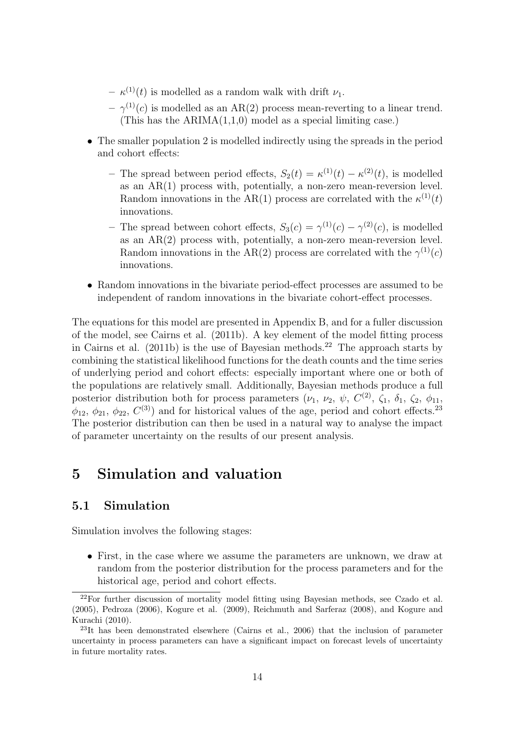- $\kappa^{(1)}(t)$ is modelled as a random walk with drift $\nu_1$.
  - $\gamma^{(1)}(c)$ is modelled as an AR(2) process mean-reverting to a linear trend. (This has the ARIMA(1,1,0) model as a special limiting case.)

- The smaller population 2 is modelled indirectly using the spreads in the period and cohort effects:
  - The spread between period effects, $S_2(t) = \kappa^{(1)}(t) - \kappa^{(2)}(t)$, is modelled as an AR(1) process with, potentially, a non-zero mean-reversion level. Random innovations in the AR(1) process are correlated with the $\kappa^{(1)}(t)$ innovations.
  - The spread between cohort effects, $S_3(c) = \gamma^{(1)}(c) - \gamma^{(2)}(c)$, is modelled as an AR(2) process with, potentially, a non-zero mean-reversion level. Random innovations in the AR(2) process are correlated with the $\gamma^{(1)}(c)$ innovations.

- Random innovations in the bivariate period-effect processes are assumed to be independent of random innovations in the bivariate cohort-effect processes.

The equations for this model are presented in Appendix B, and for a fuller discussion of the model, see Cairns et al. (2011b). A key element of the model fitting process in Cairns et al. (2011b) is the use of Bayesian methods.[22] The approach starts by combining the statistical likelihood functions for the death counts and the time series of underlying period and cohort effects: especially important where one or both of the populations are relatively small. Additionally, Bayesian methods produce a full posterior distribution both for process parameters ($\nu_1$, $\nu_2$, $\psi$, $C^{(2)}$, $\zeta_1$, $\delta_1$, $\zeta_2$, $\phi_{11}$, $\phi_{12}$, $\phi_{21}$, $\phi_{22}$, $C^{(3)}$) and for historical values of the age, period and cohort effects.[23] The posterior distribution can then be used in a natural way to analyse the impact of parameter uncertainty on the results of our present analysis.

# 5 Simulation and valuation

## 5.1 Simulation

Simulation involves the following stages:

- First, in the case where we assume the parameters are unknown, we draw at random from the posterior distribution for the process parameters and for the historical age, period and cohort effects.

---

[22] For further discussion of mortality model fitting using Bayesian methods, see Czado et al. (2005), Pedroza (2006), Kogure et al. (2009), Reichmuth and Sarferaz (2008), and Kogure and Kurachi (2010).

[23] It has been demonstrated elsewhere (Cairns et al., 2006) that the inclusion of parameter uncertainty in process parameters can have a significant impact on forecast levels of uncertainty in future mortality rates.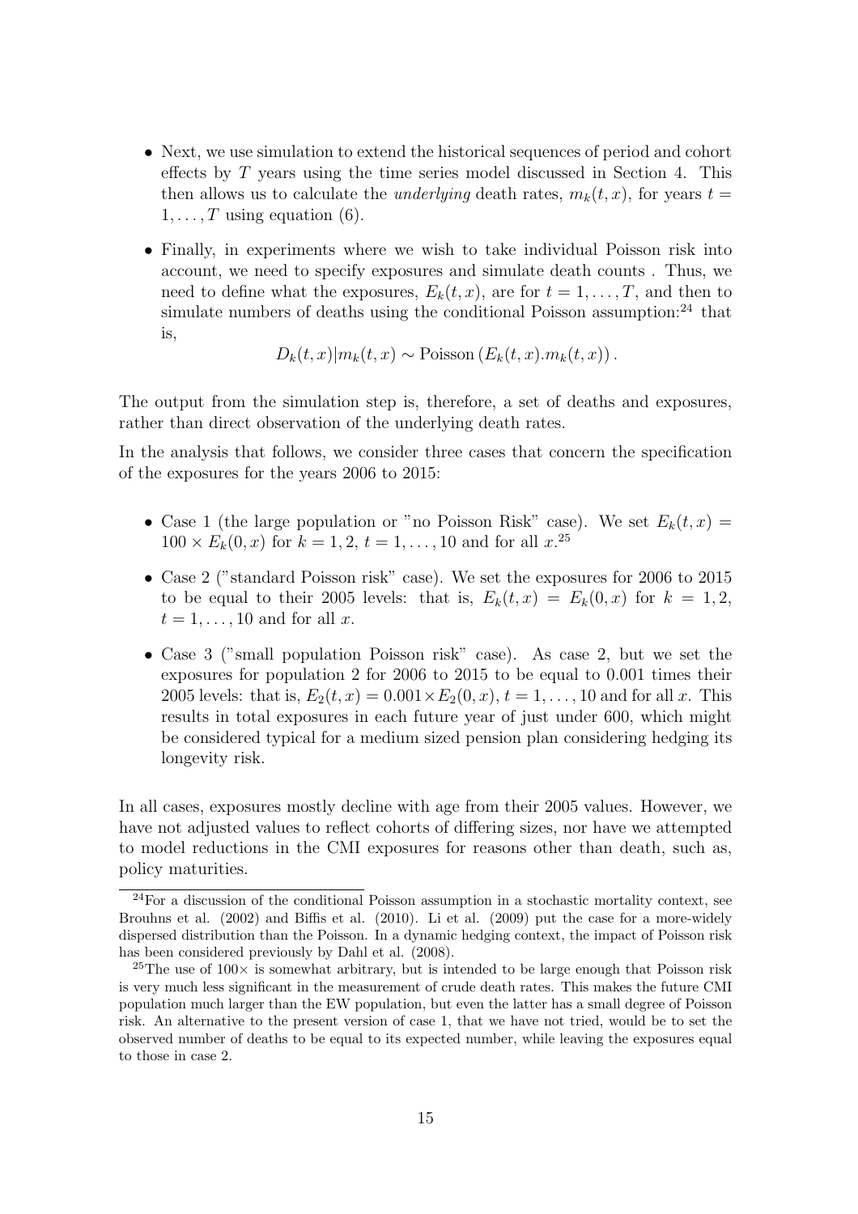- Next, we use simulation to extend the historical sequences of period and cohort effects by $T$ years using the time series model discussed in Section 4. This then allows us to calculate the *underlying* death rates, $m_k(t,x)$, for years $t = 1, \ldots, T$ using equation (6).
- Finally, in experiments where we wish to take individual Poisson risk into account, we need to specify exposures and simulate death counts . Thus, we need to define what the exposures, $E_k(t,x)$, are for $t = 1, \ldots, T$, and then to simulate numbers of deaths using the conditional Poisson assumption:[24] that is,

$$D_k(t,x)|m_k(t,x) \sim \text{Poisson}\left(E_k(t,x).m_k(t,x)\right).$$

The output from the simulation step is, therefore, a set of deaths and exposures, rather than direct observation of the underlying death rates.

In the analysis that follows, we consider three cases that concern the specification of the exposures for the years 2006 to 2015:

- Case 1 (the large population or "no Poisson Risk" case). We set $E_k(t,x) = 100 \times E_k(0,x)$ for $k = 1,2$, $t = 1, \ldots, 10$ and for all $x$.[25]
- Case 2 ("standard Poisson risk" case). We set the exposures for 2006 to 2015 to be equal to their 2005 levels: that is, $E_k(t,x) = E_k(0,x)$ for $k = 1,2$, $t = 1, \ldots, 10$ and for all $x$.
- Case 3 ("small population Poisson risk" case). As case 2, but we set the exposures for population 2 for 2006 to 2015 to be equal to 0.001 times their 2005 levels: that is, $E_2(t,x) = 0.001 \times E_2(0,x)$, $t = 1, \ldots, 10$ and for all $x$. This results in total exposures in each future year of just under 600, which might be considered typical for a medium sized pension plan considering hedging its longevity risk.

In all cases, exposures mostly decline with age from their 2005 values. However, we have not adjusted values to reflect cohorts of differing sizes, nor have we attempted to model reductions in the CMI exposures for reasons other than death, such as, policy maturities.

[24] For a discussion of the conditional Poisson assumption in a stochastic mortality context, see Brouhns et al. (2002) and Biffis et al. (2010). Li et al. (2009) put the case for a more-widely dispersed distribution than the Poisson. In a dynamic hedging context, the impact of Poisson risk has been considered previously by Dahl et al. (2008).

[25] The use of $100\times$ is somewhat arbitrary, but is intended to be large enough that Poisson risk is very much less significant in the measurement of crude death rates. This makes the future CMI population much larger than the EW population, but even the latter has a small degree of Poisson risk. An alternative to the present version of case 1, that we have not tried, would be to set the observed number of deaths to be equal to its expected number, while leaving the exposures equal to those in case 2.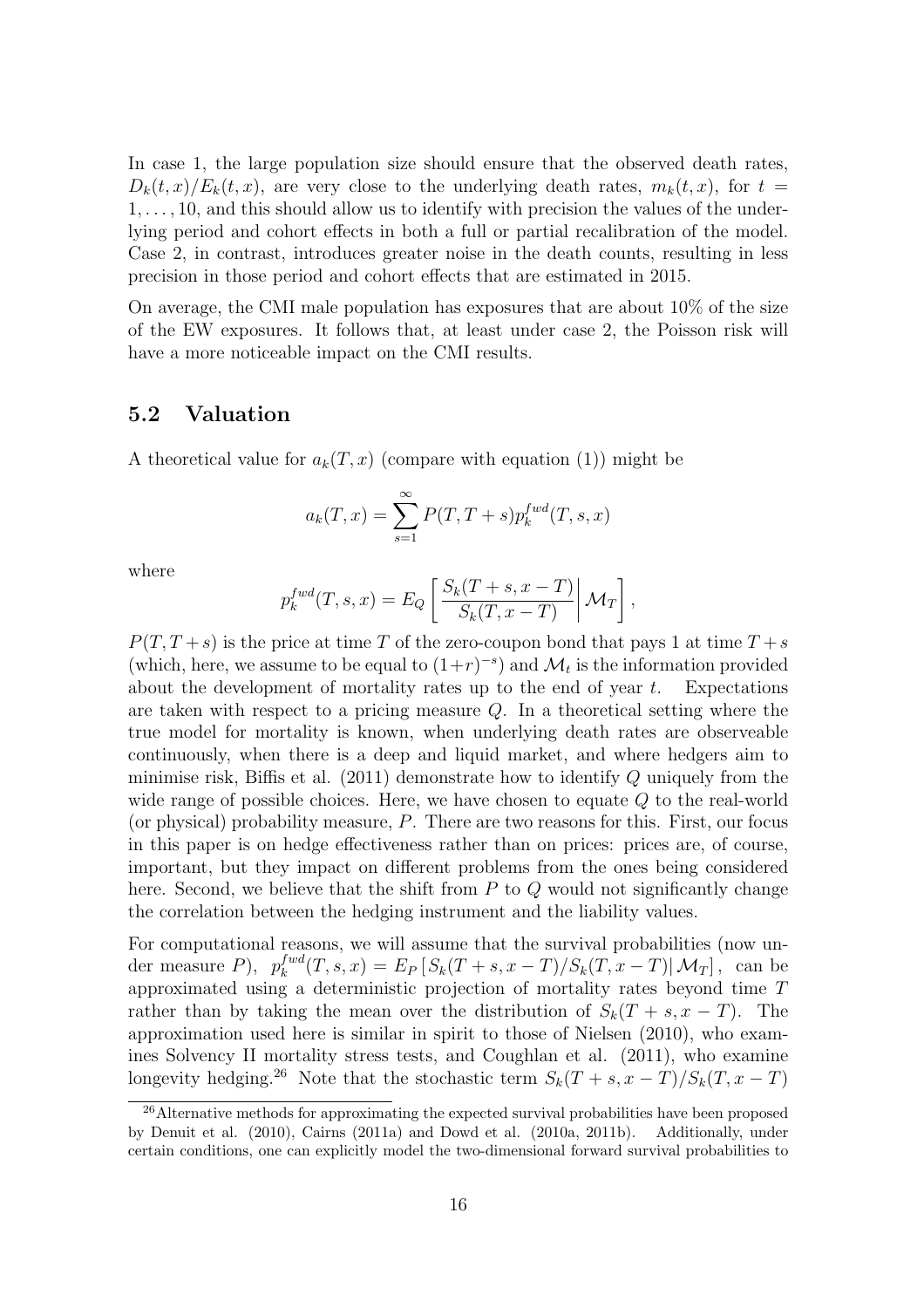In case 1, the large population size should ensure that the observed death rates, $D_k(t,x)/E_k(t,x)$, are very close to the underlying death rates, $m_k(t,x)$, for $t = 1,\dots,10$, and this should allow us to identify with precision the values of the underlying period and cohort effects in both a full or partial recalibration of the model. Case 2, in contrast, introduces greater noise in the death counts, resulting in less precision in those period and cohort effects that are estimated in 2015.

On average, the CMI male population has exposures that are about 10% of the size of the EW exposures. It follows that, at least under case 2, the Poisson risk will have a more noticeable impact on the CMI results.

## 5.2 Valuation

A theoretical value for $a_k(T,x)$ (compare with equation (1)) might be

$$a_k(T,x) = \sum_{s=1}^{\infty} P(T, T+s) p_k^{fwd}(T,s,x)$$

where

$$p_k^{fwd}(T,s,x) = E_Q \left[ \left. \frac{S_k(T+s, x-T)}{S_k(T, x-T)} \right| \mathcal{M}_T \right],$$

$P(T, T+s)$ is the price at time $T$ of the zero-coupon bond that pays 1 at time $T+s$ (which, here, we assume to be equal to $(1+r)^{-s}$) and $\mathcal{M}_t$ is the information provided about the development of mortality rates up to the end of year $t$. Expectations are taken with respect to a pricing measure $Q$. In a theoretical setting where the true model for mortality is known, when underlying death rates are observeable continuously, when there is a deep and liquid market, and where hedgers aim to minimise risk, Biffis et al. (2011) demonstrate how to identify $Q$ uniquely from the wide range of possible choices. Here, we have chosen to equate $Q$ to the real-world (or physical) probability measure, $P$. There are two reasons for this. First, our focus in this paper is on hedge effectiveness rather than on prices: prices are, of course, important, but they impact on different problems from the ones being considered here. Second, we believe that the shift from $P$ to $Q$ would not significantly change the correlation between the hedging instrument and the liability values.

For computational reasons, we will assume that the survival probabilities (now under measure $P$), $p_k^{fwd}(T,s,x) = E_P\left[S_k(T+s,x-T)/S_k(T,x-T) \middle| \mathcal{M}_T\right]$, can be approximated using a deterministic projection of mortality rates beyond time $T$ rather than by taking the mean over the distribution of $S_k(T+s, x-T)$. The approximation used here is similar in spirit to those of Nielsen (2010), who examines Solvency II mortality stress tests, and Coughlan et al. (2011), who examine longevity hedging.[26] Note that the stochastic term $S_k(T+s,x-T)/S_k(T,x-T)$

[26] Alternative methods for approximating the expected survival probabilities have been proposed by Denuit et al. (2010), Cairns (2011a) and Dowd et al. (2010a, 2011b). Additionally, under certain conditions, one can explicitly model the two-dimensional forward survival probabilities to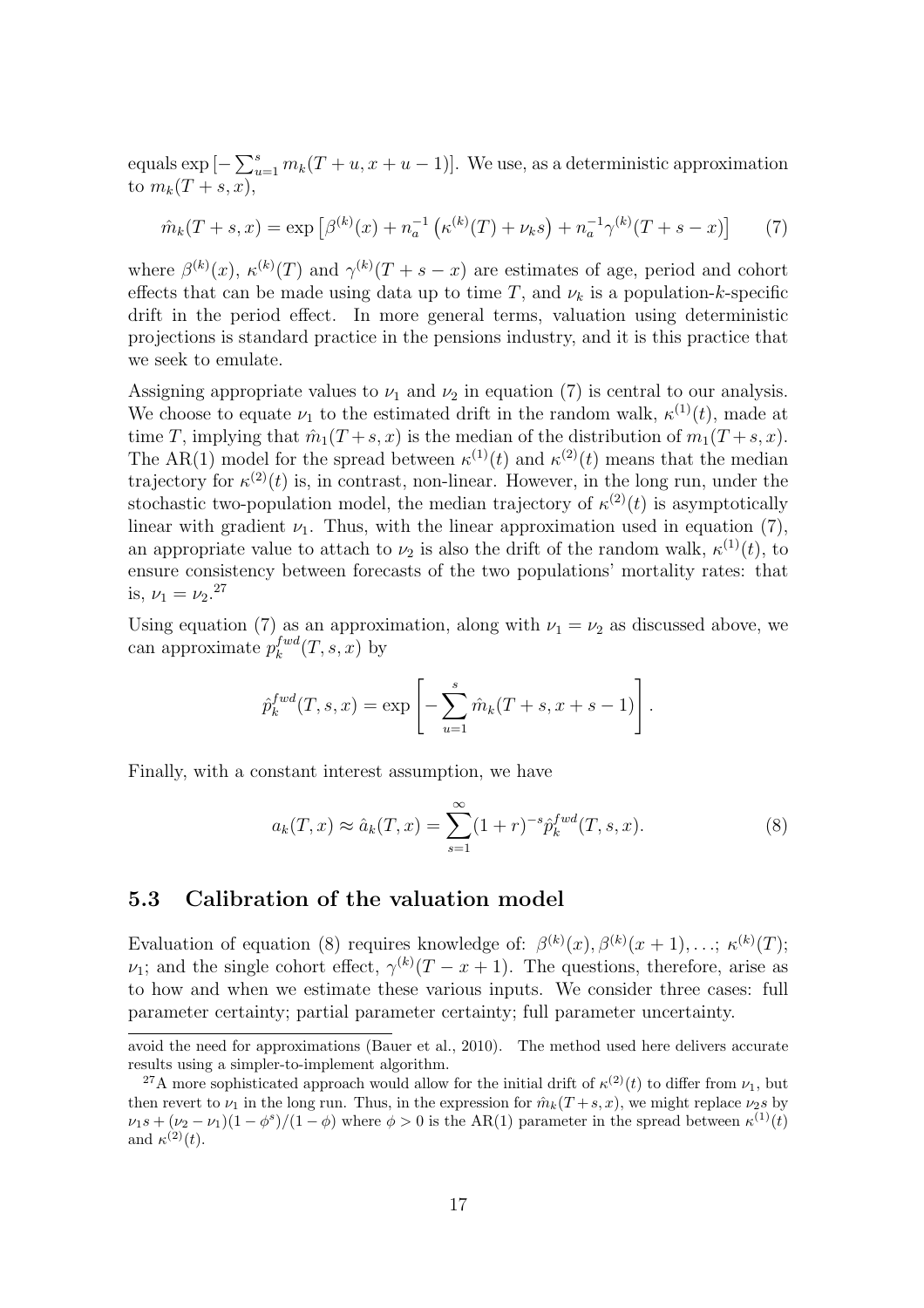equals $\exp\left[-\sum_{u=1}^{s} m_k(T+u, x+u-1)\right]$. We use, as a deterministic approximation to $m_k(T+s,x)$,

$$\hat{m}_k(T+s,x) = \exp\left[\beta^{(k)}(x) + n_a^{-1}\left(\kappa^{(k)}(T) + \nu_k s\right) + n_a^{-1}\gamma^{(k)}(T+s-x)\right] \qquad (7)$$

where $\beta^{(k)}(x)$, $\kappa^{(k)}(T)$ and $\gamma^{(k)}(T+s-x)$ are estimates of age, period and cohort effects that can be made using data up to time $T$, and $\nu_k$ is a population-$k$-specific drift in the period effect. In more general terms, valuation using deterministic projections is standard practice in the pensions industry, and it is this practice that we seek to emulate.

Assigning appropriate values to $\nu_1$ and $\nu_2$ in equation (7) is central to our analysis. We choose to equate $\nu_1$ to the estimated drift in the random walk, $\kappa^{(1)}(t)$, made at time $T$, implying that $\hat{m}_1(T+s,x)$ is the median of the distribution of $m_1(T+s,x)$. The AR(1) model for the spread between $\kappa^{(1)}(t)$ and $\kappa^{(2)}(t)$ means that the median trajectory for $\kappa^{(2)}(t)$ is, in contrast, non-linear. However, in the long run, under the stochastic two-population model, the median trajectory of $\kappa^{(2)}(t)$ is asymptotically linear with gradient $\nu_1$. Thus, with the linear approximation used in equation (7), an appropriate value to attach to $\nu_2$ is also the drift of the random walk, $\kappa^{(1)}(t)$, to ensure consistency between forecasts of the two populations' mortality rates: that is, $\nu_1 = \nu_2$.[27]

Using equation (7) as an approximation, along with $\nu_1 = \nu_2$ as discussed above, we can approximate $p_k^{fwd}(T,s,x)$ by

$$\hat{p}_k^{fwd}(T,s,x) = \exp\left[-\sum_{u=1}^{s} \hat{m}_k(T+s, x+s-1)\right].$$

Finally, with a constant interest assumption, we have

$$a_k(T,x) \approx \hat{a}_k(T,x) = \sum_{s=1}^{\infty} (1+r)^{-s} \hat{p}_k^{fwd}(T,s,x). \qquad (8)$$

## 5.3 Calibration of the valuation model

Evaluation of equation (8) requires knowledge of: $\beta^{(k)}(x), \beta^{(k)}(x+1), \ldots;\ \kappa^{(k)}(T)$; $\nu_1$; and the single cohort effect, $\gamma^{(k)}(T-x+1)$. The questions, therefore, arise as to how and when we estimate these various inputs. We consider three cases: full parameter certainty; partial parameter certainty; full parameter uncertainty.

---

avoid the need for approximations (Bauer et al., 2010). The method used here delivers accurate results using a simpler-to-implement algorithm.

[27] A more sophisticated approach would allow for the initial drift of $\kappa^{(2)}(t)$ to differ from $\nu_1$, but then revert to $\nu_1$ in the long run. Thus, in the expression for $\hat{m}_k(T+s,x)$, we might replace $\nu_2 s$ by $\nu_1 s + (\nu_2 - \nu_1)(1-\phi^s)/(1-\phi)$ where $\phi > 0$ is the AR(1) parameter in the spread between $\kappa^{(1)}(t)$ and $\kappa^{(2)}(t)$.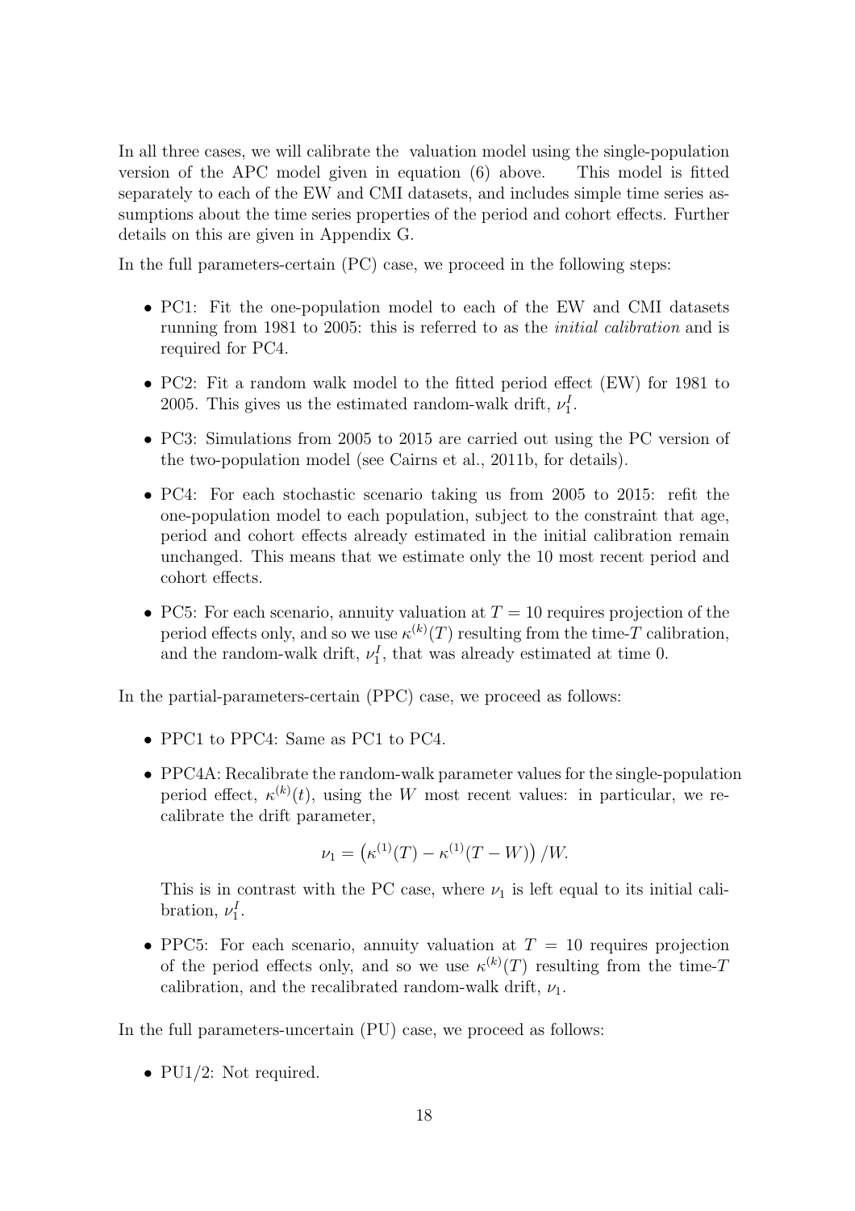In all three cases, we will calibrate the valuation model using the single-population version of the APC model given in equation (6) above. This model is fitted separately to each of the EW and CMI datasets, and includes simple time series assumptions about the time series properties of the period and cohort effects. Further details on this are given in Appendix G.

In the full parameters-certain (PC) case, we proceed in the following steps:

- PC1: Fit the one-population model to each of the EW and CMI datasets running from 1981 to 2005: this is referred to as the *initial calibration* and is required for PC4.
- PC2: Fit a random walk model to the fitted period effect (EW) for 1981 to 2005. This gives us the estimated random-walk drift, $\nu_1^I$.
- PC3: Simulations from 2005 to 2015 are carried out using the PC version of the two-population model (see Cairns et al., 2011b, for details).
- PC4: For each stochastic scenario taking us from 2005 to 2015: refit the one-population model to each population, subject to the constraint that age, period and cohort effects already estimated in the initial calibration remain unchanged. This means that we estimate only the 10 most recent period and cohort effects.
- PC5: For each scenario, annuity valuation at $T = 10$ requires projection of the period effects only, and so we use $\kappa^{(k)}(T)$ resulting from the time-$T$ calibration, and the random-walk drift, $\nu_1^I$, that was already estimated at time 0.

In the partial-parameters-certain (PPC) case, we proceed as follows:

- PPC1 to PPC4: Same as PC1 to PC4.
- PPC4A: Recalibrate the random-walk parameter values for the single-population period effect, $\kappa^{(k)}(t)$, using the $W$ most recent values: in particular, we recalibrate the drift parameter,

$$\nu_1 = \left(\kappa^{(1)}(T) - \kappa^{(1)}(T - W)\right)/W.$$

  This is in contrast with the PC case, where $\nu_1$ is left equal to its initial calibration, $\nu_1^I$.
- PPC5: For each scenario, annuity valuation at $T = 10$ requires projection of the period effects only, and so we use $\kappa^{(k)}(T)$ resulting from the time-$T$ calibration, and the recalibrated random-walk drift, $\nu_1$.

In the full parameters-uncertain (PU) case, we proceed as follows:

- PU1/2: Not required.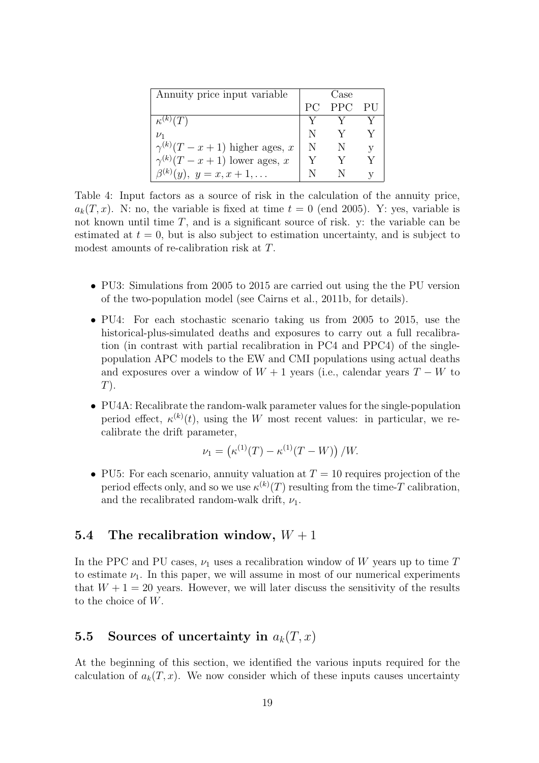| Annuity price input variable | Case | | |
|---|---|---|---|
| | PC | PPC | PU |
| $\kappa^{(k)}(T)$ | Y | Y | Y |
| $\nu_1$ | N | Y | Y |
| $\gamma^{(k)}(T-x+1)$ higher ages, $x$ | N | N | y |
| $\gamma^{(k)}(T-x+1)$ lower ages, $x$ | Y | Y | Y |
| $\beta^{(k)}(y),\ y=x,x+1,\ldots$ | N | N | y |

Table 4: Input factors as a source of risk in the calculation of the annuity price, $a_k(T,x)$. N: no, the variable is fixed at time $t=0$ (end 2005). Y: yes, variable is not known until time $T$, and is a significant source of risk. y: the variable can be estimated at $t=0$, but is also subject to estimation uncertainty, and is subject to modest amounts of re-calibration risk at $T$.

- PU3: Simulations from 2005 to 2015 are carried out using the the PU version of the two-population model (see Cairns et al., 2011b, for details).
- PU4: For each stochastic scenario taking us from 2005 to 2015, use the historical-plus-simulated deaths and exposures to carry out a full recalibration (in contrast with partial recalibration in PC4 and PPC4) of the single-population APC models to the EW and CMI populations using actual deaths and exposures over a window of $W+1$ years (i.e., calendar years $T-W$ to $T$).
- PU4A: Recalibrate the random-walk parameter values for the single-population period effect, $\kappa^{(k)}(t)$, using the $W$ most recent values: in particular, we recalibrate the drift parameter,

$$\nu_1 = \left(\kappa^{(1)}(T) - \kappa^{(1)}(T-W)\right)/W.$$

- PU5: For each scenario, annuity valuation at $T=10$ requires projection of the period effects only, and so we use $\kappa^{(k)}(T)$ resulting from the time-$T$ calibration, and the recalibrated random-walk drift, $\nu_1$.

## 5.4 The recalibration window, $W+1$

In the PPC and PU cases, $\nu_1$ uses a recalibration window of $W$ years up to time $T$ to estimate $\nu_1$. In this paper, we will assume in most of our numerical experiments that $W+1=20$ years. However, we will later discuss the sensitivity of the results to the choice of $W$.

## 5.5 Sources of uncertainty in $a_k(T,x)$

At the beginning of this section, we identified the various inputs required for the calculation of $a_k(T,x)$. We now consider which of these inputs causes uncertainty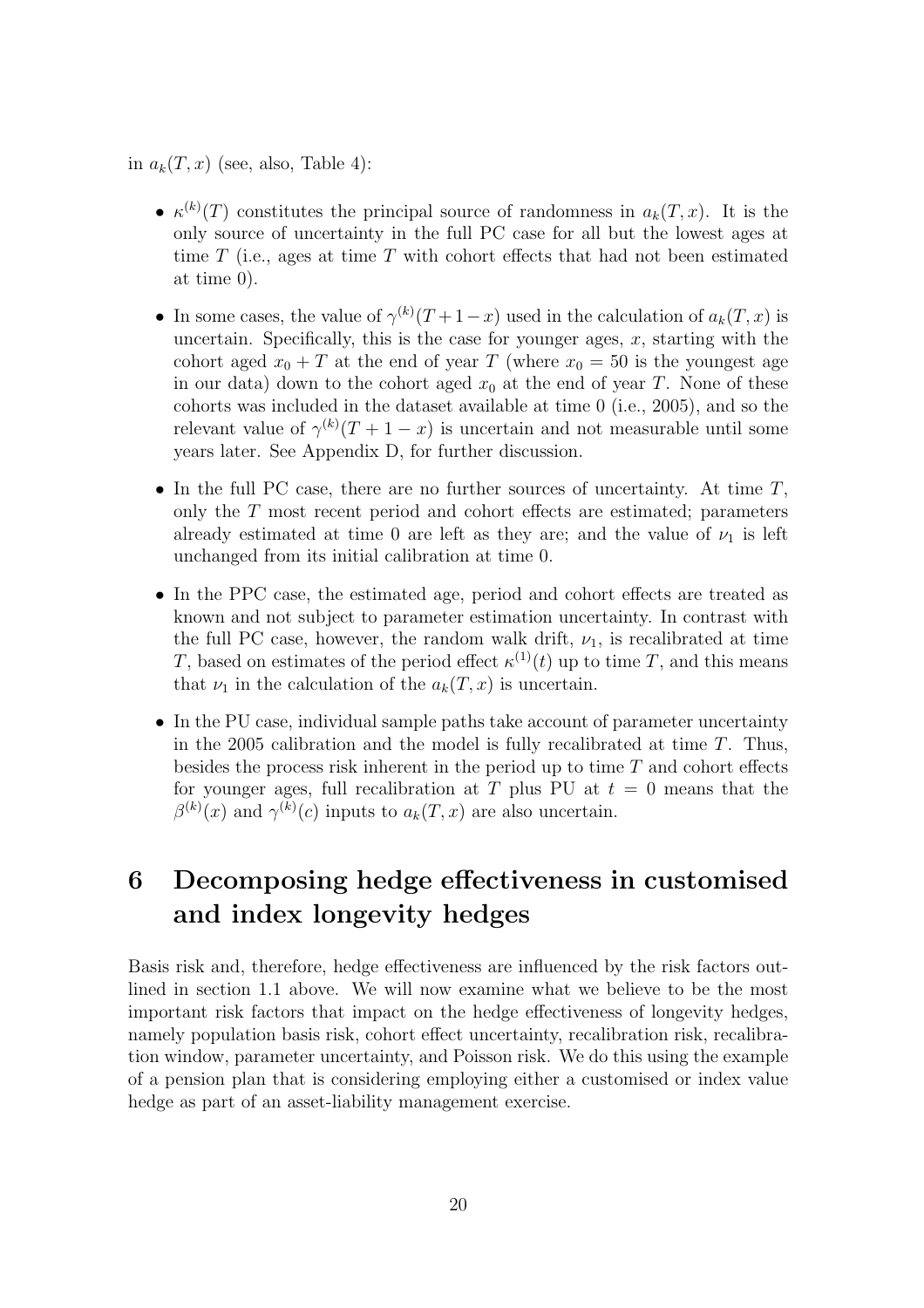in $a_k(T, x)$ (see, also, Table 4):

- $\kappa^{(k)}(T)$ constitutes the principal source of randomness in $a_k(T, x)$. It is the only source of uncertainty in the full PC case for all but the lowest ages at time $T$ (i.e., ages at time $T$ with cohort effects that had not been estimated at time 0).
- In some cases, the value of $\gamma^{(k)}(T+1-x)$ used in the calculation of $a_k(T, x)$ is uncertain. Specifically, this is the case for younger ages, $x$, starting with the cohort aged $x_0 + T$ at the end of year $T$ (where $x_0 = 50$ is the youngest age in our data) down to the cohort aged $x_0$ at the end of year $T$. None of these cohorts was included in the dataset available at time 0 (i.e., 2005), and so the relevant value of $\gamma^{(k)}(T + 1 - x)$ is uncertain and not measurable until some years later. See Appendix D, for further discussion.
- In the full PC case, there are no further sources of uncertainty. At time $T$, only the $T$ most recent period and cohort effects are estimated; parameters already estimated at time 0 are left as they are; and the value of $\nu_1$ is left unchanged from its initial calibration at time 0.
- In the PPC case, the estimated age, period and cohort effects are treated as known and not subject to parameter estimation uncertainty. In contrast with the full PC case, however, the random walk drift, $\nu_1$, is recalibrated at time $T$, based on estimates of the period effect $\kappa^{(1)}(t)$ up to time $T$, and this means that $\nu_1$ in the calculation of the $a_k(T, x)$ is uncertain.
- In the PU case, individual sample paths take account of parameter uncertainty in the 2005 calibration and the model is fully recalibrated at time $T$. Thus, besides the process risk inherent in the period up to time $T$ and cohort effects for younger ages, full recalibration at $T$ plus PU at $t = 0$ means that the $\beta^{(k)}(x)$ and $\gamma^{(k)}(c)$ inputs to $a_k(T, x)$ are also uncertain.

# 6 Decomposing hedge effectiveness in customised and index longevity hedges

Basis risk and, therefore, hedge effectiveness are influenced by the risk factors outlined in section 1.1 above. We will now examine what we believe to be the most important risk factors that impact on the hedge effectiveness of longevity hedges, namely population basis risk, cohort effect uncertainty, recalibration risk, recalibration window, parameter uncertainty, and Poisson risk. We do this using the example of a pension plan that is considering employing either a customised or index value hedge as part of an asset-liability management exercise.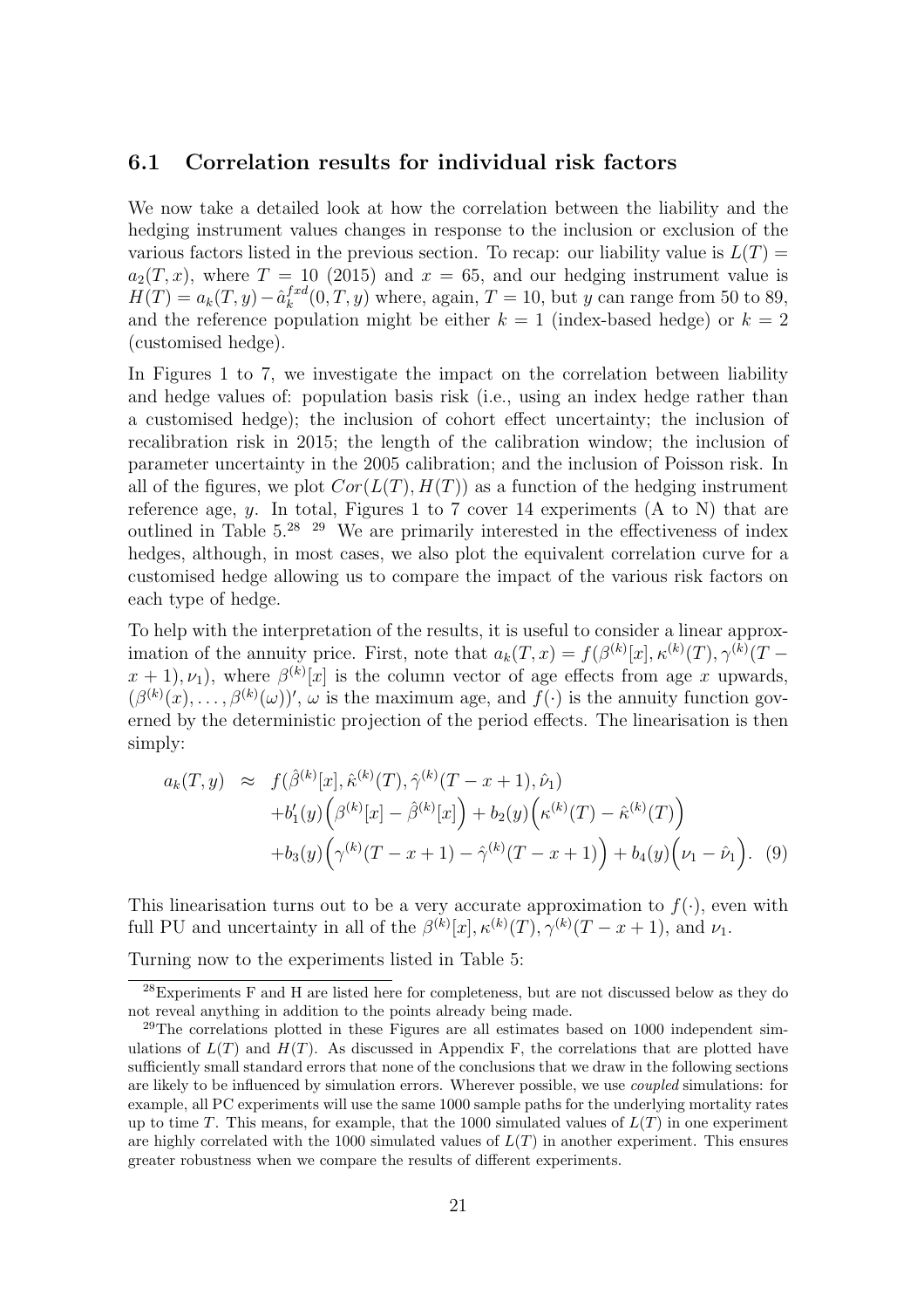## 6.1 Correlation results for individual risk factors

We now take a detailed look at how the correlation between the liability and the hedging instrument values changes in response to the inclusion or exclusion of the various factors listed in the previous section. To recap: our liability value is $L(T) = a_2(T, x)$, where $T = 10$ (2015) and $x = 65$, and our hedging instrument value is $H(T) = a_k(T, y) - \hat{a}_k^{fxd}(0, T, y)$ where, again, $T = 10$, but $y$ can range from 50 to 89, and the reference population might be either $k = 1$ (index-based hedge) or $k = 2$ (customised hedge).

In Figures 1 to 7, we investigate the impact on the correlation between liability and hedge values of: population basis risk (i.e., using an index hedge rather than a customised hedge); the inclusion of cohort effect uncertainty; the inclusion of recalibration risk in 2015; the length of the calibration window; the inclusion of parameter uncertainty in the 2005 calibration; and the inclusion of Poisson risk. In all of the figures, we plot $Cor(L(T), H(T))$ as a function of the hedging instrument reference age, $y$. In total, Figures 1 to 7 cover 14 experiments (A to N) that are outlined in Table 5.[28] [29] We are primarily interested in the effectiveness of index hedges, although, in most cases, we also plot the equivalent correlation curve for a customised hedge allowing us to compare the impact of the various risk factors on each type of hedge.

To help with the interpretation of the results, it is useful to consider a linear approximation of the annuity price. First, note that $a_k(T, x) = f(\beta^{(k)}[x], \kappa^{(k)}(T), \gamma^{(k)}(T - x + 1), \nu_1)$, where $\beta^{(k)}[x]$ is the column vector of age effects from age $x$ upwards, $(\beta^{(k)}(x), \ldots, \beta^{(k)}(\omega))'$, $\omega$ is the maximum age, and $f(\cdot)$ is the annuity function governed by the deterministic projection of the period effects. The linearisation is then simply:

$$
\begin{aligned}
a_k(T, y) \approx\ & f(\hat{\beta}^{(k)}[x], \hat{\kappa}^{(k)}(T), \hat{\gamma}^{(k)}(T - x + 1), \hat{\nu}_1) \\
& + b_1'(y)\Big(\beta^{(k)}[x] - \hat{\beta}^{(k)}[x]\Big) + b_2(y)\Big(\kappa^{(k)}(T) - \hat{\kappa}^{(k)}(T)\Big) \\
& + b_3(y)\Big(\gamma^{(k)}(T - x + 1) - \hat{\gamma}^{(k)}(T - x + 1)\Big) + b_4(y)\Big(\nu_1 - \hat{\nu}_1\Big). \quad (9)
\end{aligned}
$$

This linearisation turns out to be a very accurate approximation to $f(\cdot)$, even with full PU and uncertainty in all of the $\beta^{(k)}[x], \kappa^{(k)}(T), \gamma^{(k)}(T - x + 1)$, and $\nu_1$.

Turning now to the experiments listed in Table 5:

---

[28] Experiments F and H are listed here for completeness, but are not discussed below as they do not reveal anything in addition to the points already being made.

[29] The correlations plotted in these Figures are all estimates based on 1000 independent simulations of $L(T)$ and $H(T)$. As discussed in Appendix F, the correlations that are plotted have sufficiently small standard errors that none of the conclusions that we draw in the following sections are likely to be influenced by simulation errors. Wherever possible, we use *coupled* simulations: for example, all PC experiments will use the same 1000 sample paths for the underlying mortality rates up to time $T$. This means, for example, that the 1000 simulated values of $L(T)$ in one experiment are highly correlated with the 1000 simulated values of $L(T)$ in another experiment. This ensures greater robustness when we compare the results of different experiments.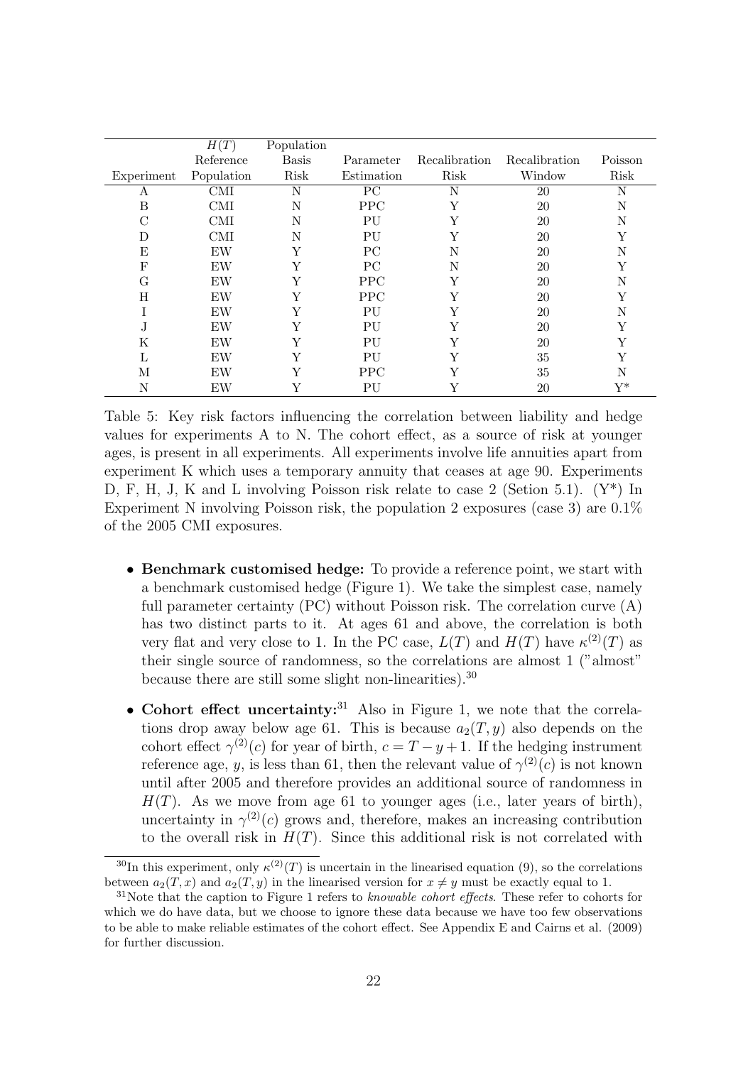| Experiment | $H(T)$ Reference Population | Population Basis Risk | Parameter Estimation | Recalibration Risk | Recalibration Window | Poisson Risk |
|---|---|---|---|---|---|---|
| A | CMI | N | PC | N | 20 | N |
| B | CMI | N | PPC | Y | 20 | N |
| C | CMI | N | PU | Y | 20 | N |
| D | CMI | N | PU | Y | 20 | Y |
| E | EW | Y | PC | N | 20 | N |
| F | EW | Y | PC | N | 20 | Y |
| G | EW | Y | PPC | Y | 20 | N |
| H | EW | Y | PPC | Y | 20 | Y |
| I | EW | Y | PU | Y | 20 | N |
| J | EW | Y | PU | Y | 20 | Y |
| K | EW | Y | PU | Y | 20 | Y |
| L | EW | Y | PU | Y | 35 | Y |
| M | EW | Y | PPC | Y | 35 | N |
| N | EW | Y | PU | Y | 20 | Y* |

Table 5: Key risk factors influencing the correlation between liability and hedge values for experiments A to N. The cohort effect, as a source of risk at younger ages, is present in all experiments. All experiments involve life annuities apart from experiment K which uses a temporary annuity that ceases at age 90. Experiments D, F, H, J, K and L involving Poisson risk relate to case 2 (Setion 5.1). (Y*) In Experiment N involving Poisson risk, the population 2 exposures (case 3) are 0.1% of the 2005 CMI exposures.

- **Benchmark customised hedge:** To provide a reference point, we start with a benchmark customised hedge (Figure 1). We take the simplest case, namely full parameter certainty (PC) without Poisson risk. The correlation curve (A) has two distinct parts to it. At ages 61 and above, the correlation is both very flat and very close to 1. In the PC case, $L(T)$ and $H(T)$ have $\kappa^{(2)}(T)$ as their single source of randomness, so the correlations are almost 1 ("almost" because there are still some slight non-linearities).[30]

- **Cohort effect uncertainty:**[31] Also in Figure 1, we note that the correlations drop away below age 61. This is because $a_2(T, y)$ also depends on the cohort effect $\gamma^{(2)}(c)$ for year of birth, $c = T - y + 1$. If the hedging instrument reference age, $y$, is less than 61, then the relevant value of $\gamma^{(2)}(c)$ is not known until after 2005 and therefore provides an additional source of randomness in $H(T)$. As we move from age 61 to younger ages (i.e., later years of birth), uncertainty in $\gamma^{(2)}(c)$ grows and, therefore, makes an increasing contribution to the overall risk in $H(T)$. Since this additional risk is not correlated with

[30] In this experiment, only $\kappa^{(2)}(T)$ is uncertain in the linearised equation (9), so the correlations between $a_2(T, x)$ and $a_2(T, y)$ in the linearised version for $x \neq y$ must be exactly equal to 1.

[31] Note that the caption to Figure 1 refers to *knowable cohort effects*. These refer to cohorts for which we do have data, but we choose to ignore these data because we have too few observations to be able to make reliable estimates of the cohort effect. See Appendix E and Cairns et al. (2009) for further discussion.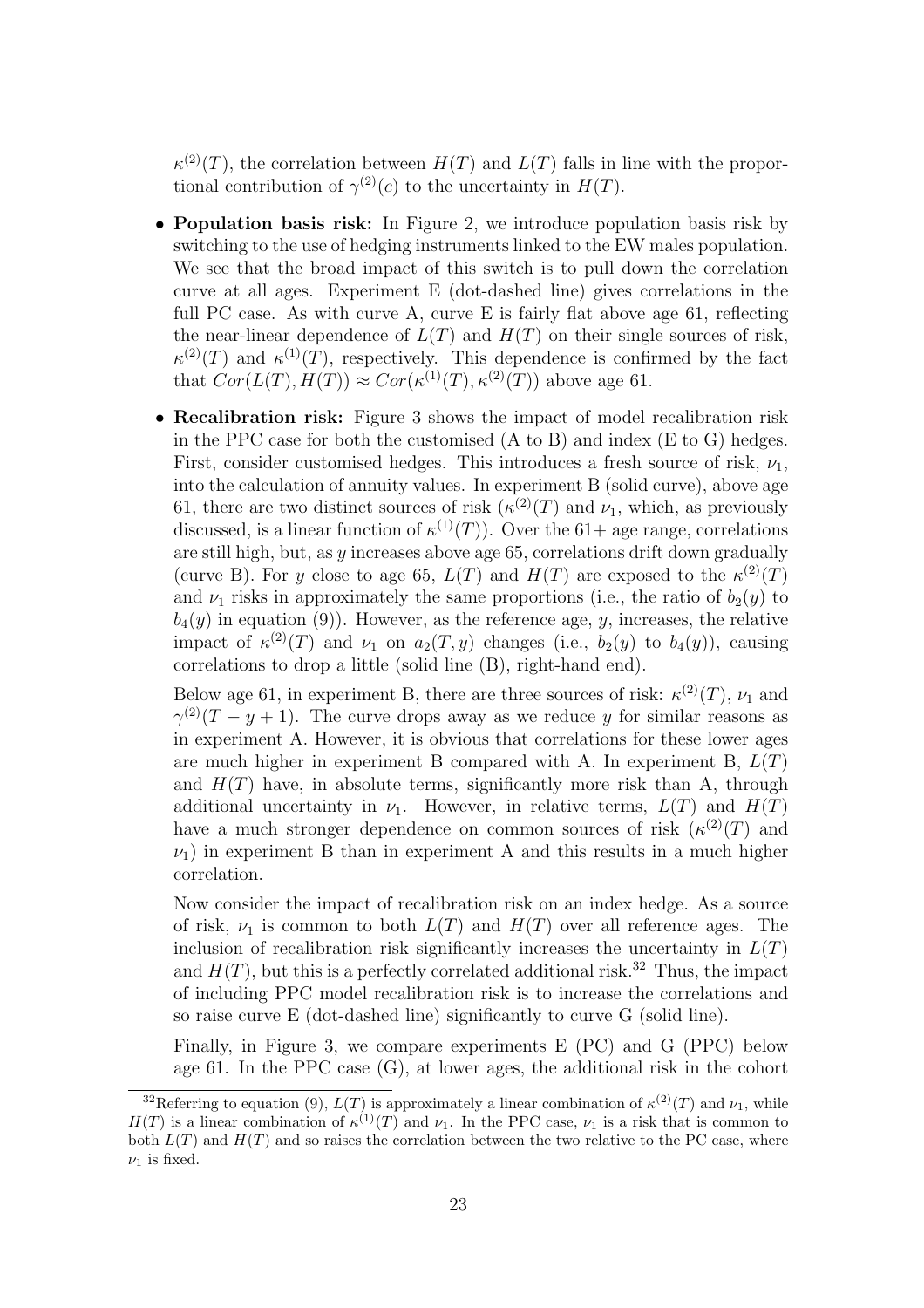$\kappa^{(2)}(T)$, the correlation between $H(T)$ and $L(T)$ falls in line with the proportional contribution of $\gamma^{(2)}(c)$ to the uncertainty in $H(T)$.

- **Population basis risk:** In Figure 2, we introduce population basis risk by switching to the use of hedging instruments linked to the EW males population. We see that the broad impact of this switch is to pull down the correlation curve at all ages. Experiment E (dot-dashed line) gives correlations in the full PC case. As with curve A, curve E is fairly flat above age 61, reflecting the near-linear dependence of $L(T)$ and $H(T)$ on their single sources of risk, $\kappa^{(2)}(T)$ and $\kappa^{(1)}(T)$, respectively. This dependence is confirmed by the fact that $Cor(L(T), H(T)) \approx Cor(\kappa^{(1)}(T), \kappa^{(2)}(T))$ above age 61.

- **Recalibration risk:** Figure 3 shows the impact of model recalibration risk in the PPC case for both the customised (A to B) and index (E to G) hedges. First, consider customised hedges. This introduces a fresh source of risk, $\nu_1$, into the calculation of annuity values. In experiment B (solid curve), above age 61, there are two distinct sources of risk ($\kappa^{(2)}(T)$ and $\nu_1$, which, as previously discussed, is a linear function of $\kappa^{(1)}(T)$). Over the 61+ age range, correlations are still high, but, as $y$ increases above age 65, correlations drift down gradually (curve B). For $y$ close to age 65, $L(T)$ and $H(T)$ are exposed to the $\kappa^{(2)}(T)$ and $\nu_1$ risks in approximately the same proportions (i.e., the ratio of $b_2(y)$ to $b_4(y)$ in equation (9)). However, as the reference age, $y$, increases, the relative impact of $\kappa^{(2)}(T)$ and $\nu_1$ on $a_2(T, y)$ changes (i.e., $b_2(y)$ to $b_4(y)$), causing correlations to drop a little (solid line (B), right-hand end).

  Below age 61, in experiment B, there are three sources of risk: $\kappa^{(2)}(T)$, $\nu_1$ and $\gamma^{(2)}(T - y + 1)$. The curve drops away as we reduce $y$ for similar reasons as in experiment A. However, it is obvious that correlations for these lower ages are much higher in experiment B compared with A. In experiment B, $L(T)$ and $H(T)$ have, in absolute terms, significantly more risk than A, through additional uncertainty in $\nu_1$. However, in relative terms, $L(T)$ and $H(T)$ have a much stronger dependence on common sources of risk ($\kappa^{(2)}(T)$ and $\nu_1$) in experiment B than in experiment A and this results in a much higher correlation.

  Now consider the impact of recalibration risk on an index hedge. As a source of risk, $\nu_1$ is common to both $L(T)$ and $H(T)$ over all reference ages. The inclusion of recalibration risk significantly increases the uncertainty in $L(T)$ and $H(T)$, but this is a perfectly correlated additional risk.[32] Thus, the impact of including PPC model recalibration risk is to increase the correlations and so raise curve E (dot-dashed line) significantly to curve G (solid line).

  Finally, in Figure 3, we compare experiments E (PC) and G (PPC) below age 61. In the PPC case (G), at lower ages, the additional risk in the cohort

[32] Referring to equation (9), $L(T)$ is approximately a linear combination of $\kappa^{(2)}(T)$ and $\nu_1$, while $H(T)$ is a linear combination of $\kappa^{(1)}(T)$ and $\nu_1$. In the PPC case, $\nu_1$ is a risk that is common to both $L(T)$ and $H(T)$ and so raises the correlation between the two relative to the PC case, where $\nu_1$ is fixed.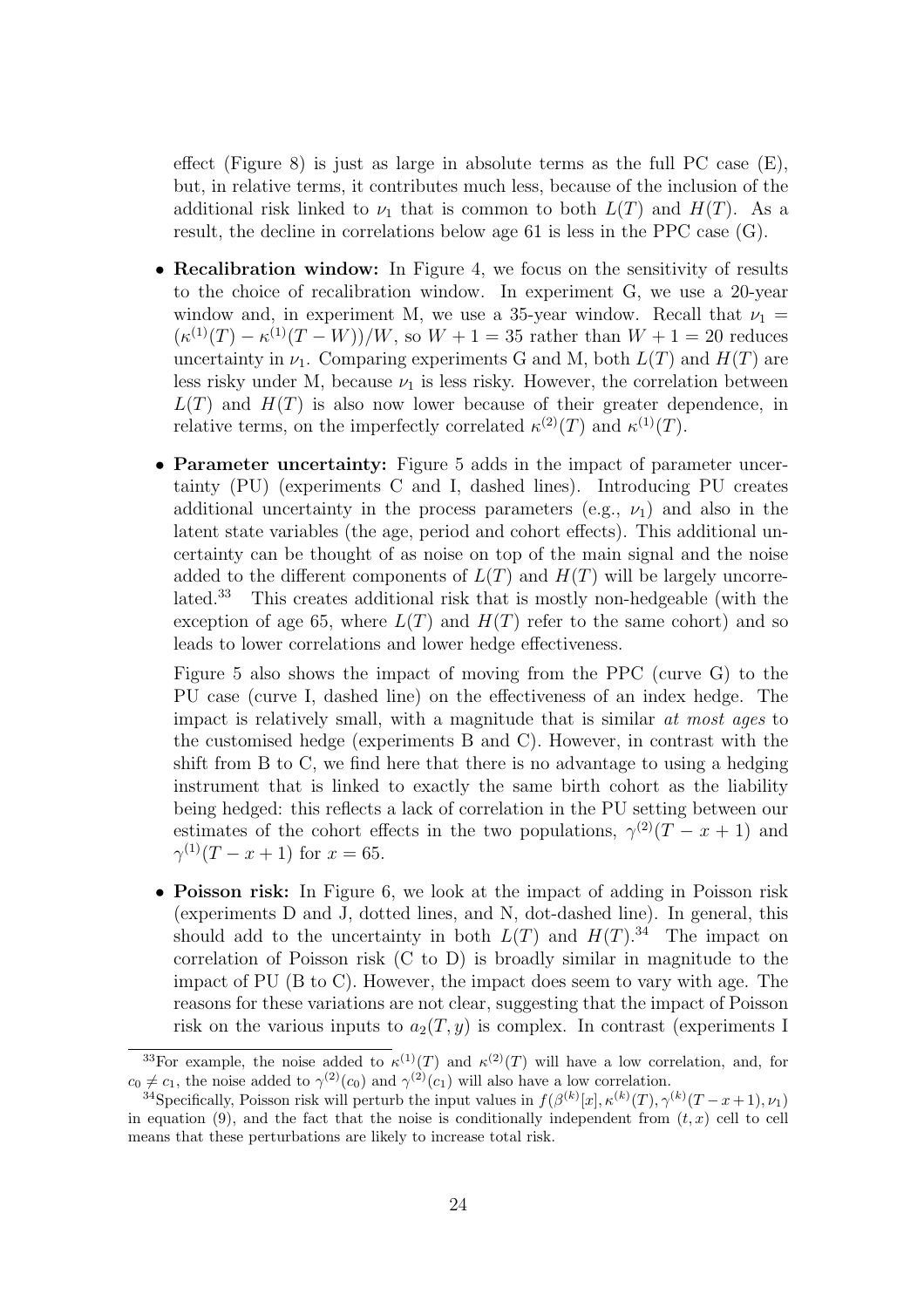effect (Figure 8) is just as large in absolute terms as the full PC case (E), but, in relative terms, it contributes much less, because of the inclusion of the additional risk linked to $\nu_1$ that is common to both $L(T)$ and $H(T)$. As a result, the decline in correlations below age 61 is less in the PPC case (G).

- **Recalibration window:** In Figure 4, we focus on the sensitivity of results to the choice of recalibration window. In experiment G, we use a 20-year window and, in experiment M, we use a 35-year window. Recall that $\nu_1 = (\kappa^{(1)}(T) - \kappa^{(1)}(T-W))/W$, so $W+1 = 35$ rather than $W+1 = 20$ reduces uncertainty in $\nu_1$. Comparing experiments G and M, both $L(T)$ and $H(T)$ are less risky under M, because $\nu_1$ is less risky. However, the correlation between $L(T)$ and $H(T)$ is also now lower because of their greater dependence, in relative terms, on the imperfectly correlated $\kappa^{(2)}(T)$ and $\kappa^{(1)}(T)$.

- **Parameter uncertainty:** Figure 5 adds in the impact of parameter uncertainty (PU) (experiments C and I, dashed lines). Introducing PU creates additional uncertainty in the process parameters (e.g., $\nu_1$) and also in the latent state variables (the age, period and cohort effects). This additional uncertainty can be thought of as noise on top of the main signal and the noise added to the different components of $L(T)$ and $H(T)$ will be largely uncorrelated.[33] This creates additional risk that is mostly non-hedgeable (with the exception of age 65, where $L(T)$ and $H(T)$ refer to the same cohort) and so leads to lower correlations and lower hedge effectiveness.

  Figure 5 also shows the impact of moving from the PPC (curve G) to the PU case (curve I, dashed line) on the effectiveness of an index hedge. The impact is relatively small, with a magnitude that is similar *at most ages* to the customised hedge (experiments B and C). However, in contrast with the shift from B to C, we find here that there is no advantage to using a hedging instrument that is linked to exactly the same birth cohort as the liability being hedged: this reflects a lack of correlation in the PU setting between our estimates of the cohort effects in the two populations, $\gamma^{(2)}(T-x+1)$ and $\gamma^{(1)}(T-x+1)$ for $x = 65$.

- **Poisson risk:** In Figure 6, we look at the impact of adding in Poisson risk (experiments D and J, dotted lines, and N, dot-dashed line). In general, this should add to the uncertainty in both $L(T)$ and $H(T)$.[34] The impact on correlation of Poisson risk (C to D) is broadly similar in magnitude to the impact of PU (B to C). However, the impact does seem to vary with age. The reasons for these variations are not clear, suggesting that the impact of Poisson risk on the various inputs to $a_2(T, y)$ is complex. In contrast (experiments I

---

[33] For example, the noise added to $\kappa^{(1)}(T)$ and $\kappa^{(2)}(T)$ will have a low correlation, and, for $c_0 \neq c_1$, the noise added to $\gamma^{(2)}(c_0)$ and $\gamma^{(2)}(c_1)$ will also have a low correlation.

[34] Specifically, Poisson risk will perturb the input values in $f(\beta^{(k)}[x], \kappa^{(k)}(T), \gamma^{(k)}(T-x+1), \nu_1)$ in equation (9), and the fact that the noise is conditionally independent from $(t, x)$ cell to cell means that these perturbations are likely to increase total risk.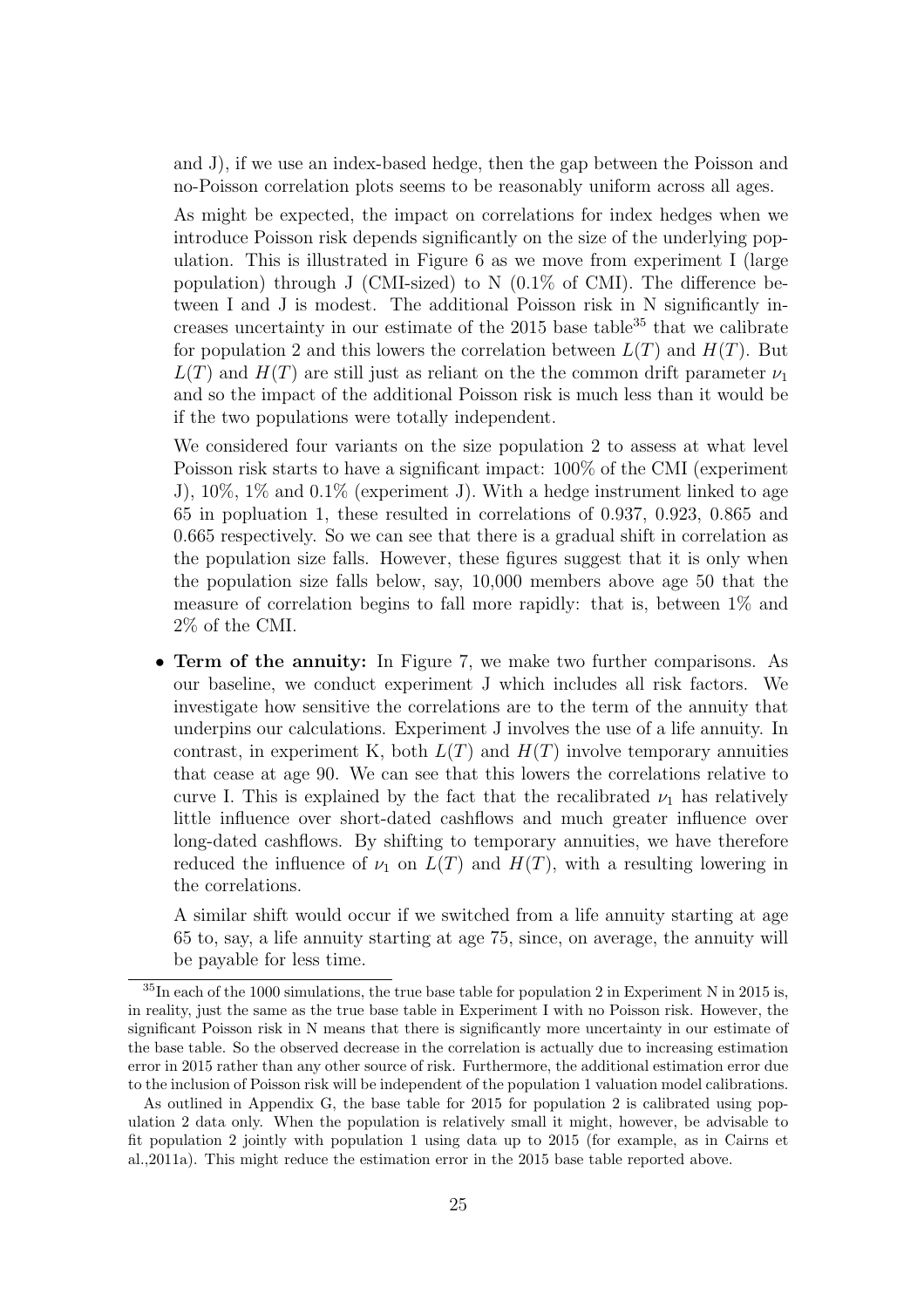and J), if we use an index-based hedge, then the gap between the Poisson and no-Poisson correlation plots seems to be reasonably uniform across all ages.

As might be expected, the impact on correlations for index hedges when we introduce Poisson risk depends significantly on the size of the underlying population. This is illustrated in Figure 6 as we move from experiment I (large population) through J (CMI-sized) to N (0.1% of CMI). The difference between I and J is modest. The additional Poisson risk in N significantly increases uncertainty in our estimate of the 2015 base table[35] that we calibrate for population 2 and this lowers the correlation between $L(T)$ and $H(T)$. But $L(T)$ and $H(T)$ are still just as reliant on the the common drift parameter $\nu_1$ and so the impact of the additional Poisson risk is much less than it would be if the two populations were totally independent.

We considered four variants on the size population 2 to assess at what level Poisson risk starts to have a significant impact: 100% of the CMI (experiment J), 10%, 1% and 0.1% (experiment J). With a hedge instrument linked to age 65 in popluation 1, these resulted in correlations of 0.937, 0.923, 0.865 and 0.665 respectively. So we can see that there is a gradual shift in correlation as the population size falls. However, these figures suggest that it is only when the population size falls below, say, 10,000 members above age 50 that the measure of correlation begins to fall more rapidly: that is, between 1% and 2% of the CMI.

- **Term of the annuity:** In Figure 7, we make two further comparisons. As our baseline, we conduct experiment J which includes all risk factors. We investigate how sensitive the correlations are to the term of the annuity that underpins our calculations. Experiment J involves the use of a life annuity. In contrast, in experiment K, both $L(T)$ and $H(T)$ involve temporary annuities that cease at age 90. We can see that this lowers the correlations relative to curve I. This is explained by the fact that the recalibrated $\nu_1$ has relatively little influence over short-dated cashflows and much greater influence over long-dated cashflows. By shifting to temporary annuities, we have therefore reduced the influence of $\nu_1$ on $L(T)$ and $H(T)$, with a resulting lowering in the correlations.

  A similar shift would occur if we switched from a life annuity starting at age 65 to, say, a life annuity starting at age 75, since, on average, the annuity will be payable for less time.

[35] In each of the 1000 simulations, the true base table for population 2 in Experiment N in 2015 is, in reality, just the same as the true base table in Experiment I with no Poisson risk. However, the significant Poisson risk in N means that there is significantly more uncertainty in our estimate of the base table. So the observed decrease in the correlation is actually due to increasing estimation error in 2015 rather than any other source of risk. Furthermore, the additional estimation error due to the inclusion of Poisson risk will be independent of the population 1 valuation model calibrations.

As outlined in Appendix G, the base table for 2015 for population 2 is calibrated using population 2 data only. When the population is relatively small it might, however, be advisable to fit population 2 jointly with population 1 using data up to 2015 (for example, as in Cairns et al.,2011a). This might reduce the estimation error in the 2015 base table reported above.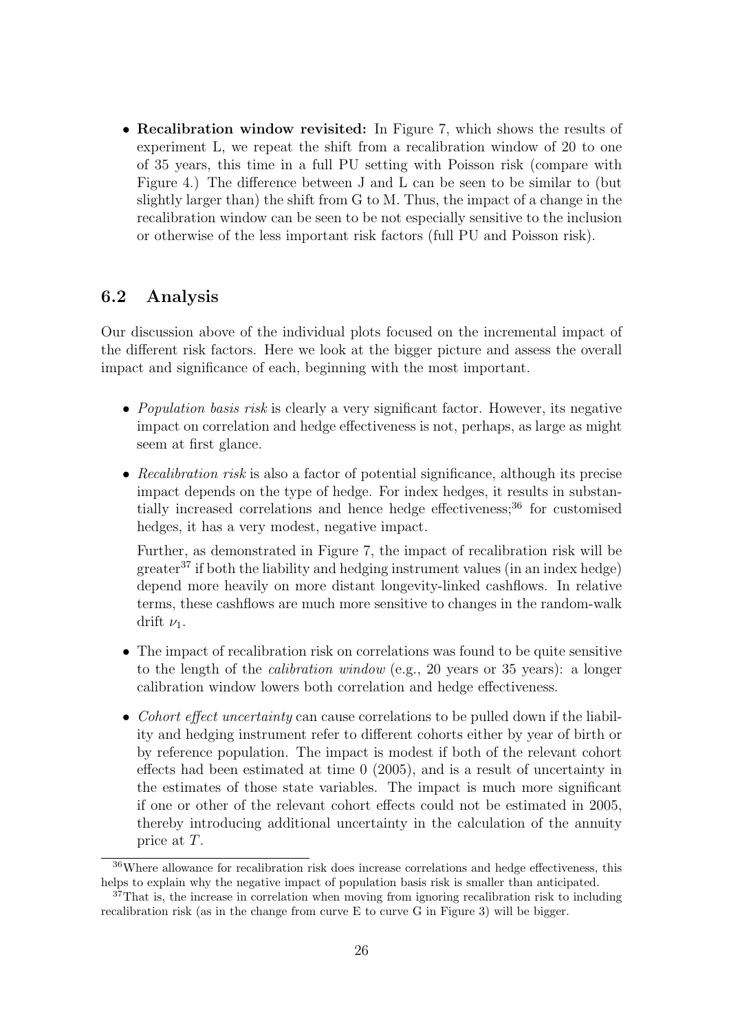- **Recalibration window revisited:** In Figure 7, which shows the results of experiment L, we repeat the shift from a recalibration window of 20 to one of 35 years, this time in a full PU setting with Poisson risk (compare with Figure 4.) The difference between J and L can be seen to be similar to (but slightly larger than) the shift from G to M. Thus, the impact of a change in the recalibration window can be seen to be not especially sensitive to the inclusion or otherwise of the less important risk factors (full PU and Poisson risk).

## 6.2 Analysis

Our discussion above of the individual plots focused on the incremental impact of the different risk factors. Here we look at the bigger picture and assess the overall impact and significance of each, beginning with the most important.

- *Population basis risk* is clearly a very significant factor. However, its negative impact on correlation and hedge effectiveness is not, perhaps, as large as might seem at first glance.

- *Recalibration risk* is also a factor of potential significance, although its precise impact depends on the type of hedge. For index hedges, it results in substantially increased correlations and hence hedge effectiveness;[36] for customised hedges, it has a very modest, negative impact.

  Further, as demonstrated in Figure 7, the impact of recalibration risk will be greater[37] if both the liability and hedging instrument values (in an index hedge) depend more heavily on more distant longevity-linked cashflows. In relative terms, these cashflows are much more sensitive to changes in the random-walk drift $\nu_1$.

- The impact of recalibration risk on correlations was found to be quite sensitive to the length of the *calibration window* (e.g., 20 years or 35 years): a longer calibration window lowers both correlation and hedge effectiveness.

- *Cohort effect uncertainty* can cause correlations to be pulled down if the liability and hedging instrument refer to different cohorts either by year of birth or by reference population. The impact is modest if both of the relevant cohort effects had been estimated at time 0 (2005), and is a result of uncertainty in the estimates of those state variables. The impact is much more significant if one or other of the relevant cohort effects could not be estimated in 2005, thereby introducing additional uncertainty in the calculation of the annuity price at $T$.

[36] Where allowance for recalibration risk does increase correlations and hedge effectiveness, this helps to explain why the negative impact of population basis risk is smaller than anticipated.

[37] That is, the increase in correlation when moving from ignoring recalibration risk to including recalibration risk (as in the change from curve E to curve G in Figure 3) will be bigger.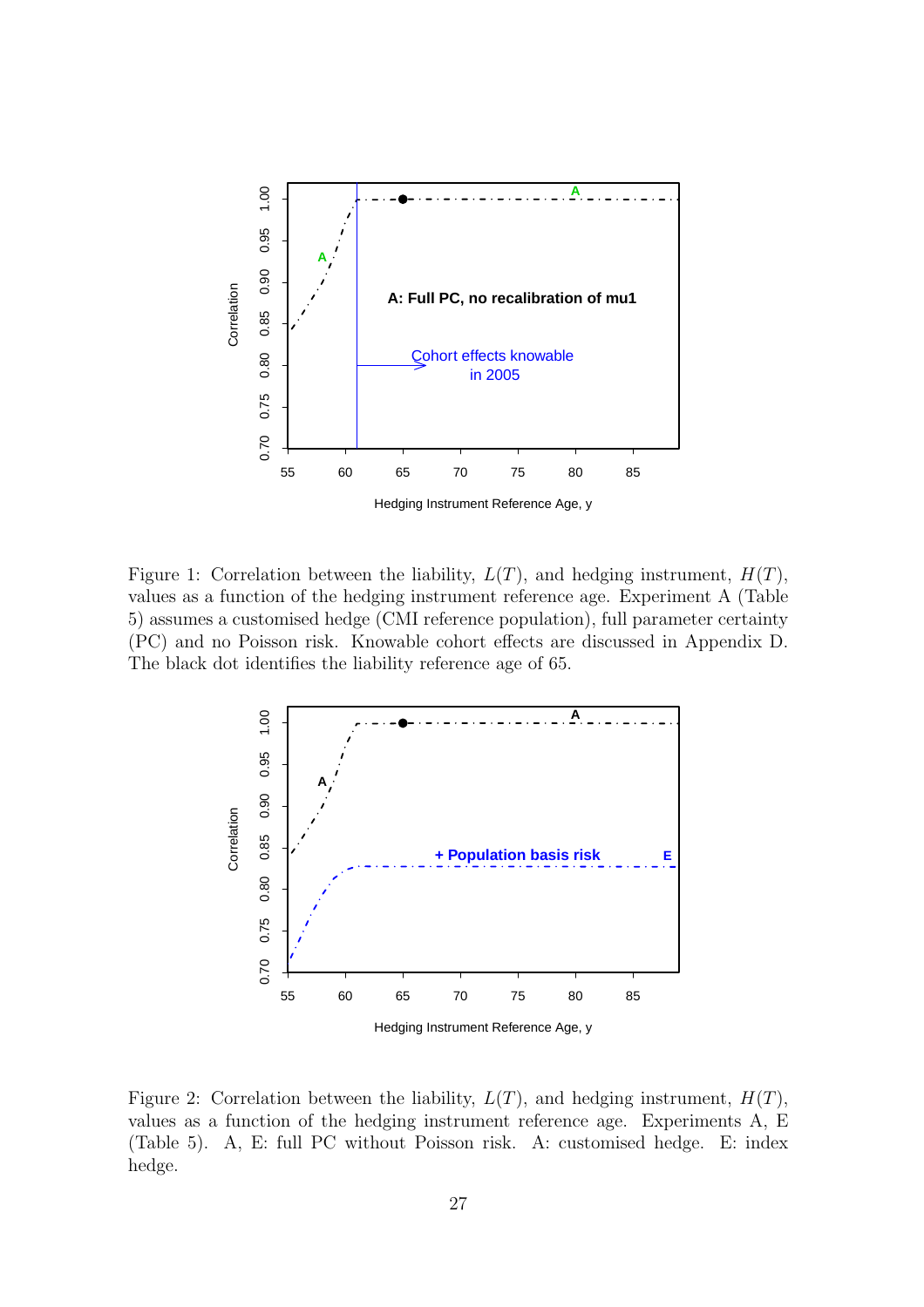Figure 1: Correlation between the liability, $L(T)$, and hedging instrument, $H(T)$, values as a function of the hedging instrument reference age. Experiment A (Table 5) assumes a customised hedge (CMI reference population), full parameter certainty (PC) and no Poisson risk. Knowable cohort effects are discussed in Appendix D. The black dot identifies the liability reference age of 65.

Figure 2: Correlation between the liability, $L(T)$, and hedging instrument, $H(T)$, values as a function of the hedging instrument reference age. Experiments A, E (Table 5). A, E: full PC without Poisson risk. A: customised hedge. E: index hedge.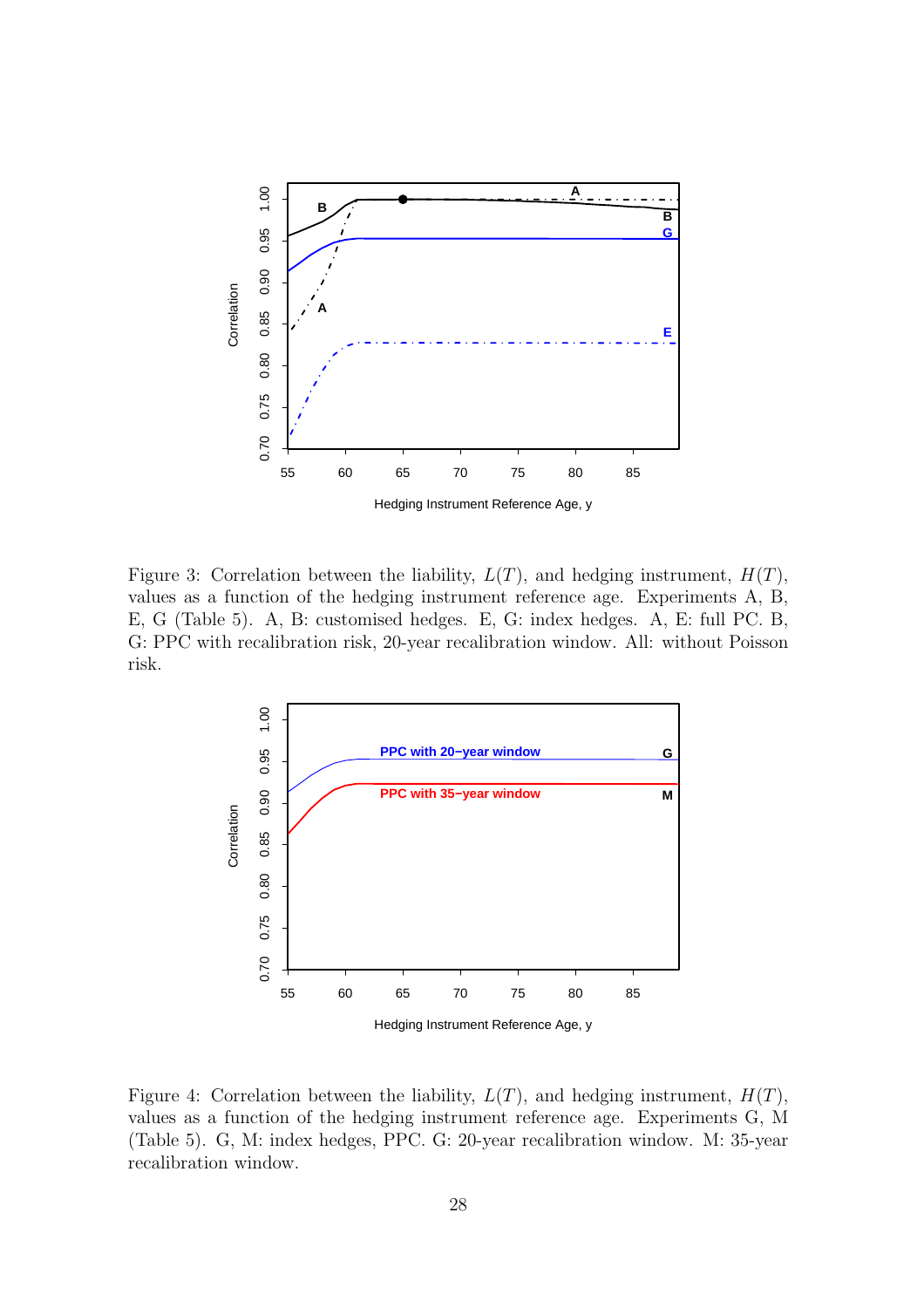Figure 3: Correlation between the liability, $L(T)$, and hedging instrument, $H(T)$, values as a function of the hedging instrument reference age. Experiments A, B, E, G (Table 5). A, B: customised hedges. E, G: index hedges. A, E: full PC. B, G: PPC with recalibration risk, 20-year recalibration window. All: without Poisson risk.

Figure 4: Correlation between the liability, $L(T)$, and hedging instrument, $H(T)$, values as a function of the hedging instrument reference age. Experiments G, M (Table 5). G, M: index hedges, PPC. G: 20-year recalibration window. M: 35-year recalibration window.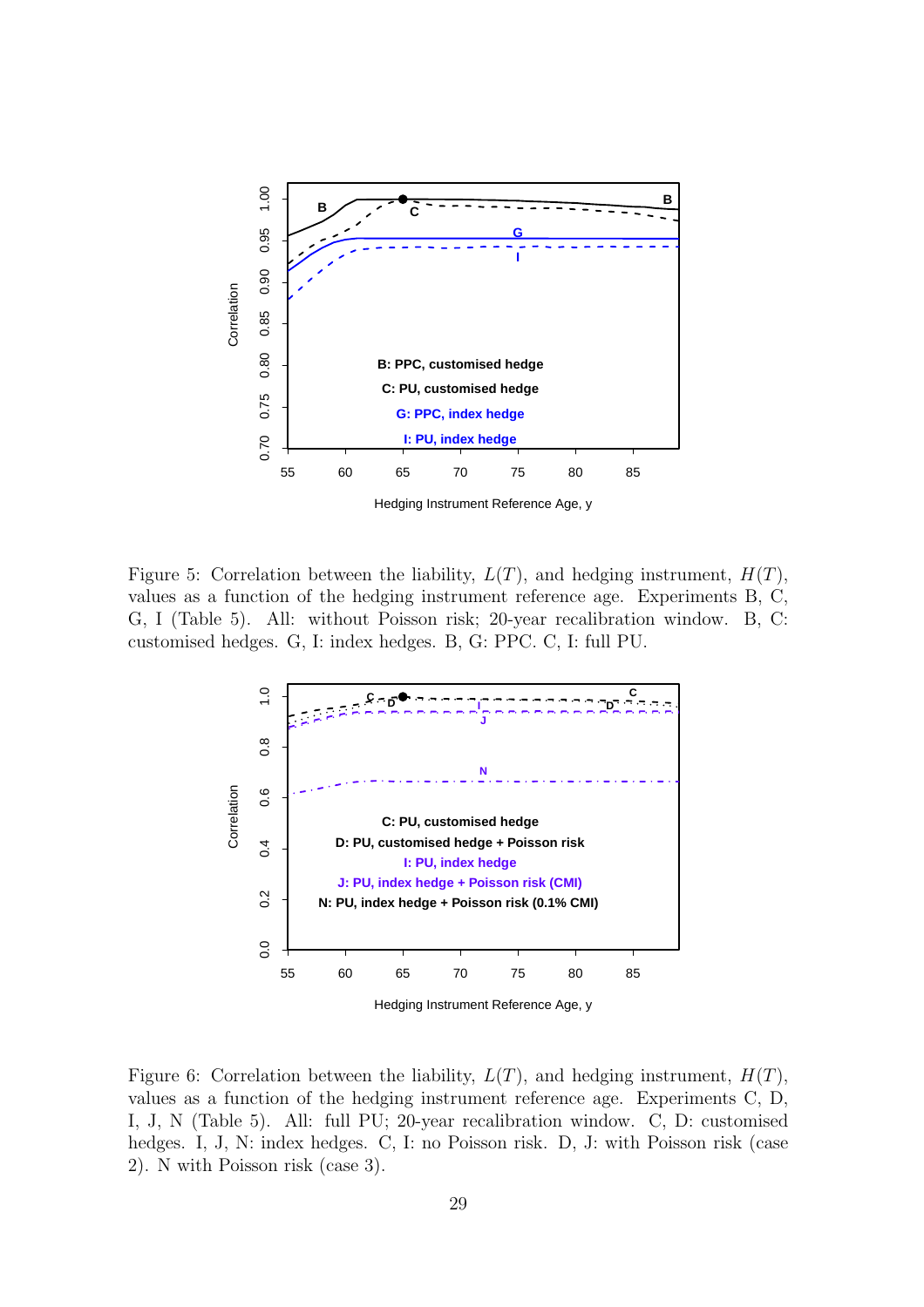Figure 5: Correlation between the liability, $L(T)$, and hedging instrument, $H(T)$, values as a function of the hedging instrument reference age. Experiments B, C, G, I (Table 5). All: without Poisson risk; 20-year recalibration window. B, C: customised hedges. G, I: index hedges. B, G: PPC. C, I: full PU.

Figure 6: Correlation between the liability, $L(T)$, and hedging instrument, $H(T)$, values as a function of the hedging instrument reference age. Experiments C, D, I, J, N (Table 5). All: full PU; 20-year recalibration window. C, D: customised hedges. I, J, N: index hedges. C, I: no Poisson risk. D, J: with Poisson risk (case 2). N with Poisson risk (case 3).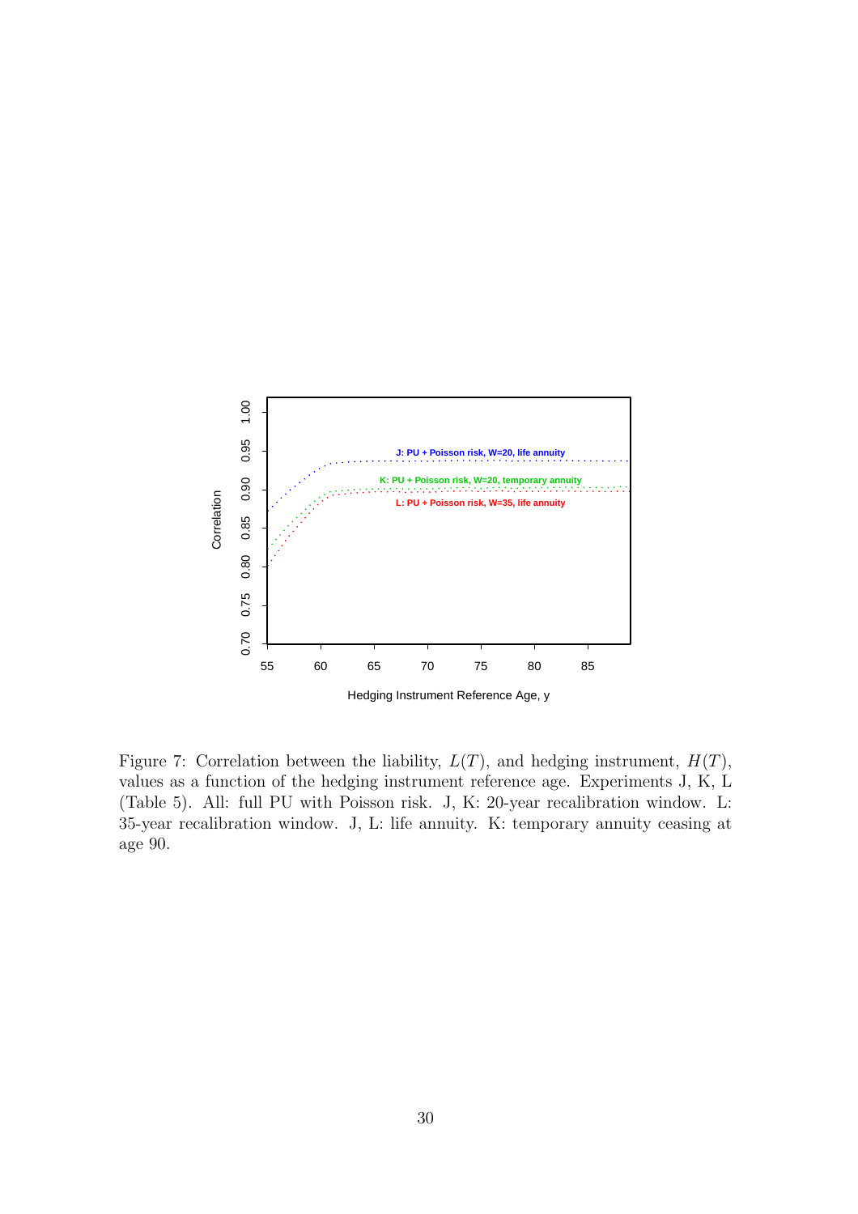Figure 7: Correlation between the liability, $L(T)$, and hedging instrument, $H(T)$, values as a function of the hedging instrument reference age. Experiments J, K, L (Table 5). All: full PU with Poisson risk. J, K: 20-year recalibration window. L: 35-year recalibration window. J, L: life annuity. K: temporary annuity ceasing at age 90.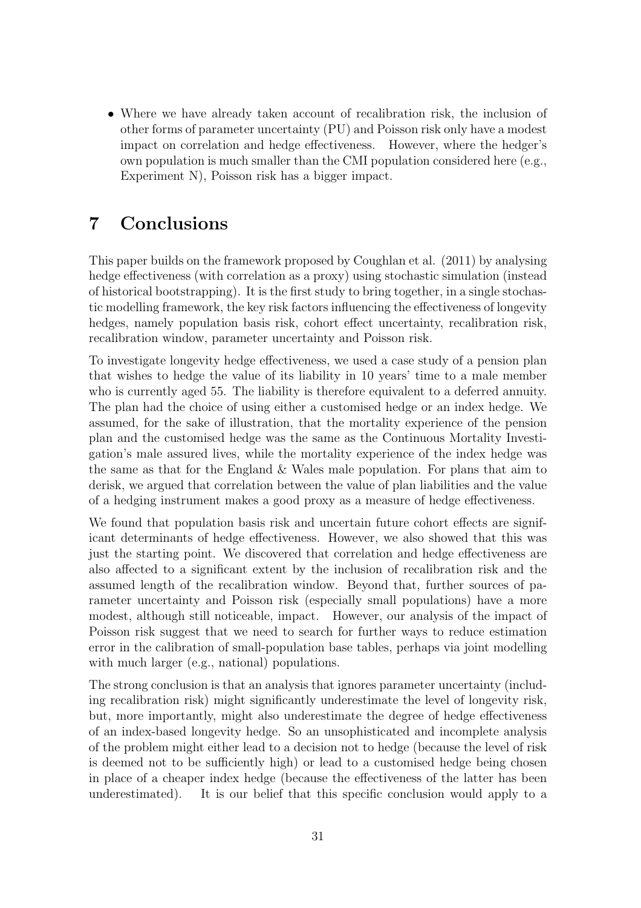- Where we have already taken account of recalibration risk, the inclusion of other forms of parameter uncertainty (PU) and Poisson risk only have a modest impact on correlation and hedge effectiveness. However, where the hedger's own population is much smaller than the CMI population considered here (e.g., Experiment N), Poisson risk has a bigger impact.

# 7 Conclusions

This paper builds on the framework proposed by Coughlan et al. (2011) by analysing hedge effectiveness (with correlation as a proxy) using stochastic simulation (instead of historical bootstrapping). It is the first study to bring together, in a single stochastic modelling framework, the key risk factors influencing the effectiveness of longevity hedges, namely population basis risk, cohort effect uncertainty, recalibration risk, recalibration window, parameter uncertainty and Poisson risk.

To investigate longevity hedge effectiveness, we used a case study of a pension plan that wishes to hedge the value of its liability in 10 years' time to a male member who is currently aged 55. The liability is therefore equivalent to a deferred annuity. The plan had the choice of using either a customised hedge or an index hedge. We assumed, for the sake of illustration, that the mortality experience of the pension plan and the customised hedge was the same as the Continuous Mortality Investigation's male assured lives, while the mortality experience of the index hedge was the same as that for the England & Wales male population. For plans that aim to derisk, we argued that correlation between the value of plan liabilities and the value of a hedging instrument makes a good proxy as a measure of hedge effectiveness.

We found that population basis risk and uncertain future cohort effects are significant determinants of hedge effectiveness. However, we also showed that this was just the starting point. We discovered that correlation and hedge effectiveness are also affected to a significant extent by the inclusion of recalibration risk and the assumed length of the recalibration window. Beyond that, further sources of parameter uncertainty and Poisson risk (especially small populations) have a more modest, although still noticeable, impact. However, our analysis of the impact of Poisson risk suggest that we need to search for further ways to reduce estimation error in the calibration of small-population base tables, perhaps via joint modelling with much larger (e.g., national) populations.

The strong conclusion is that an analysis that ignores parameter uncertainty (including recalibration risk) might significantly underestimate the level of longevity risk, but, more importantly, might also underestimate the degree of hedge effectiveness of an index-based longevity hedge. So an unsophisticated and incomplete analysis of the problem might either lead to a decision not to hedge (because the level of risk is deemed not to be sufficiently high) or lead to a customised hedge being chosen in place of a cheaper index hedge (because the effectiveness of the latter has been underestimated). It is our belief that this specific conclusion would apply to a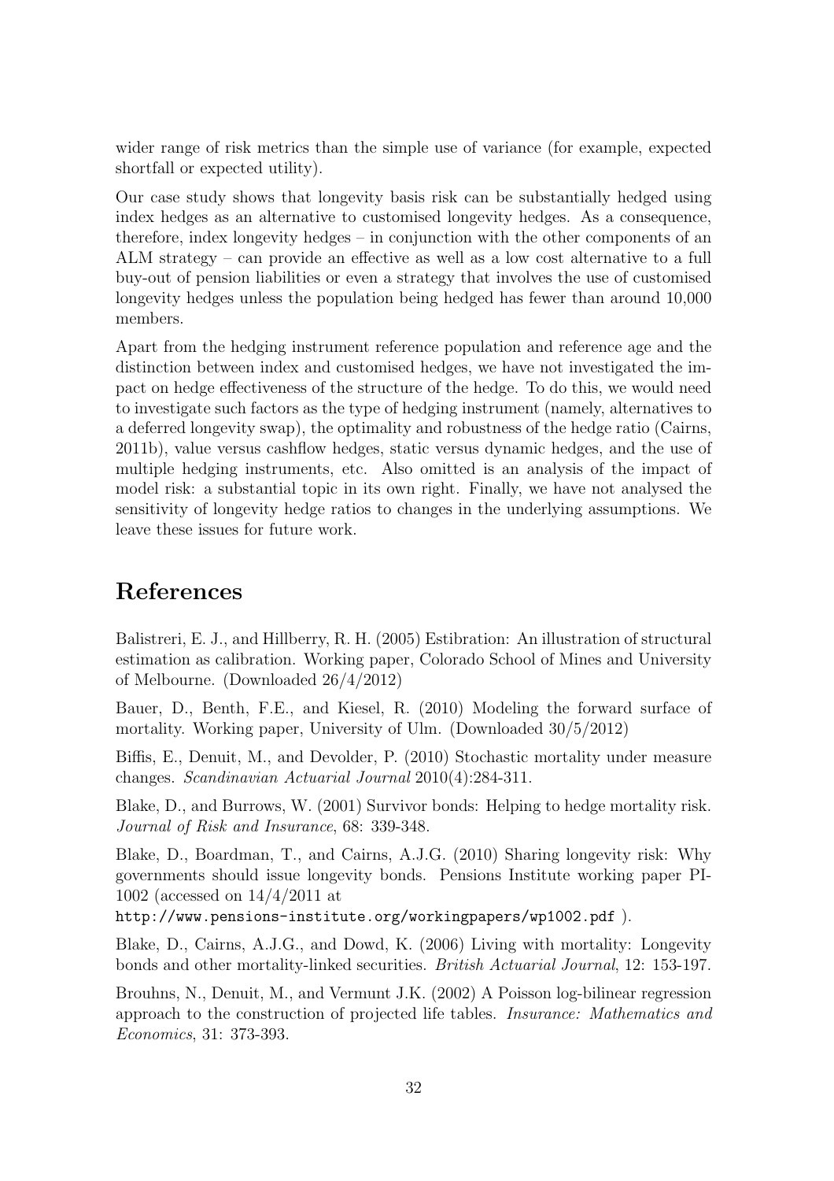wider range of risk metrics than the simple use of variance (for example, expected shortfall or expected utility).

Our case study shows that longevity basis risk can be substantially hedged using index hedges as an alternative to customised longevity hedges. As a consequence, therefore, index longevity hedges – in conjunction with the other components of an ALM strategy – can provide an effective as well as a low cost alternative to a full buy-out of pension liabilities or even a strategy that involves the use of customised longevity hedges unless the population being hedged has fewer than around 10,000 members.

Apart from the hedging instrument reference population and reference age and the distinction between index and customised hedges, we have not investigated the impact on hedge effectiveness of the structure of the hedge. To do this, we would need to investigate such factors as the type of hedging instrument (namely, alternatives to a deferred longevity swap), the optimality and robustness of the hedge ratio (Cairns, 2011b), value versus cashflow hedges, static versus dynamic hedges, and the use of multiple hedging instruments, etc. Also omitted is an analysis of the impact of model risk: a substantial topic in its own right. Finally, we have not analysed the sensitivity of longevity hedge ratios to changes in the underlying assumptions. We leave these issues for future work.

# References

Balistreri, E. J., and Hillberry, R. H. (2005) Estibration: An illustration of structural estimation as calibration. Working paper, Colorado School of Mines and University of Melbourne. (Downloaded 26/4/2012)

Bauer, D., Benth, F.E., and Kiesel, R. (2010) Modeling the forward surface of mortality. Working paper, University of Ulm. (Downloaded 30/5/2012)

Biffis, E., Denuit, M., and Devolder, P. (2010) Stochastic mortality under measure changes. *Scandinavian Actuarial Journal* 2010(4):284-311.

Blake, D., and Burrows, W. (2001) Survivor bonds: Helping to hedge mortality risk. *Journal of Risk and Insurance*, 68: 339-348.

Blake, D., Boardman, T., and Cairns, A.J.G. (2010) Sharing longevity risk: Why governments should issue longevity bonds. Pensions Institute working paper PI-1002 (accessed on 14/4/2011 at
`http://www.pensions-institute.org/workingpapers/wp1002.pdf` ).

Blake, D., Cairns, A.J.G., and Dowd, K. (2006) Living with mortality: Longevity bonds and other mortality-linked securities. *British Actuarial Journal*, 12: 153-197.

Brouhns, N., Denuit, M., and Vermunt J.K. (2002) A Poisson log-bilinear regression approach to the construction of projected life tables. *Insurance: Mathematics and Economics*, 31: 373-393.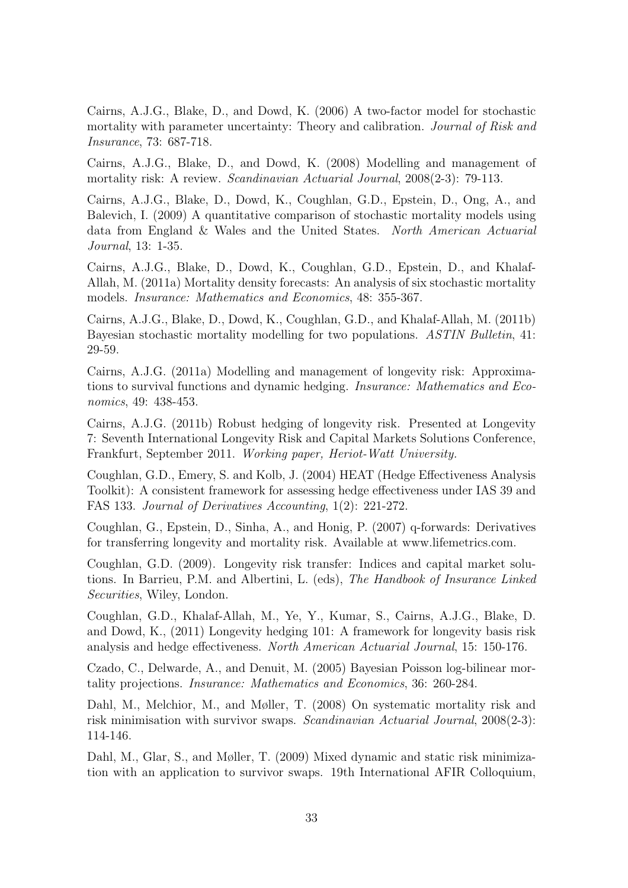Cairns, A.J.G., Blake, D., and Dowd, K. (2006) A two-factor model for stochastic mortality with parameter uncertainty: Theory and calibration. *Journal of Risk and Insurance*, 73: 687-718.

Cairns, A.J.G., Blake, D., and Dowd, K. (2008) Modelling and management of mortality risk: A review. *Scandinavian Actuarial Journal*, 2008(2-3): 79-113.

Cairns, A.J.G., Blake, D., Dowd, K., Coughlan, G.D., Epstein, D., Ong, A., and Balevich, I. (2009) A quantitative comparison of stochastic mortality models using data from England & Wales and the United States. *North American Actuarial Journal*, 13: 1-35.

Cairns, A.J.G., Blake, D., Dowd, K., Coughlan, G.D., Epstein, D., and Khalaf-Allah, M. (2011a) Mortality density forecasts: An analysis of six stochastic mortality models. *Insurance: Mathematics and Economics*, 48: 355-367.

Cairns, A.J.G., Blake, D., Dowd, K., Coughlan, G.D., and Khalaf-Allah, M. (2011b) Bayesian stochastic mortality modelling for two populations. *ASTIN Bulletin*, 41: 29-59.

Cairns, A.J.G. (2011a) Modelling and management of longevity risk: Approximations to survival functions and dynamic hedging. *Insurance: Mathematics and Economics*, 49: 438-453.

Cairns, A.J.G. (2011b) Robust hedging of longevity risk. Presented at Longevity 7: Seventh International Longevity Risk and Capital Markets Solutions Conference, Frankfurt, September 2011. *Working paper, Heriot-Watt University.*

Coughlan, G.D., Emery, S. and Kolb, J. (2004) HEAT (Hedge Effectiveness Analysis Toolkit): A consistent framework for assessing hedge effectiveness under IAS 39 and FAS 133. *Journal of Derivatives Accounting*, 1(2): 221-272.

Coughlan, G., Epstein, D., Sinha, A., and Honig, P. (2007) q-forwards: Derivatives for transferring longevity and mortality risk. Available at www.lifemetrics.com.

Coughlan, G.D. (2009). Longevity risk transfer: Indices and capital market solutions. In Barrieu, P.M. and Albertini, L. (eds), *The Handbook of Insurance Linked Securities*, Wiley, London.

Coughlan, G.D., Khalaf-Allah, M., Ye, Y., Kumar, S., Cairns, A.J.G., Blake, D. and Dowd, K., (2011) Longevity hedging 101: A framework for longevity basis risk analysis and hedge effectiveness. *North American Actuarial Journal*, 15: 150-176.

Czado, C., Delwarde, A., and Denuit, M. (2005) Bayesian Poisson log-bilinear mortality projections. *Insurance: Mathematics and Economics*, 36: 260-284.

Dahl, M., Melchior, M., and Møller, T. (2008) On systematic mortality risk and risk minimisation with survivor swaps. *Scandinavian Actuarial Journal*, 2008(2-3): 114-146.

Dahl, M., Glar, S., and Møller, T. (2009) Mixed dynamic and static risk minimization with an application to survivor swaps. 19th International AFIR Colloquium,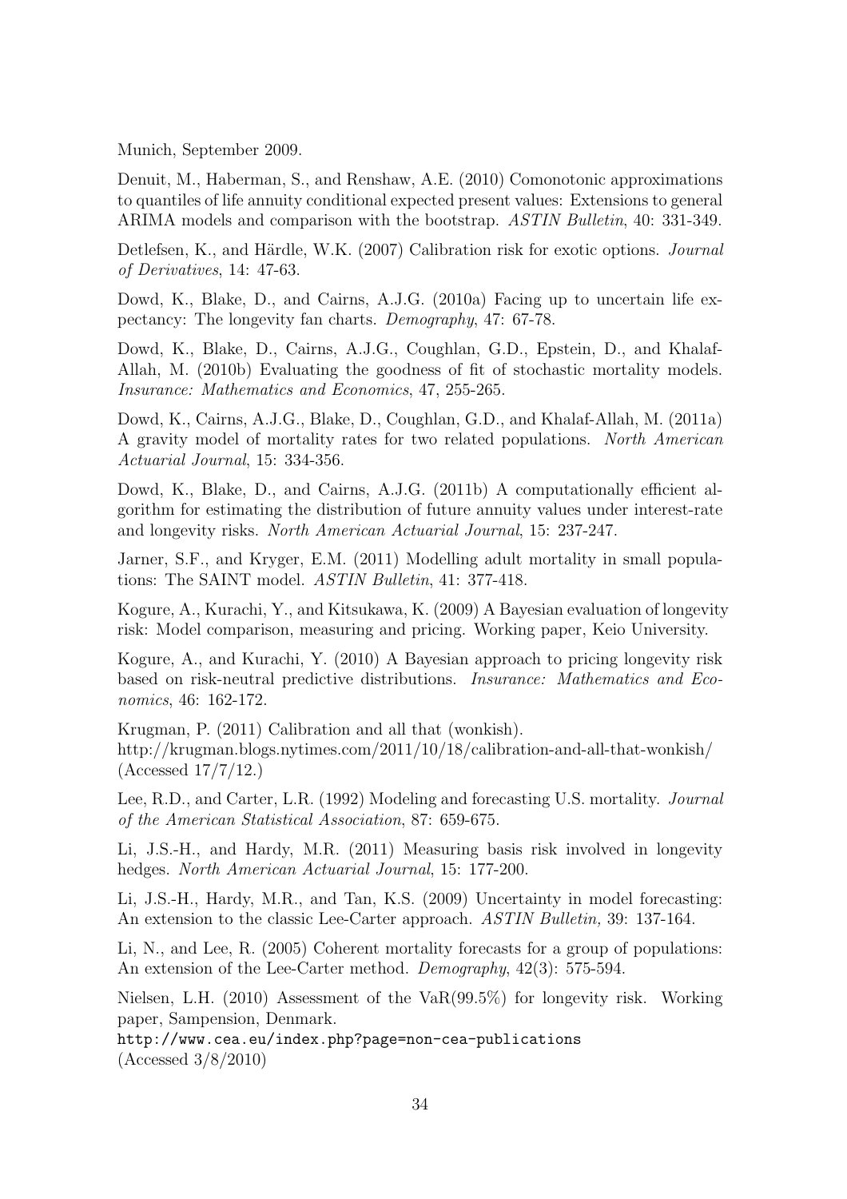Munich, September 2009.

Denuit, M., Haberman, S., and Renshaw, A.E. (2010) Comonotonic approximations to quantiles of life annuity conditional expected present values: Extensions to general ARIMA models and comparison with the bootstrap. *ASTIN Bulletin*, 40: 331-349.

Detlefsen, K., and Härdle, W.K. (2007) Calibration risk for exotic options. *Journal of Derivatives*, 14: 47-63.

Dowd, K., Blake, D., and Cairns, A.J.G. (2010a) Facing up to uncertain life expectancy: The longevity fan charts. *Demography*, 47: 67-78.

Dowd, K., Blake, D., Cairns, A.J.G., Coughlan, G.D., Epstein, D., and Khalaf-Allah, M. (2010b) Evaluating the goodness of fit of stochastic mortality models. *Insurance: Mathematics and Economics*, 47, 255-265.

Dowd, K., Cairns, A.J.G., Blake, D., Coughlan, G.D., and Khalaf-Allah, M. (2011a) A gravity model of mortality rates for two related populations. *North American Actuarial Journal*, 15: 334-356.

Dowd, K., Blake, D., and Cairns, A.J.G. (2011b) A computationally efficient algorithm for estimating the distribution of future annuity values under interest-rate and longevity risks. *North American Actuarial Journal*, 15: 237-247.

Jarner, S.F., and Kryger, E.M. (2011) Modelling adult mortality in small populations: The SAINT model. *ASTIN Bulletin*, 41: 377-418.

Kogure, A., Kurachi, Y., and Kitsukawa, K. (2009) A Bayesian evaluation of longevity risk: Model comparison, measuring and pricing. Working paper, Keio University.

Kogure, A., and Kurachi, Y. (2010) A Bayesian approach to pricing longevity risk based on risk-neutral predictive distributions. *Insurance: Mathematics and Economics*, 46: 162-172.

Krugman, P. (2011) Calibration and all that (wonkish).
http://krugman.blogs.nytimes.com/2011/10/18/calibration-and-all-that-wonkish/
(Accessed 17/7/12.)

Lee, R.D., and Carter, L.R. (1992) Modeling and forecasting U.S. mortality. *Journal of the American Statistical Association*, 87: 659-675.

Li, J.S.-H., and Hardy, M.R. (2011) Measuring basis risk involved in longevity hedges. *North American Actuarial Journal*, 15: 177-200.

Li, J.S.-H., Hardy, M.R., and Tan, K.S. (2009) Uncertainty in model forecasting: An extension to the classic Lee-Carter approach. *ASTIN Bulletin,* 39: 137-164.

Li, N., and Lee, R. (2005) Coherent mortality forecasts for a group of populations: An extension of the Lee-Carter method. *Demography*, 42(3): 575-594.

Nielsen, L.H. (2010) Assessment of the VaR(99.5%) for longevity risk. Working paper, Sampension, Denmark.
`http://www.cea.eu/index.php?page=non-cea-publications`
(Accessed 3/8/2010)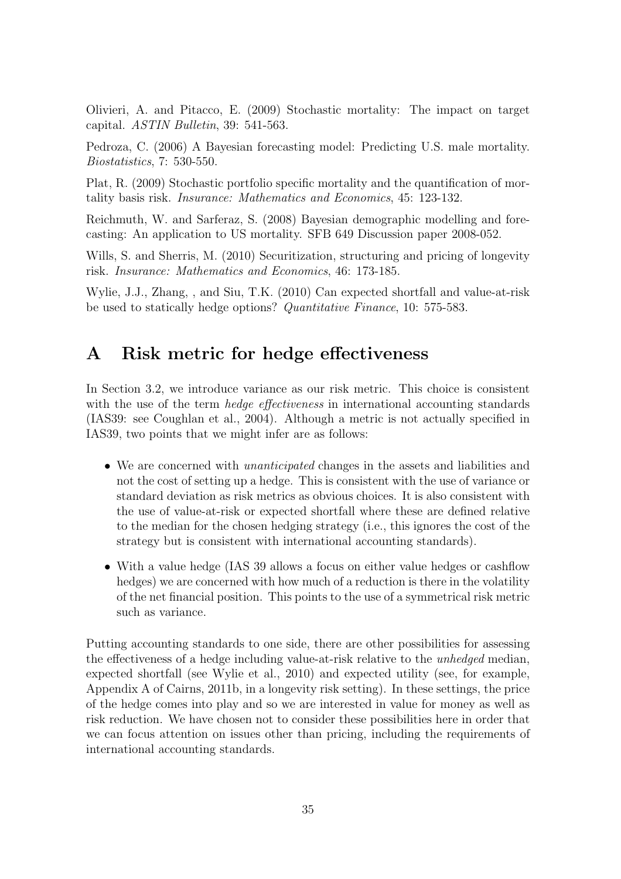Olivieri, A. and Pitacco, E. (2009) Stochastic mortality: The impact on target capital. *ASTIN Bulletin*, 39: 541-563.

Pedroza, C. (2006) A Bayesian forecasting model: Predicting U.S. male mortality. *Biostatistics*, 7: 530-550.

Plat, R. (2009) Stochastic portfolio specific mortality and the quantification of mortality basis risk. *Insurance: Mathematics and Economics*, 45: 123-132.

Reichmuth, W. and Sarferaz, S. (2008) Bayesian demographic modelling and forecasting: An application to US mortality. SFB 649 Discussion paper 2008-052.

Wills, S. and Sherris, M. (2010) Securitization, structuring and pricing of longevity risk. *Insurance: Mathematics and Economics*, 46: 173-185.

Wylie, J.J., Zhang, , and Siu, T.K. (2010) Can expected shortfall and value-at-risk be used to statically hedge options? *Quantitative Finance*, 10: 575-583.

# A Risk metric for hedge effectiveness

In Section 3.2, we introduce variance as our risk metric. This choice is consistent with the use of the term *hedge effectiveness* in international accounting standards (IAS39: see Coughlan et al., 2004). Although a metric is not actually specified in IAS39, two points that we might infer are as follows:

- We are concerned with *unanticipated* changes in the assets and liabilities and not the cost of setting up a hedge. This is consistent with the use of variance or standard deviation as risk metrics as obvious choices. It is also consistent with the use of value-at-risk or expected shortfall where these are defined relative to the median for the chosen hedging strategy (i.e., this ignores the cost of the strategy but is consistent with international accounting standards).
- With a value hedge (IAS 39 allows a focus on either value hedges or cashflow hedges) we are concerned with how much of a reduction is there in the volatility of the net financial position. This points to the use of a symmetrical risk metric such as variance.

Putting accounting standards to one side, there are other possibilities for assessing the effectiveness of a hedge including value-at-risk relative to the *unhedged* median, expected shortfall (see Wylie et al., 2010) and expected utility (see, for example, Appendix A of Cairns, 2011b, in a longevity risk setting). In these settings, the price of the hedge comes into play and so we are interested in value for money as well as risk reduction. We have chosen not to consider these possibilities here in order that we can focus attention on issues other than pricing, including the requirements of international accounting standards.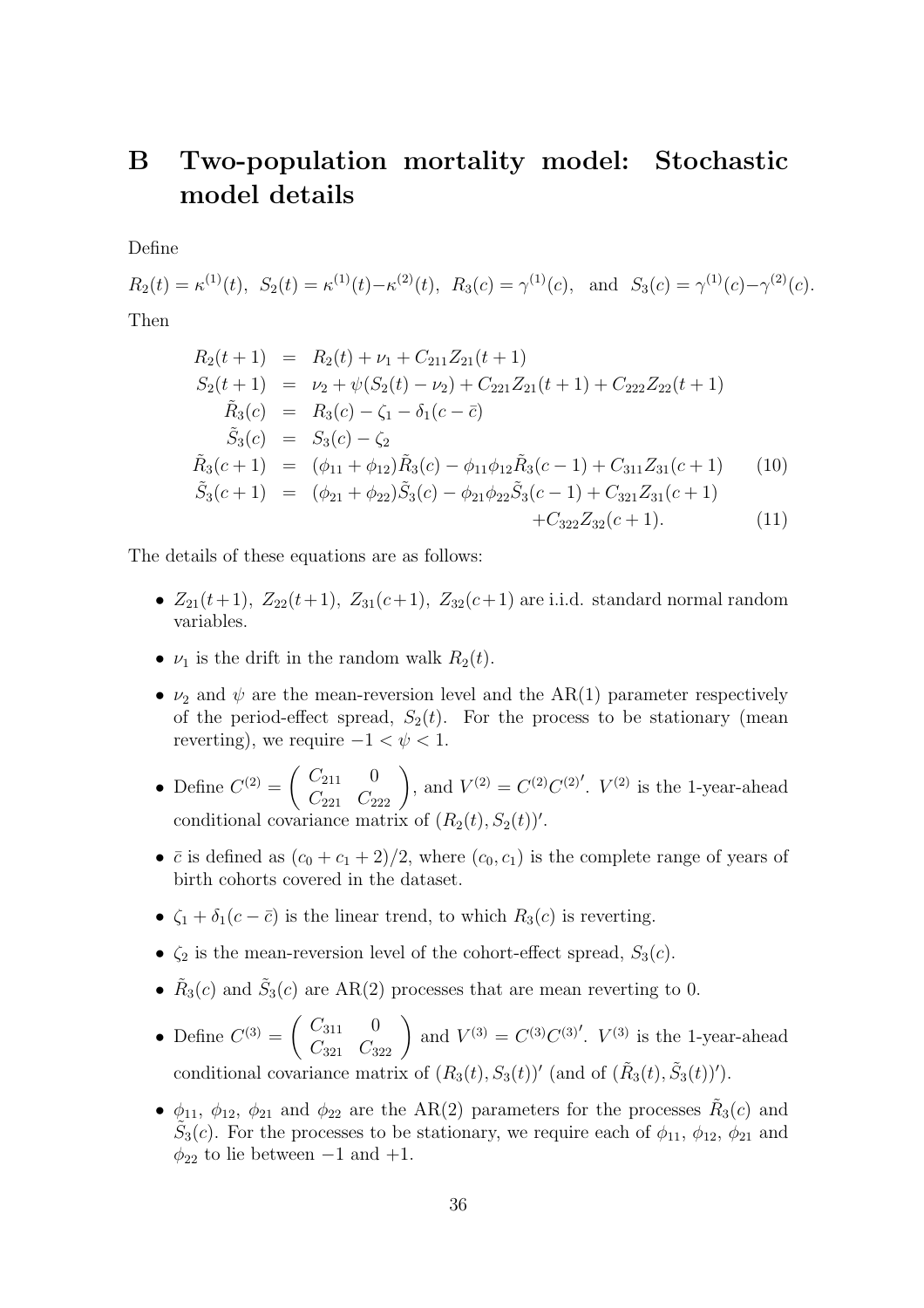# B Two-population mortality model: Stochastic model details

Define

$R_2(t) = \kappa^{(1)}(t)$, $S_2(t) = \kappa^{(1)}(t) - \kappa^{(2)}(t)$, $R_3(c) = \gamma^{(1)}(c)$, and $S_3(c) = \gamma^{(1)}(c) - \gamma^{(2)}(c)$.

Then

$$
\begin{aligned}
R_2(t+1) &= R_2(t) + \nu_1 + C_{211} Z_{21}(t+1) \\
S_2(t+1) &= \nu_2 + \psi(S_2(t) - \nu_2) + C_{221} Z_{21}(t+1) + C_{222} Z_{22}(t+1) \\
\tilde{R}_3(c) &= R_3(c) - \zeta_1 - \delta_1(c - \bar{c}) \\
\tilde{S}_3(c) &= S_3(c) - \zeta_2 \\
\tilde{R}_3(c+1) &= (\phi_{11} + \phi_{12})\tilde{R}_3(c) - \phi_{11}\phi_{12}\tilde{R}_3(c-1) + C_{311} Z_{31}(c+1) \qquad (10) \\
\tilde{S}_3(c+1) &= (\phi_{21} + \phi_{22})\tilde{S}_3(c) - \phi_{21}\phi_{22}\tilde{S}_3(c-1) + C_{321} Z_{31}(c+1) \\
&\quad + C_{322} Z_{32}(c+1). \qquad (11)
\end{aligned}
$$

The details of these equations are as follows:

- $Z_{21}(t+1)$, $Z_{22}(t+1)$, $Z_{31}(c+1)$, $Z_{32}(c+1)$ are i.i.d. standard normal random variables.
- $\nu_1$ is the drift in the random walk $R_2(t)$.
- $\nu_2$ and $\psi$ are the mean-reversion level and the AR(1) parameter respectively of the period-effect spread, $S_2(t)$. For the process to be stationary (mean reverting), we require $-1 < \psi < 1$.
- Define $C^{(2)} = \begin{pmatrix} C_{211} & 0 \\ C_{221} & C_{222} \end{pmatrix}$, and $V^{(2)} = C^{(2)} C^{(2)\prime}$. $V^{(2)}$ is the 1-year-ahead conditional covariance matrix of $(R_2(t), S_2(t))'$.
- $\bar{c}$ is defined as $(c_0 + c_1 + 2)/2$, where $(c_0, c_1)$ is the complete range of years of birth cohorts covered in the dataset.
- $\zeta_1 + \delta_1(c - \bar{c})$ is the linear trend, to which $R_3(c)$ is reverting.
- $\zeta_2$ is the mean-reversion level of the cohort-effect spread, $S_3(c)$.
- $\tilde{R}_3(c)$ and $\tilde{S}_3(c)$ are AR(2) processes that are mean reverting to 0.
- Define $C^{(3)} = \begin{pmatrix} C_{311} & 0 \\ C_{321} & C_{322} \end{pmatrix}$ and $V^{(3)} = C^{(3)} C^{(3)\prime}$. $V^{(3)}$ is the 1-year-ahead conditional covariance matrix of $(R_3(t), S_3(t))'$ (and of $(\tilde{R}_3(t), \tilde{S}_3(t))'$).
- $\phi_{11}$, $\phi_{12}$, $\phi_{21}$ and $\phi_{22}$ are the AR(2) parameters for the processes $\tilde{R}_3(c)$ and $\tilde{S}_3(c)$. For the processes to be stationary, we require each of $\phi_{11}$, $\phi_{12}$, $\phi_{21}$ and $\phi_{22}$ to lie between $-1$ and $+1$.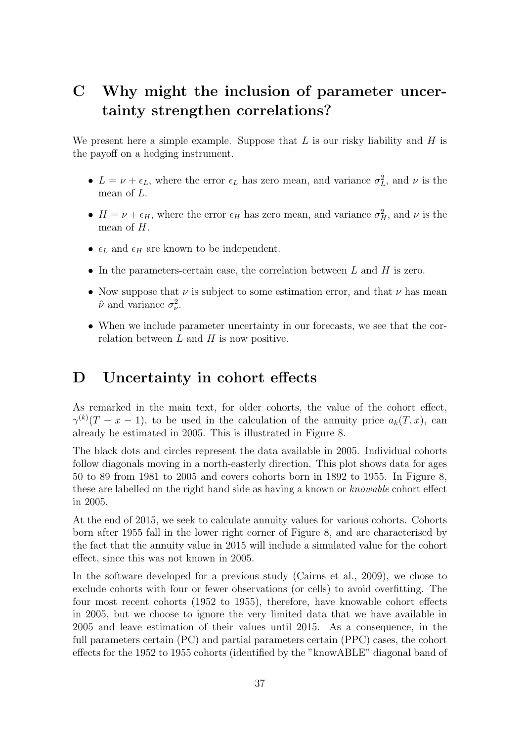# C Why might the inclusion of parameter uncertainty strengthen correlations?

We present here a simple example. Suppose that $L$ is our risky liability and $H$ is the payoff on a hedging instrument.

- $L = \nu + \epsilon_L$, where the error $\epsilon_L$ has zero mean, and variance $\sigma_L^2$, and $\nu$ is the mean of $L$.
- $H = \nu + \epsilon_H$, where the error $\epsilon_H$ has zero mean, and variance $\sigma_H^2$, and $\nu$ is the mean of $H$.
- $\epsilon_L$ and $\epsilon_H$ are known to be independent.
- In the parameters-certain case, the correlation between $L$ and $H$ is zero.
- Now suppose that $\nu$ is subject to some estimation error, and that $\nu$ has mean $\hat{\nu}$ and variance $\sigma_\nu^2$.
- When we include parameter uncertainty in our forecasts, we see that the correlation between $L$ and $H$ is now positive.

# D Uncertainty in cohort effects

As remarked in the main text, for older cohorts, the value of the cohort effect, $\gamma^{(k)}(T - x - 1)$, to be used in the calculation of the annuity price $a_k(T, x)$, can already be estimated in 2005. This is illustrated in Figure 8.

The black dots and circles represent the data available in 2005. Individual cohorts follow diagonals moving in a north-easterly direction. This plot shows data for ages 50 to 89 from 1981 to 2005 and covers cohorts born in 1892 to 1955. In Figure 8, these are labelled on the right hand side as having a known or *knowable* cohort effect in 2005.

At the end of 2015, we seek to calculate annuity values for various cohorts. Cohorts born after 1955 fall in the lower right corner of Figure 8, and are characterised by the fact that the annuity value in 2015 will include a simulated value for the cohort effect, since this was not known in 2005.

In the software developed for a previous study (Cairns et al., 2009), we chose to exclude cohorts with four or fewer observations (or cells) to avoid overfitting. The four most recent cohorts (1952 to 1955), therefore, have knowable cohort effects in 2005, but we choose to ignore the very limited data that we have available in 2005 and leave estimation of their values until 2015. As a consequence, in the full parameters certain (PC) and partial parameters certain (PPC) cases, the cohort effects for the 1952 to 1955 cohorts (identified by the "knowABLE" diagonal band of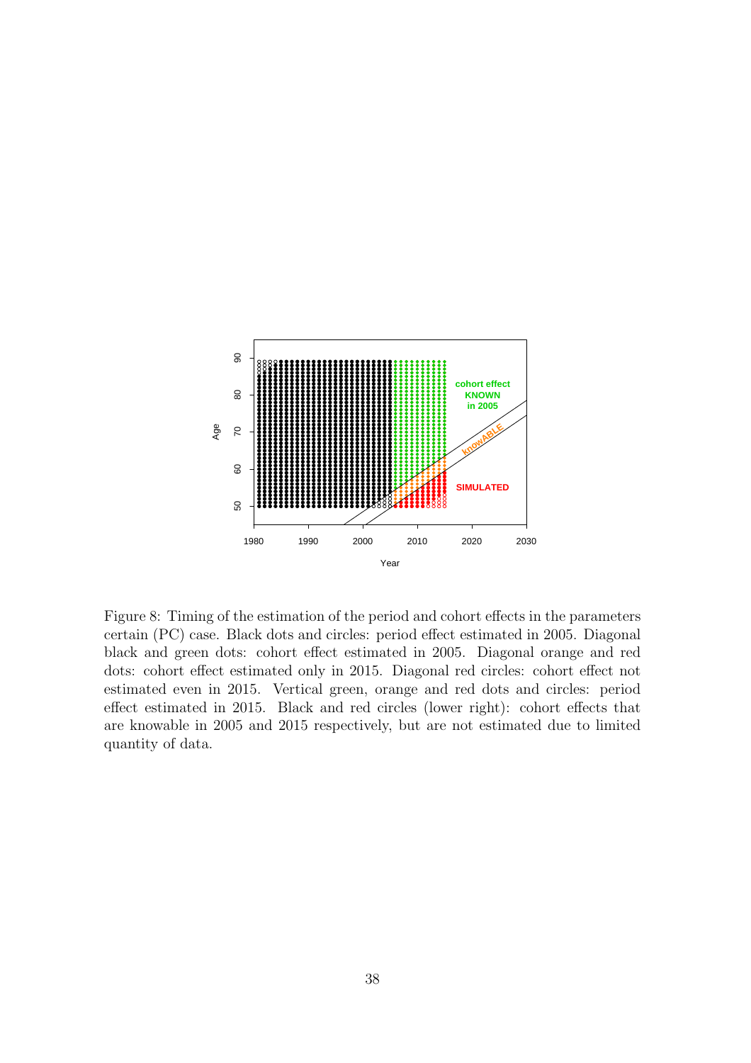Figure 8: Timing of the estimation of the period and cohort effects in the parameters certain (PC) case. Black dots and circles: period effect estimated in 2005. Diagonal black and green dots: cohort effect estimated in 2005. Diagonal orange and red dots: cohort effect estimated only in 2015. Diagonal red circles: cohort effect not estimated even in 2015. Vertical green, orange and red dots and circles: period effect estimated in 2015. Black and red circles (lower right): cohort effects that are knowable in 2005 and 2015 respectively, but are not estimated due to limited quantity of data.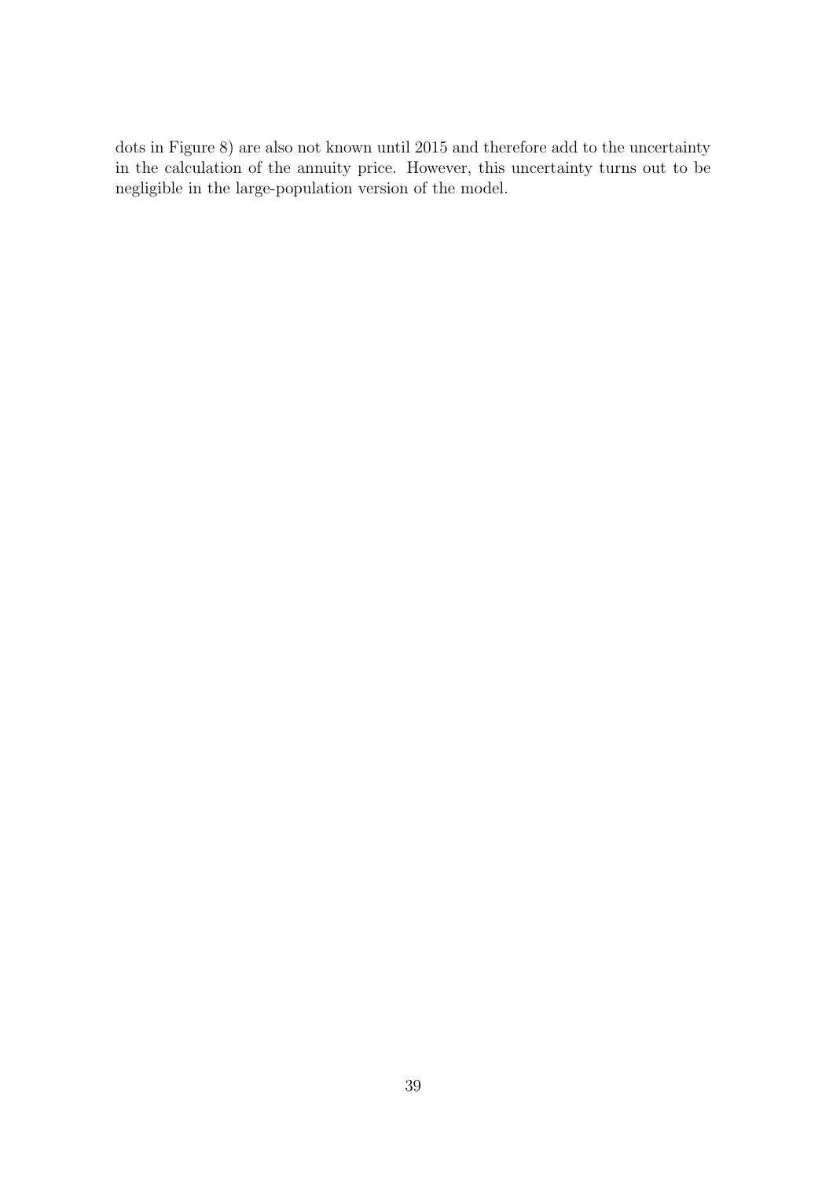dots in Figure 8) are also not known until 2015 and therefore add to the uncertainty in the calculation of the annuity price. However, this uncertainty turns out to be negligible in the large-population version of the model.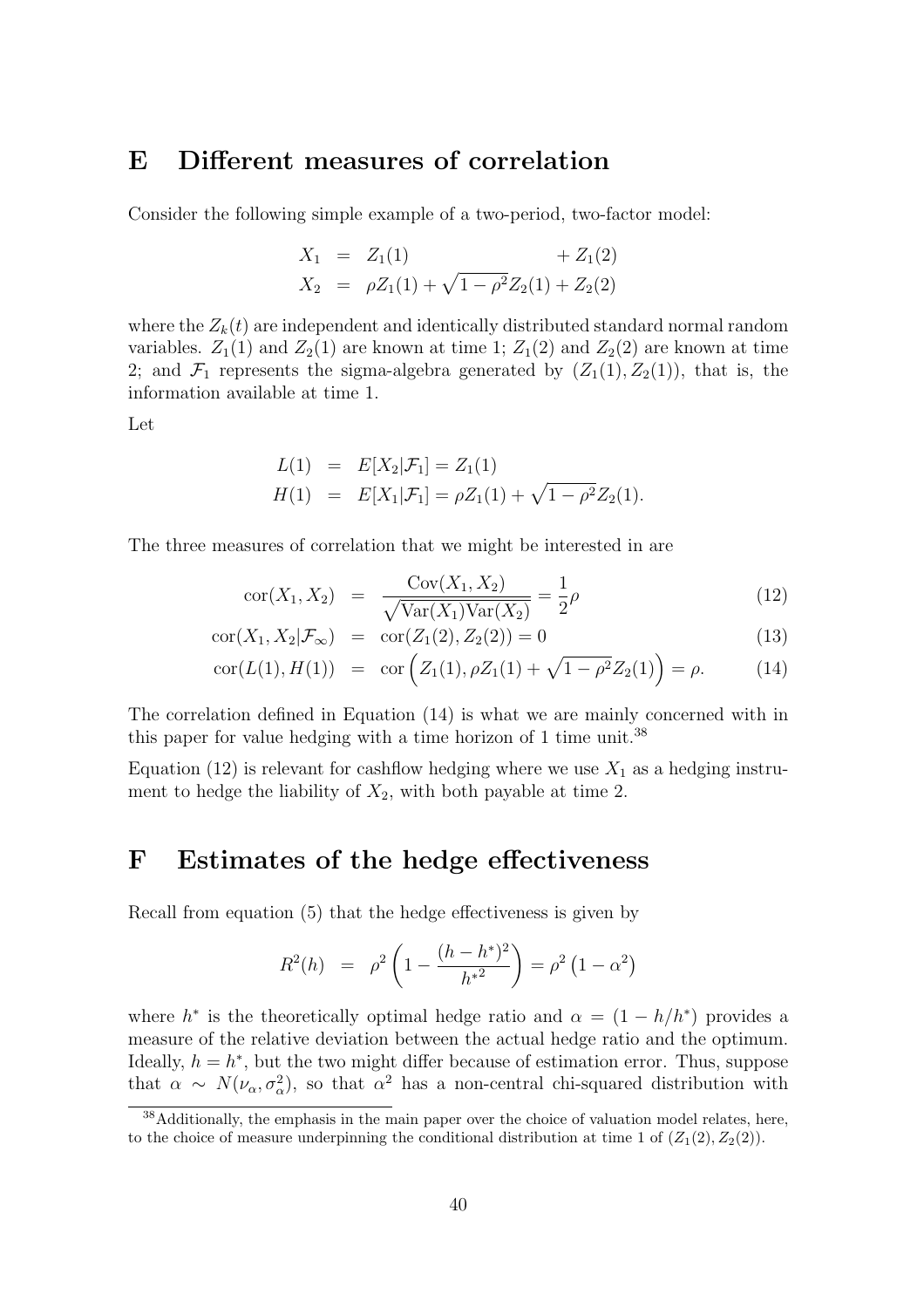## E Different measures of correlation

Consider the following simple example of a two-period, two-factor model:

$$
\begin{aligned}
X_1 &= Z_1(1) + Z_1(2) \\
X_2 &= \rho Z_1(1) + \sqrt{1-\rho^2} Z_2(1) + Z_2(2)
\end{aligned}
$$

where the $Z_k(t)$ are independent and identically distributed standard normal random variables. $Z_1(1)$ and $Z_2(1)$ are known at time 1; $Z_1(2)$ and $Z_2(2)$ are known at time 2; and $\mathcal{F}_1$ represents the sigma-algebra generated by $(Z_1(1), Z_2(1))$, that is, the information available at time 1.

Let

$$
\begin{aligned}
L(1) &= E[X_2|\mathcal{F}_1] = Z_1(1) \\
H(1) &= E[X_1|\mathcal{F}_1] = \rho Z_1(1) + \sqrt{1-\rho^2} Z_2(1).
\end{aligned}
$$

The three measures of correlation that we might be interested in are

$$
\operatorname{cor}(X_1, X_2) = \frac{\operatorname{Cov}(X_1, X_2)}{\sqrt{\operatorname{Var}(X_1)\operatorname{Var}(X_2)}} = \frac{1}{2}\rho \tag{12}
$$

$$
\operatorname{cor}(X_1, X_2|\mathcal{F}_\infty) = \operatorname{cor}(Z_1(2), Z_2(2)) = 0 \tag{13}
$$

$$
\operatorname{cor}(L(1), H(1)) = \operatorname{cor}\left(Z_1(1), \rho Z_1(1) + \sqrt{1-\rho^2} Z_2(1)\right) = \rho. \tag{14}
$$

The correlation defined in Equation (14) is what we are mainly concerned with in this paper for value hedging with a time horizon of 1 time unit.[38]

Equation (12) is relevant for cashflow hedging where we use $X_1$ as a hedging instrument to hedge the liability of $X_2$, with both payable at time 2.

## F Estimates of the hedge effectiveness

Recall from equation (5) that the hedge effectiveness is given by

$$
R^2(h) = \rho^2 \left(1 - \frac{(h-h^*)^2}{h^{*2}}\right) = \rho^2 \left(1 - \alpha^2\right)
$$

where $h^*$ is the theoretically optimal hedge ratio and $\alpha = (1 - h/h^*)$ provides a measure of the relative deviation between the actual hedge ratio and the optimum. Ideally, $h = h^*$, but the two might differ because of estimation error. Thus, suppose that $\alpha \sim N(\nu_\alpha, \sigma_\alpha^2)$, so that $\alpha^2$ has a non-central chi-squared distribution with

[38] Additionally, the emphasis in the main paper over the choice of valuation model relates, here, to the choice of measure underpinning the conditional distribution at time 1 of $(Z_1(2), Z_2(2))$.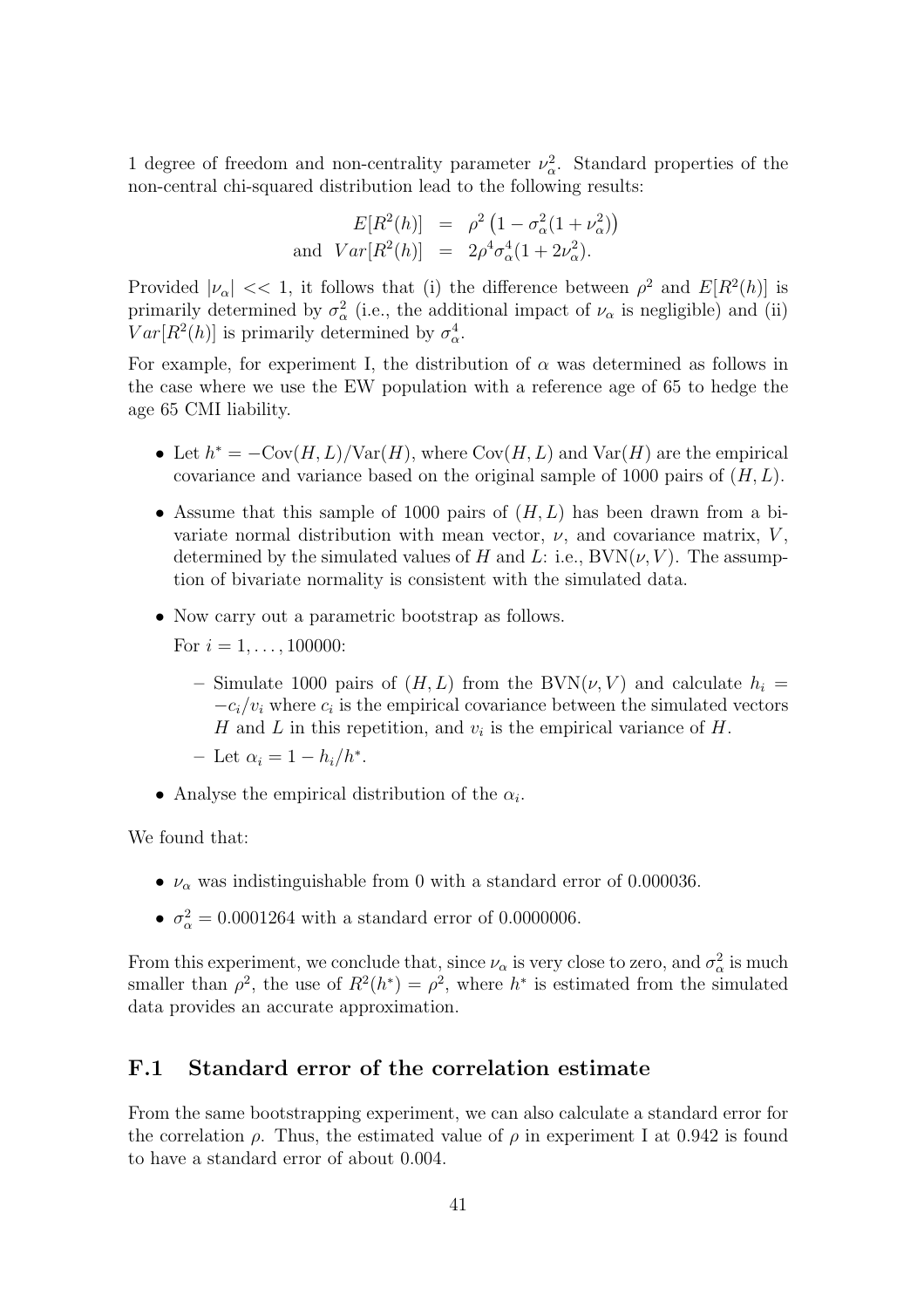1 degree of freedom and non-centrality parameter $\nu_\alpha^2$. Standard properties of the non-central chi-squared distribution lead to the following results:

$$
\begin{aligned}
E[R^2(h)] &= \rho^2\left(1 - \sigma_\alpha^2(1+\nu_\alpha^2)\right) \\
\text{and } Var[R^2(h)] &= 2\rho^4\sigma_\alpha^4(1+2\nu_\alpha^2).
\end{aligned}
$$

Provided $|\nu_\alpha| << 1$, it follows that (i) the difference between $\rho^2$ and $E[R^2(h)]$ is primarily determined by $\sigma_\alpha^2$ (i.e., the additional impact of $\nu_\alpha$ is negligible) and (ii) $Var[R^2(h)]$ is primarily determined by $\sigma_\alpha^4$.

For example, for experiment I, the distribution of $\alpha$ was determined as follows in the case where we use the EW population with a reference age of 65 to hedge the age 65 CMI liability.

- Let $h^* = -\text{Cov}(H,L)/\text{Var}(H)$, where $\text{Cov}(H,L)$ and $\text{Var}(H)$ are the empirical covariance and variance based on the original sample of 1000 pairs of $(H,L)$.
- Assume that this sample of 1000 pairs of $(H,L)$ has been drawn from a bivariate normal distribution with mean vector, $\nu$, and covariance matrix, $V$, determined by the simulated values of $H$ and $L$: i.e., $\text{BVN}(\nu, V)$. The assumption of bivariate normality is consistent with the simulated data.
- Now carry out a parametric bootstrap as follows.

  For $i = 1, \ldots, 100000$:

  - Simulate 1000 pairs of $(H,L)$ from the $\text{BVN}(\nu, V)$ and calculate $h_i = -c_i/v_i$ where $c_i$ is the empirical covariance between the simulated vectors $H$ and $L$ in this repetition, and $v_i$ is the empirical variance of $H$.
  - Let $\alpha_i = 1 - h_i/h^*$.
- Analyse the empirical distribution of the $\alpha_i$.

We found that:

- $\nu_\alpha$ was indistinguishable from 0 with a standard error of 0.000036.
- $\sigma_\alpha^2 = 0.0001264$ with a standard error of 0.0000006.

From this experiment, we conclude that, since $\nu_\alpha$ is very close to zero, and $\sigma_\alpha^2$ is much smaller than $\rho^2$, the use of $R^2(h^*) = \rho^2$, where $h^*$ is estimated from the simulated data provides an accurate approximation.

## F.1 Standard error of the correlation estimate

From the same bootstrapping experiment, we can also calculate a standard error for the correlation $\rho$. Thus, the estimated value of $\rho$ in experiment I at 0.942 is found to have a standard error of about 0.004.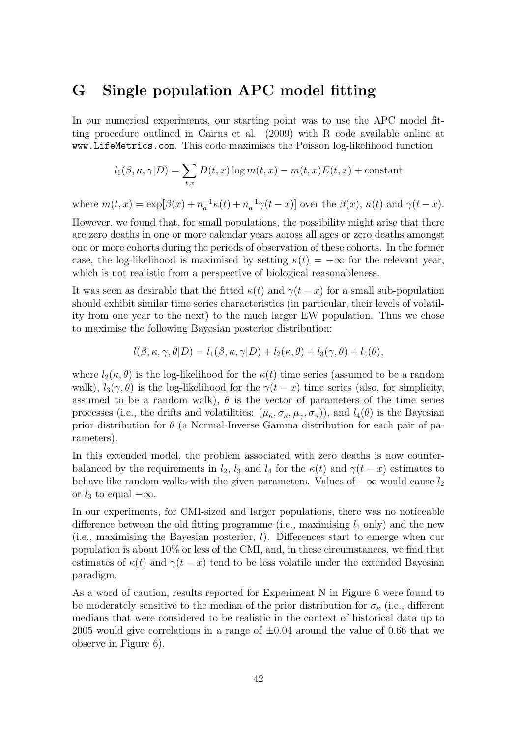# G Single population APC model fitting

In our numerical experiments, our starting point was to use the APC model fitting procedure outlined in Cairns et al. (2009) with R code available online at www.LifeMetrics.com. This code maximises the Poisson log-likelihood function

$$l_1(\beta, \kappa, \gamma | D) = \sum_{t,x} D(t,x) \log m(t,x) - m(t,x)E(t,x) + \text{constant}$$

where $m(t,x) = \exp[\beta(x) + n_a^{-1}\kappa(t) + n_a^{-1}\gamma(t-x)]$ over the $\beta(x)$, $\kappa(t)$ and $\gamma(t-x)$.

However, we found that, for small populations, the possibility might arise that there are zero deaths in one or more calendar years across all ages or zero deaths amongst one or more cohorts during the periods of observation of these cohorts. In the former case, the log-likelihood is maximised by setting $\kappa(t) = -\infty$ for the relevant year, which is not realistic from a perspective of biological reasonableness.

It was seen as desirable that the fitted $\kappa(t)$ and $\gamma(t-x)$ for a small sub-population should exhibit similar time series characteristics (in particular, their levels of volatility from one year to the next) to the much larger EW population. Thus we chose to maximise the following Bayesian posterior distribution:

$$l(\beta, \kappa, \gamma, \theta | D) = l_1(\beta, \kappa, \gamma | D) + l_2(\kappa, \theta) + l_3(\gamma, \theta) + l_4(\theta),$$

where $l_2(\kappa, \theta)$ is the log-likelihood for the $\kappa(t)$ time series (assumed to be a random walk), $l_3(\gamma, \theta)$ is the log-likelihood for the $\gamma(t-x)$ time series (also, for simplicity, assumed to be a random walk), $\theta$ is the vector of parameters of the time series processes (i.e., the drifts and volatilities: $(\mu_\kappa, \sigma_\kappa, \mu_\gamma, \sigma_\gamma)$), and $l_4(\theta)$ is the Bayesian prior distribution for $\theta$ (a Normal-Inverse Gamma distribution for each pair of parameters).

In this extended model, the problem associated with zero deaths is now counterbalanced by the requirements in $l_2$, $l_3$ and $l_4$ for the $\kappa(t)$ and $\gamma(t-x)$ estimates to behave like random walks with the given parameters. Values of $-\infty$ would cause $l_2$ or $l_3$ to equal $-\infty$.

In our experiments, for CMI-sized and larger populations, there was no noticeable difference between the old fitting programme (i.e., maximising $l_1$ only) and the new (i.e., maximising the Bayesian posterior, $l$). Differences start to emerge when our population is about 10% or less of the CMI, and, in these circumstances, we find that estimates of $\kappa(t)$ and $\gamma(t-x)$ tend to be less volatile under the extended Bayesian paradigm.

As a word of caution, results reported for Experiment N in Figure 6 were found to be moderately sensitive to the median of the prior distribution for $\sigma_\kappa$ (i.e., different medians that were considered to be realistic in the context of historical data up to 2005 would give correlations in a range of $\pm 0.04$ around the value of 0.66 that we observe in Figure 6).